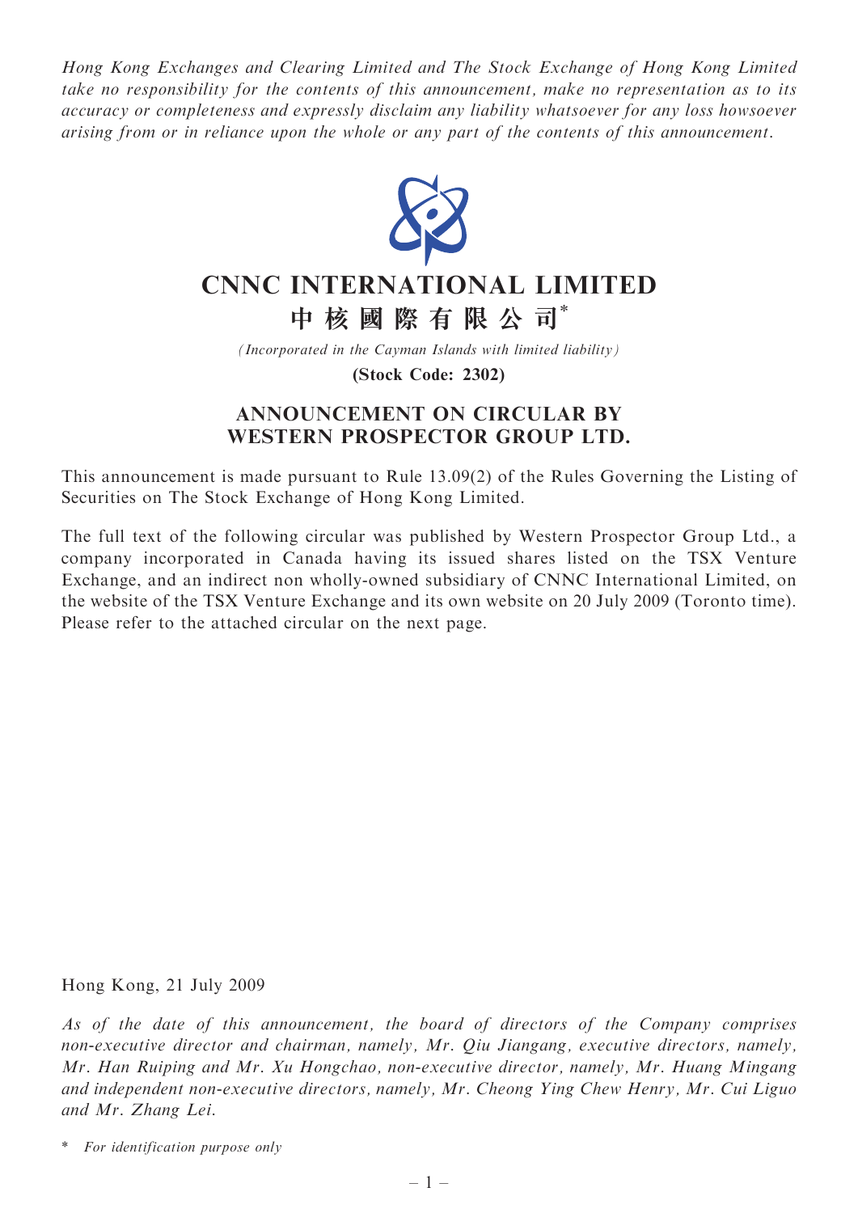*Hong Kong Exchanges and Clearing Limited and The Stock Exchange of Hong Kong Limited take no responsibility for the contents of this announcement, make no representation as to its accuracy or completeness and expressly disclaim any liability whatsoever for any loss howsoever arising from or in reliance upon the whole or any part of the contents of this announcement.*

# CNNC INTERNATIONAL LIMITED

# 中核國際有限公司*

*(Incorporated in the Cayman Islands with limited liability)*

**(Stock Code: 2302)**

## ANNOUNCEMENT ON CIRCULAR BY WESTERN PROSPECTOR GROUP LTD.

This announcement is made pursuant to Rule 13.09(2) of the Rules Governing the Listing of Securities on The Stock Exchange of Hong Kong Limited.

The full text of the following circular was published by Western Prospector Group Ltd., a company incorporated in Canada having its issued shares listed on the TSX Venture Exchange, and an indirect non wholly-owned subsidiary of CNNC International Limited, on the website of the TSX Venture Exchange and its own website on 20 July 2009 (Toronto time). Please refer to the attached circular on the next page.

Hong Kong, 21 July 2009

*As of the date of this announcement, the board of directors of the Company comprises non-executive director and chairman, namely, Mr. Qiu Jiangang, executive directors, namely, Mr. Han Ruiping and Mr. Xu Hongchao, non-executive director, namely, Mr. Huang Mingang and independent non-executive directors, namely, Mr. Cheong Ying Chew Henry, Mr. Cui Liguo and Mr. Zhang Lei.*

\* *For identification purpose only*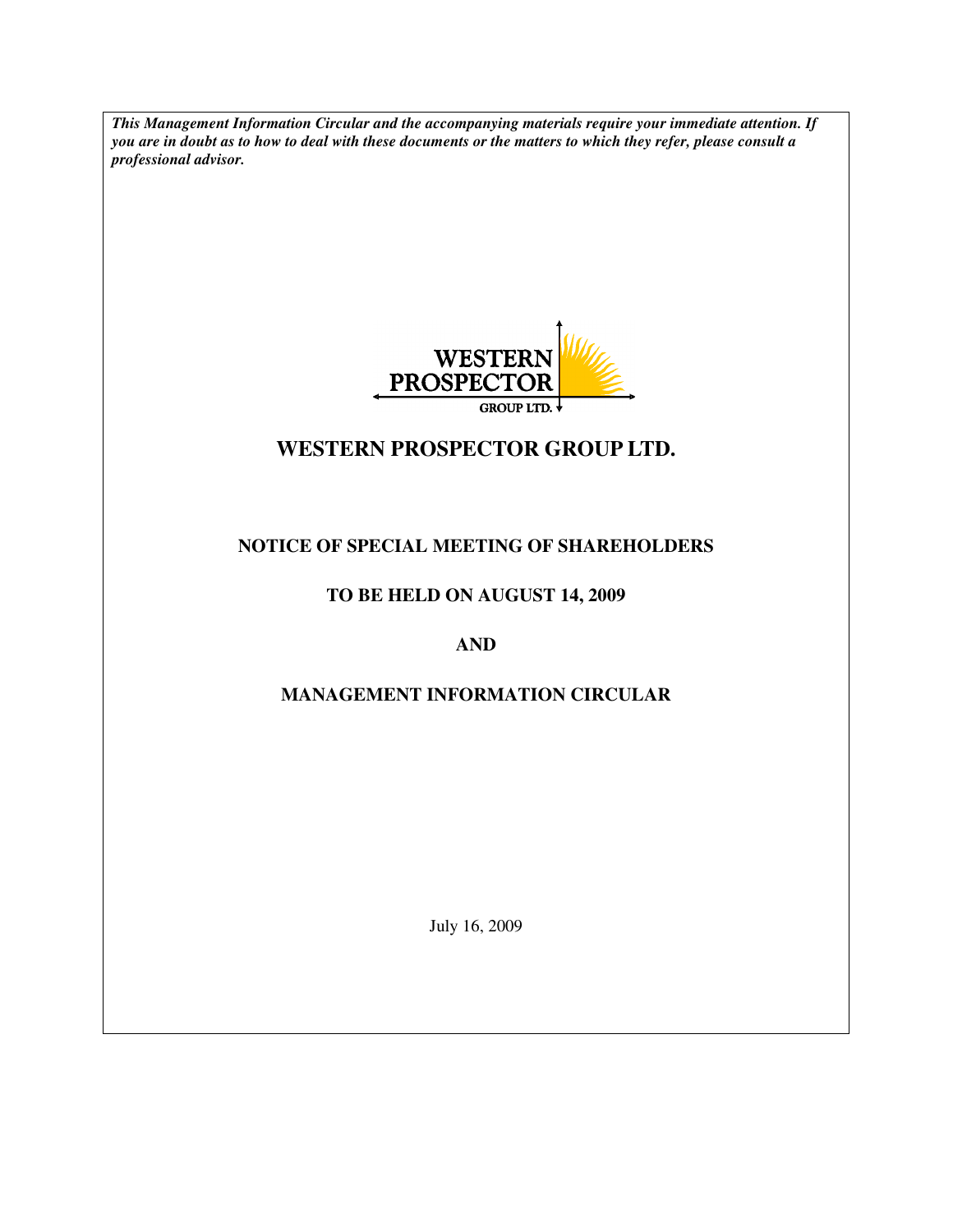***This Management Information Circular and the accompanying materials require your immediate attention. If you are in doubt as to how to deal with these documents or the matters to which they refer, please consult a professional advisor.***

# WESTERN PROSPECTOR GROUP LTD.

## NOTICE OF SPECIAL MEETING OF SHAREHOLDERS

## TO BE HELD ON AUGUST 14, 2009

## AND

## MANAGEMENT INFORMATION CIRCULAR

July 16, 2009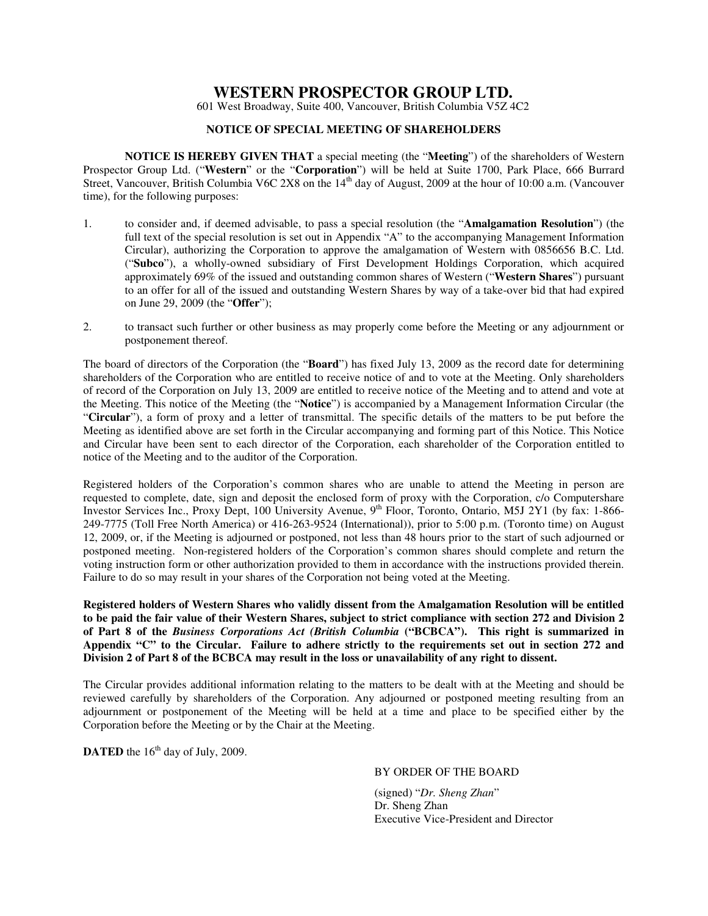# WESTERN PROSPECTOR GROUP LTD.

601 West Broadway, Suite 400, Vancouver, British Columbia V5Z 4C2

## NOTICE OF SPECIAL MEETING OF SHAREHOLDERS

**NOTICE IS HEREBY GIVEN THAT** a special meeting (the "**Meeting**") of the shareholders of Western Prospector Group Ltd. ("**Western**" or the "**Corporation**") will be held at Suite 1700, Park Place, 666 Burrard Street, Vancouver, British Columbia V6C 2X8 on the 14th day of August, 2009 at the hour of 10:00 a.m. (Vancouver time), for the following purposes:

1. to consider and, if deemed advisable, to pass a special resolution (the "**Amalgamation Resolution**") (the full text of the special resolution is set out in Appendix "A" to the accompanying Management Information Circular), authorizing the Corporation to approve the amalgamation of Western with 0856656 B.C. Ltd. ("**Subco**"), a wholly-owned subsidiary of First Development Holdings Corporation, which acquired approximately 69% of the issued and outstanding common shares of Western ("**Western Shares**") pursuant to an offer for all of the issued and outstanding Western Shares by way of a take-over bid that had expired on June 29, 2009 (the "**Offer**");
2. to transact such further or other business as may properly come before the Meeting or any adjournment or postponement thereof.

The board of directors of the Corporation (the "**Board**") has fixed July 13, 2009 as the record date for determining shareholders of the Corporation who are entitled to receive notice of and to vote at the Meeting. Only shareholders of record of the Corporation on July 13, 2009 are entitled to receive notice of the Meeting and to attend and vote at the Meeting. This notice of the Meeting (the "**Notice**") is accompanied by a Management Information Circular (the "**Circular**"), a form of proxy and a letter of transmittal. The specific details of the matters to be put before the Meeting as identified above are set forth in the Circular accompanying and forming part of this Notice. This Notice and Circular have been sent to each director of the Corporation, each shareholder of the Corporation entitled to notice of the Meeting and to the auditor of the Corporation.

Registered holders of the Corporation's common shares who are unable to attend the Meeting in person are requested to complete, date, sign and deposit the enclosed form of proxy with the Corporation, c/o Computershare Investor Services Inc., Proxy Dept, 100 University Avenue, 9th Floor, Toronto, Ontario, M5J 2Y1 (by fax: 1-866-249-7775 (Toll Free North America) or 416-263-9524 (International)), prior to 5:00 p.m. (Toronto time) on August 12, 2009, or, if the Meeting is adjourned or postponed, not less than 48 hours prior to the start of such adjourned or postponed meeting. Non-registered holders of the Corporation's common shares should complete and return the voting instruction form or other authorization provided to them in accordance with the instructions provided therein. Failure to do so may result in your shares of the Corporation not being voted at the Meeting.

**Registered holders of Western Shares who validly dissent from the Amalgamation Resolution will be entitled to be paid the fair value of their Western Shares, subject to strict compliance with section 272 and Division 2 of Part 8 of the *Business Corporations Act (British Columbia* ("BCBCA"). This right is summarized in Appendix "C" to the Circular. Failure to adhere strictly to the requirements set out in section 272 and Division 2 of Part 8 of the BCBCA may result in the loss or unavailability of any right to dissent.**

The Circular provides additional information relating to the matters to be dealt with at the Meeting and should be reviewed carefully by shareholders of the Corporation. Any adjourned or postponed meeting resulting from an adjournment or postponement of the Meeting will be held at a time and place to be specified either by the Corporation before the Meeting or by the Chair at the Meeting.

**DATED** the 16th day of July, 2009.

BY ORDER OF THE BOARD

(signed) "*Dr. Sheng Zhan*"
Dr. Sheng Zhan
Executive Vice-President and Director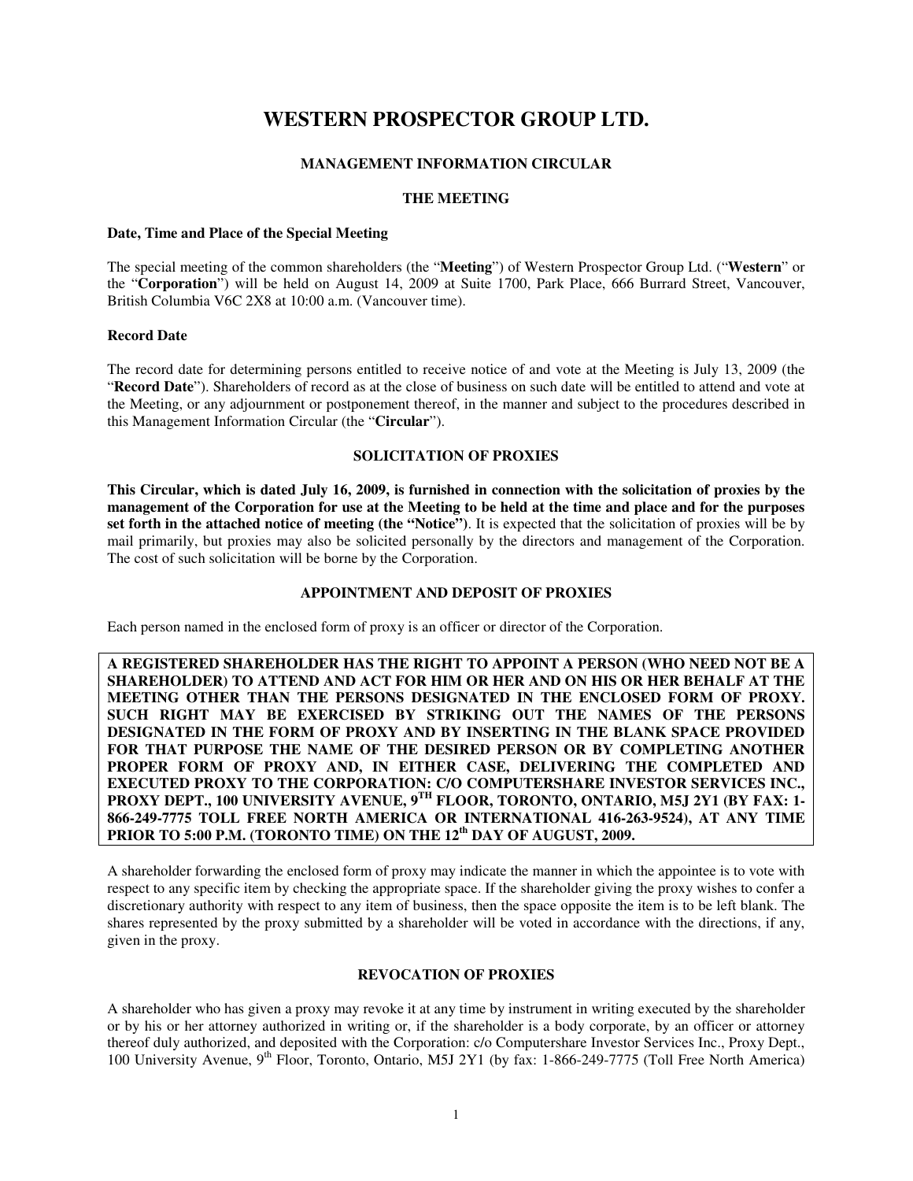# WESTERN PROSPECTOR GROUP LTD.

### MANAGEMENT INFORMATION CIRCULAR

### THE MEETING

**Date, Time and Place of the Special Meeting**

The special meeting of the common shareholders (the "**Meeting**") of Western Prospector Group Ltd. ("**Western**" or the "**Corporation**") will be held on August 14, 2009 at Suite 1700, Park Place, 666 Burrard Street, Vancouver, British Columbia V6C 2X8 at 10:00 a.m. (Vancouver time).

**Record Date**

The record date for determining persons entitled to receive notice of and vote at the Meeting is July 13, 2009 (the "**Record Date**"). Shareholders of record as at the close of business on such date will be entitled to attend and vote at the Meeting, or any adjournment or postponement thereof, in the manner and subject to the procedures described in this Management Information Circular (the "**Circular**").

### SOLICITATION OF PROXIES

**This Circular, which is dated July 16, 2009, is furnished in connection with the solicitation of proxies by the management of the Corporation for use at the Meeting to be held at the time and place and for the purposes set forth in the attached notice of meeting (the "Notice")**. It is expected that the solicitation of proxies will be by mail primarily, but proxies may also be solicited personally by the directors and management of the Corporation. The cost of such solicitation will be borne by the Corporation.

### APPOINTMENT AND DEPOSIT OF PROXIES

Each person named in the enclosed form of proxy is an officer or director of the Corporation.

**A REGISTERED SHAREHOLDER HAS THE RIGHT TO APPOINT A PERSON (WHO NEED NOT BE A SHAREHOLDER) TO ATTEND AND ACT FOR HIM OR HER AND ON HIS OR HER BEHALF AT THE MEETING OTHER THAN THE PERSONS DESIGNATED IN THE ENCLOSED FORM OF PROXY. SUCH RIGHT MAY BE EXERCISED BY STRIKING OUT THE NAMES OF THE PERSONS DESIGNATED IN THE FORM OF PROXY AND BY INSERTING IN THE BLANK SPACE PROVIDED FOR THAT PURPOSE THE NAME OF THE DESIRED PERSON OR BY COMPLETING ANOTHER PROPER FORM OF PROXY AND, IN EITHER CASE, DELIVERING THE COMPLETED AND EXECUTED PROXY TO THE CORPORATION: C/O COMPUTERSHARE INVESTOR SERVICES INC., PROXY DEPT., 100 UNIVERSITY AVENUE, 9TH FLOOR, TORONTO, ONTARIO, M5J 2Y1 (BY FAX: 1-866-249-7775 TOLL FREE NORTH AMERICA OR INTERNATIONAL 416-263-9524), AT ANY TIME PRIOR TO 5:00 P.M. (TORONTO TIME) ON THE 12th DAY OF AUGUST, 2009.**

A shareholder forwarding the enclosed form of proxy may indicate the manner in which the appointee is to vote with respect to any specific item by checking the appropriate space. If the shareholder giving the proxy wishes to confer a discretionary authority with respect to any item of business, then the space opposite the item is to be left blank. The shares represented by the proxy submitted by a shareholder will be voted in accordance with the directions, if any, given in the proxy.

### REVOCATION OF PROXIES

A shareholder who has given a proxy may revoke it at any time by instrument in writing executed by the shareholder or by his or her attorney authorized in writing or, if the shareholder is a body corporate, by an officer or attorney thereof duly authorized, and deposited with the Corporation: c/o Computershare Investor Services Inc., Proxy Dept., 100 University Avenue, 9th Floor, Toronto, Ontario, M5J 2Y1 (by fax: 1-866-249-7775 (Toll Free North America)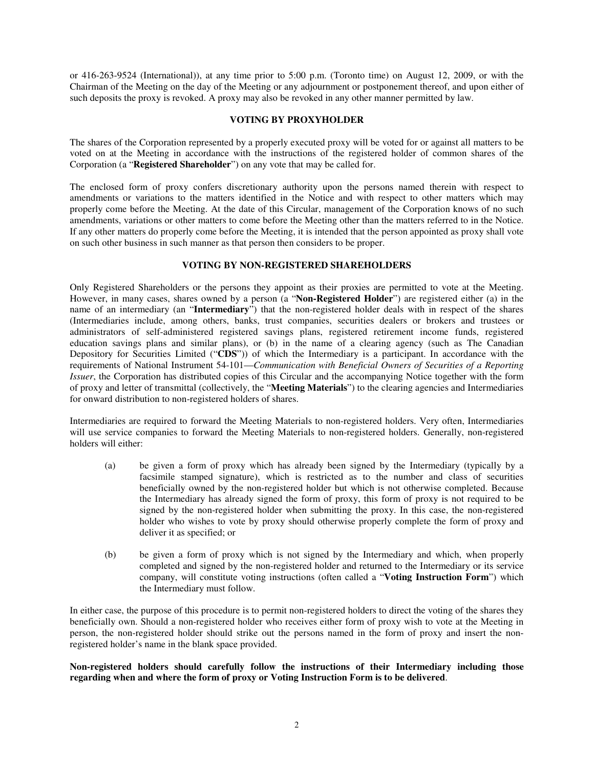or 416-263-9524 (International)), at any time prior to 5:00 p.m. (Toronto time) on August 12, 2009, or with the Chairman of the Meeting on the day of the Meeting or any adjournment or postponement thereof, and upon either of such deposits the proxy is revoked. A proxy may also be revoked in any other manner permitted by law.

## VOTING BY PROXYHOLDER

The shares of the Corporation represented by a properly executed proxy will be voted for or against all matters to be voted on at the Meeting in accordance with the instructions of the registered holder of common shares of the Corporation (a "**Registered Shareholder**") on any vote that may be called for.

The enclosed form of proxy confers discretionary authority upon the persons named therein with respect to amendments or variations to the matters identified in the Notice and with respect to other matters which may properly come before the Meeting. At the date of this Circular, management of the Corporation knows of no such amendments, variations or other matters to come before the Meeting other than the matters referred to in the Notice. If any other matters do properly come before the Meeting, it is intended that the person appointed as proxy shall vote on such other business in such manner as that person then considers to be proper.

## VOTING BY NON-REGISTERED SHAREHOLDERS

Only Registered Shareholders or the persons they appoint as their proxies are permitted to vote at the Meeting. However, in many cases, shares owned by a person (a "**Non-Registered Holder**") are registered either (a) in the name of an intermediary (an "**Intermediary**") that the non-registered holder deals with in respect of the shares (Intermediaries include, among others, banks, trust companies, securities dealers or brokers and trustees or administrators of self-administered registered savings plans, registered retirement income funds, registered education savings plans and similar plans), or (b) in the name of a clearing agency (such as The Canadian Depository for Securities Limited ("**CDS**")) of which the Intermediary is a participant. In accordance with the requirements of National Instrument 54-101—*Communication with Beneficial Owners of Securities of a Reporting Issuer*, the Corporation has distributed copies of this Circular and the accompanying Notice together with the form of proxy and letter of transmittal (collectively, the "**Meeting Materials**") to the clearing agencies and Intermediaries for onward distribution to non-registered holders of shares.

Intermediaries are required to forward the Meeting Materials to non-registered holders. Very often, Intermediaries will use service companies to forward the Meeting Materials to non-registered holders. Generally, non-registered holders will either:

(a) be given a form of proxy which has already been signed by the Intermediary (typically by a facsimile stamped signature), which is restricted as to the number and class of securities beneficially owned by the non-registered holder but which is not otherwise completed. Because the Intermediary has already signed the form of proxy, this form of proxy is not required to be signed by the non-registered holder when submitting the proxy. In this case, the non-registered holder who wishes to vote by proxy should otherwise properly complete the form of proxy and deliver it as specified; or

(b) be given a form of proxy which is not signed by the Intermediary and which, when properly completed and signed by the non-registered holder and returned to the Intermediary or its service company, will constitute voting instructions (often called a "**Voting Instruction Form**") which the Intermediary must follow.

In either case, the purpose of this procedure is to permit non-registered holders to direct the voting of the shares they beneficially own. Should a non-registered holder who receives either form of proxy wish to vote at the Meeting in person, the non-registered holder should strike out the persons named in the form of proxy and insert the non-registered holder's name in the blank space provided.

**Non-registered holders should carefully follow the instructions of their Intermediary including those regarding when and where the form of proxy or Voting Instruction Form is to be delivered**.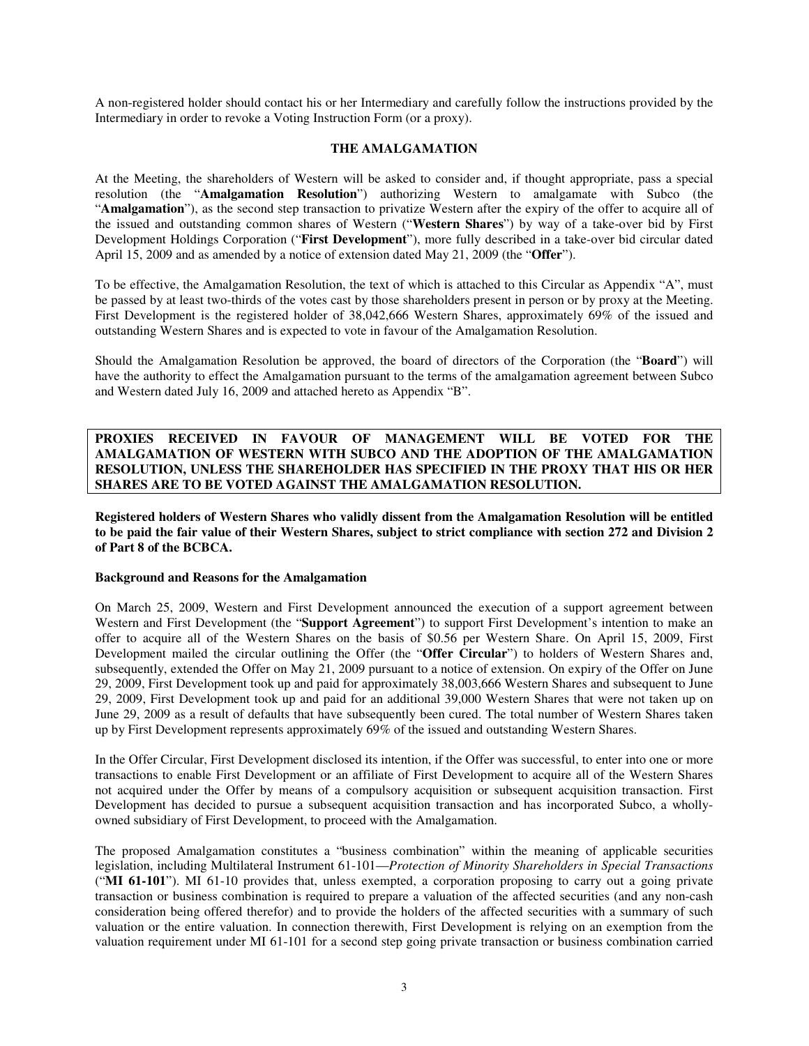A non-registered holder should contact his or her Intermediary and carefully follow the instructions provided by the Intermediary in order to revoke a Voting Instruction Form (or a proxy).

## THE AMALGAMATION

At the Meeting, the shareholders of Western will be asked to consider and, if thought appropriate, pass a special resolution (the "**Amalgamation Resolution**") authorizing Western to amalgamate with Subco (the "**Amalgamation**"), as the second step transaction to privatize Western after the expiry of the offer to acquire all of the issued and outstanding common shares of Western ("**Western Shares**") by way of a take-over bid by First Development Holdings Corporation ("**First Development**"), more fully described in a take-over bid circular dated April 15, 2009 and as amended by a notice of extension dated May 21, 2009 (the "**Offer**").

To be effective, the Amalgamation Resolution, the text of which is attached to this Circular as Appendix "A", must be passed by at least two-thirds of the votes cast by those shareholders present in person or by proxy at the Meeting. First Development is the registered holder of 38,042,666 Western Shares, approximately 69% of the issued and outstanding Western Shares and is expected to vote in favour of the Amalgamation Resolution.

Should the Amalgamation Resolution be approved, the board of directors of the Corporation (the "**Board**") will have the authority to effect the Amalgamation pursuant to the terms of the amalgamation agreement between Subco and Western dated July 16, 2009 and attached hereto as Appendix "B".

**PROXIES RECEIVED IN FAVOUR OF MANAGEMENT WILL BE VOTED FOR THE AMALGAMATION OF WESTERN WITH SUBCO AND THE ADOPTION OF THE AMALGAMATION RESOLUTION, UNLESS THE SHAREHOLDER HAS SPECIFIED IN THE PROXY THAT HIS OR HER SHARES ARE TO BE VOTED AGAINST THE AMALGAMATION RESOLUTION.**

**Registered holders of Western Shares who validly dissent from the Amalgamation Resolution will be entitled to be paid the fair value of their Western Shares, subject to strict compliance with section 272 and Division 2 of Part 8 of the BCBCA.**

### Background and Reasons for the Amalgamation

On March 25, 2009, Western and First Development announced the execution of a support agreement between Western and First Development (the "**Support Agreement**") to support First Development's intention to make an offer to acquire all of the Western Shares on the basis of $0.56 per Western Share. On April 15, 2009, First Development mailed the circular outlining the Offer (the "**Offer Circular**") to holders of Western Shares and, subsequently, extended the Offer on May 21, 2009 pursuant to a notice of extension. On expiry of the Offer on June 29, 2009, First Development took up and paid for approximately 38,003,666 Western Shares and subsequent to June 29, 2009, First Development took up and paid for an additional 39,000 Western Shares that were not taken up on June 29, 2009 as a result of defaults that have subsequently been cured. The total number of Western Shares taken up by First Development represents approximately 69% of the issued and outstanding Western Shares.

In the Offer Circular, First Development disclosed its intention, if the Offer was successful, to enter into one or more transactions to enable First Development or an affiliate of First Development to acquire all of the Western Shares not acquired under the Offer by means of a compulsory acquisition or subsequent acquisition transaction. First Development has decided to pursue a subsequent acquisition transaction and has incorporated Subco, a wholly-owned subsidiary of First Development, to proceed with the Amalgamation.

The proposed Amalgamation constitutes a "business combination" within the meaning of applicable securities legislation, including Multilateral Instrument 61-101—*Protection of Minority Shareholders in Special Transactions* ("**MI 61-101**"). MI 61-10 provides that, unless exempted, a corporation proposing to carry out a going private transaction or business combination is required to prepare a valuation of the affected securities (and any non-cash consideration being offered therefor) and to provide the holders of the affected securities with a summary of such valuation or the entire valuation. In connection therewith, First Development is relying on an exemption from the valuation requirement under MI 61-101 for a second step going private transaction or business combination carried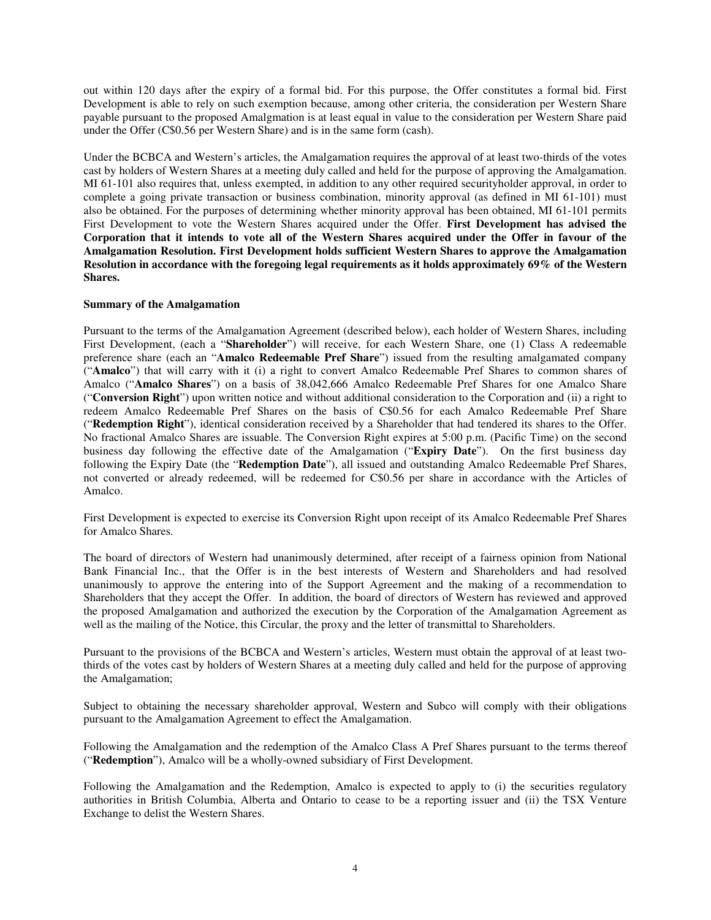out within 120 days after the expiry of a formal bid. For this purpose, the Offer constitutes a formal bid. First Development is able to rely on such exemption because, among other criteria, the consideration per Western Share payable pursuant to the proposed Amalgmation is at least equal in value to the consideration per Western Share paid under the Offer (C$0.56 per Western Share) and is in the same form (cash).

Under the BCBCA and Western's articles, the Amalgamation requires the approval of at least two-thirds of the votes cast by holders of Western Shares at a meeting duly called and held for the purpose of approving the Amalgamation. MI 61-101 also requires that, unless exempted, in addition to any other required securityholder approval, in order to complete a going private transaction or business combination, minority approval (as defined in MI 61-101) must also be obtained. For the purposes of determining whether minority approval has been obtained, MI 61-101 permits First Development to vote the Western Shares acquired under the Offer. **First Development has advised the Corporation that it intends to vote all of the Western Shares acquired under the Offer in favour of the Amalgamation Resolution. First Development holds sufficient Western Shares to approve the Amalgamation Resolution in accordance with the foregoing legal requirements as it holds approximately 69% of the Western Shares.**

**Summary of the Amalgamation**

Pursuant to the terms of the Amalgamation Agreement (described below), each holder of Western Shares, including First Development, (each a "**Shareholder**") will receive, for each Western Share, one (1) Class A redeemable preference share (each an "**Amalco Redeemable Pref Share**") issued from the resulting amalgamated company ("**Amalco**") that will carry with it (i) a right to convert Amalco Redeemable Pref Shares to common shares of Amalco ("**Amalco Shares**") on a basis of 38,042,666 Amalco Redeemable Pref Shares for one Amalco Share ("**Conversion Right**") upon written notice and without additional consideration to the Corporation and (ii) a right to redeem Amalco Redeemable Pref Shares on the basis of C$0.56 for each Amalco Redeemable Pref Share ("**Redemption Right**"), identical consideration received by a Shareholder that had tendered its shares to the Offer. No fractional Amalco Shares are issuable. The Conversion Right expires at 5:00 p.m. (Pacific Time) on the second business day following the effective date of the Amalgamation ("**Expiry Date**"). On the first business day following the Expiry Date (the "**Redemption Date**"), all issued and outstanding Amalco Redeemable Pref Shares, not converted or already redeemed, will be redeemed for C$0.56 per share in accordance with the Articles of Amalco.

First Development is expected to exercise its Conversion Right upon receipt of its Amalco Redeemable Pref Shares for Amalco Shares.

The board of directors of Western had unanimously determined, after receipt of a fairness opinion from National Bank Financial Inc., that the Offer is in the best interests of Western and Shareholders and had resolved unanimously to approve the entering into of the Support Agreement and the making of a recommendation to Shareholders that they accept the Offer. In addition, the board of directors of Western has reviewed and approved the proposed Amalgamation and authorized the execution by the Corporation of the Amalgamation Agreement as well as the mailing of the Notice, this Circular, the proxy and the letter of transmittal to Shareholders.

Pursuant to the provisions of the BCBCA and Western's articles, Western must obtain the approval of at least two-thirds of the votes cast by holders of Western Shares at a meeting duly called and held for the purpose of approving the Amalgamation;

Subject to obtaining the necessary shareholder approval, Western and Subco will comply with their obligations pursuant to the Amalgamation Agreement to effect the Amalgamation.

Following the Amalgamation and the redemption of the Amalco Class A Pref Shares pursuant to the terms thereof ("**Redemption**"), Amalco will be a wholly-owned subsidiary of First Development.

Following the Amalgamation and the Redemption, Amalco is expected to apply to (i) the securities regulatory authorities in British Columbia, Alberta and Ontario to cease to be a reporting issuer and (ii) the TSX Venture Exchange to delist the Western Shares.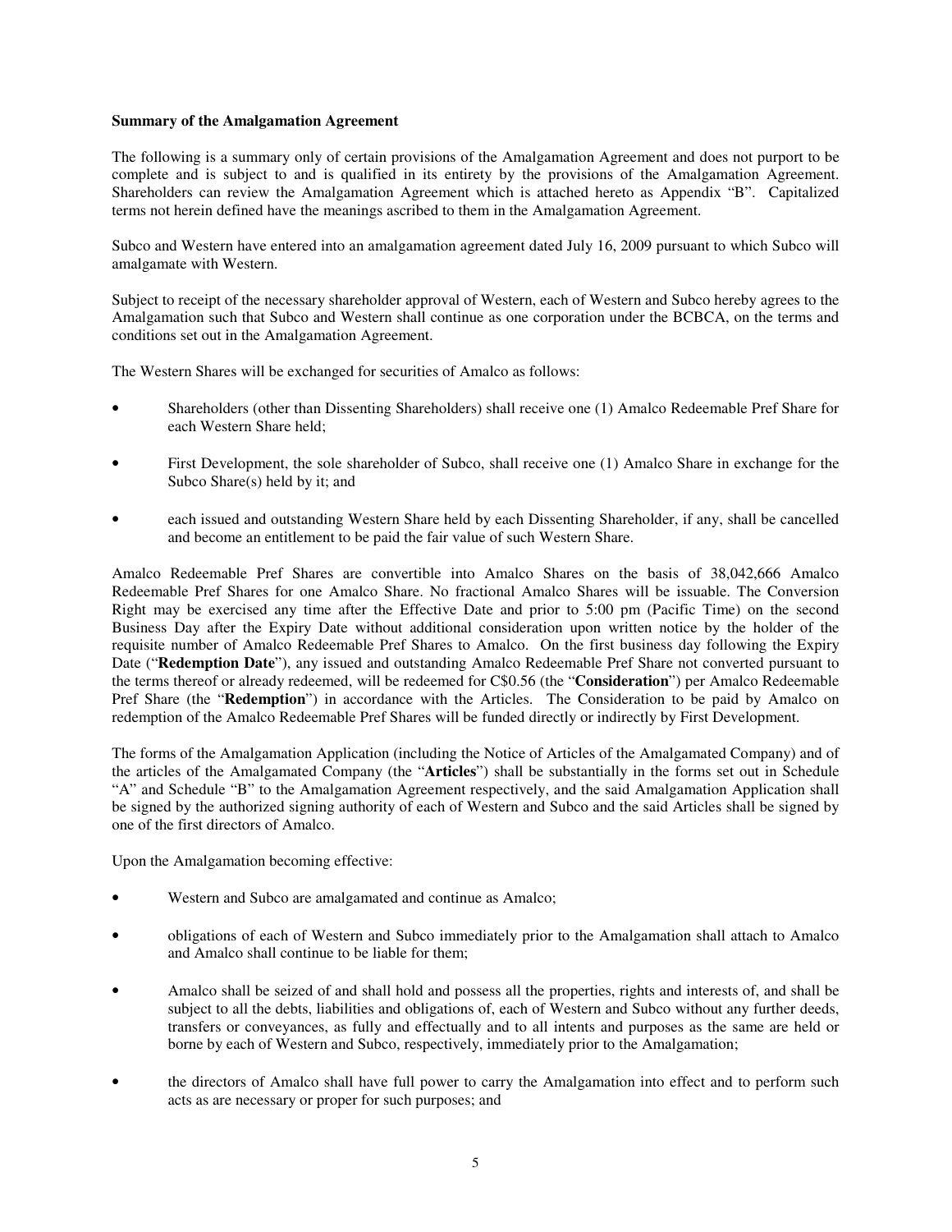**Summary of the Amalgamation Agreement**

The following is a summary only of certain provisions of the Amalgamation Agreement and does not purport to be complete and is subject to and is qualified in its entirety by the provisions of the Amalgamation Agreement. Shareholders can review the Amalgamation Agreement which is attached hereto as Appendix "B". Capitalized terms not herein defined have the meanings ascribed to them in the Amalgamation Agreement.

Subco and Western have entered into an amalgamation agreement dated July 16, 2009 pursuant to which Subco will amalgamate with Western.

Subject to receipt of the necessary shareholder approval of Western, each of Western and Subco hereby agrees to the Amalgamation such that Subco and Western shall continue as one corporation under the BCBCA, on the terms and conditions set out in the Amalgamation Agreement.

The Western Shares will be exchanged for securities of Amalco as follows:

- Shareholders (other than Dissenting Shareholders) shall receive one (1) Amalco Redeemable Pref Share for each Western Share held;
- First Development, the sole shareholder of Subco, shall receive one (1) Amalco Share in exchange for the Subco Share(s) held by it; and
- each issued and outstanding Western Share held by each Dissenting Shareholder, if any, shall be cancelled and become an entitlement to be paid the fair value of such Western Share.

Amalco Redeemable Pref Shares are convertible into Amalco Shares on the basis of 38,042,666 Amalco Redeemable Pref Shares for one Amalco Share. No fractional Amalco Shares will be issuable. The Conversion Right may be exercised any time after the Effective Date and prior to 5:00 pm (Pacific Time) on the second Business Day after the Expiry Date without additional consideration upon written notice by the holder of the requisite number of Amalco Redeemable Pref Shares to Amalco. On the first business day following the Expiry Date ("**Redemption Date**"), any issued and outstanding Amalco Redeemable Pref Share not converted pursuant to the terms thereof or already redeemed, will be redeemed for C$0.56 (the "**Consideration**") per Amalco Redeemable Pref Share (the "**Redemption**") in accordance with the Articles. The Consideration to be paid by Amalco on redemption of the Amalco Redeemable Pref Shares will be funded directly or indirectly by First Development.

The forms of the Amalgamation Application (including the Notice of Articles of the Amalgamated Company) and of the articles of the Amalgamated Company (the "**Articles**") shall be substantially in the forms set out in Schedule "A" and Schedule "B" to the Amalgamation Agreement respectively, and the said Amalgamation Application shall be signed by the authorized signing authority of each of Western and Subco and the said Articles shall be signed by one of the first directors of Amalco.

Upon the Amalgamation becoming effective:

- Western and Subco are amalgamated and continue as Amalco;
- obligations of each of Western and Subco immediately prior to the Amalgamation shall attach to Amalco and Amalco shall continue to be liable for them;
- Amalco shall be seized of and shall hold and possess all the properties, rights and interests of, and shall be subject to all the debts, liabilities and obligations of, each of Western and Subco without any further deeds, transfers or conveyances, as fully and effectually and to all intents and purposes as the same are held or borne by each of Western and Subco, respectively, immediately prior to the Amalgamation;
- the directors of Amalco shall have full power to carry the Amalgamation into effect and to perform such acts as are necessary or proper for such purposes; and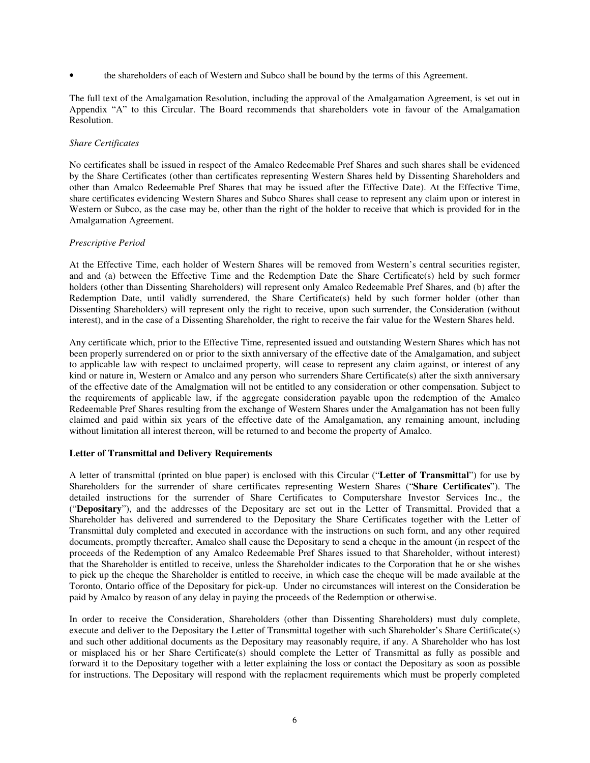- the shareholders of each of Western and Subco shall be bound by the terms of this Agreement.

The full text of the Amalgamation Resolution, including the approval of the Amalgamation Agreement, is set out in Appendix "A" to this Circular. The Board recommends that shareholders vote in favour of the Amalgamation Resolution.

*Share Certificates*

No certificates shall be issued in respect of the Amalco Redeemable Pref Shares and such shares shall be evidenced by the Share Certificates (other than certificates representing Western Shares held by Dissenting Shareholders and other than Amalco Redeemable Pref Shares that may be issued after the Effective Date). At the Effective Time, share certificates evidencing Western Shares and Subco Shares shall cease to represent any claim upon or interest in Western or Subco, as the case may be, other than the right of the holder to receive that which is provided for in the Amalgamation Agreement.

*Prescriptive Period*

At the Effective Time, each holder of Western Shares will be removed from Western's central securities register, and and (a) between the Effective Time and the Redemption Date the Share Certificate(s) held by such former holders (other than Dissenting Shareholders) will represent only Amalco Redeemable Pref Shares, and (b) after the Redemption Date, until validly surrendered, the Share Certificate(s) held by such former holder (other than Dissenting Shareholders) will represent only the right to receive, upon such surrender, the Consideration (without interest), and in the case of a Dissenting Shareholder, the right to receive the fair value for the Western Shares held.

Any certificate which, prior to the Effective Time, represented issued and outstanding Western Shares which has not been properly surrendered on or prior to the sixth anniversary of the effective date of the Amalgamation, and subject to applicable law with respect to unclaimed property, will cease to represent any claim against, or interest of any kind or nature in, Western or Amalco and any person who surrenders Share Certificate(s) after the sixth anniversary of the effective date of the Amalgmation will not be entitled to any consideration or other compensation. Subject to the requirements of applicable law, if the aggregate consideration payable upon the redemption of the Amalco Redeemable Pref Shares resulting from the exchange of Western Shares under the Amalgamation has not been fully claimed and paid within six years of the effective date of the Amalgamation, any remaining amount, including without limitation all interest thereon, will be returned to and become the property of Amalco.

**Letter of Transmittal and Delivery Requirements**

A letter of transmittal (printed on blue paper) is enclosed with this Circular ("**Letter of Transmittal**") for use by Shareholders for the surrender of share certificates representing Western Shares ("**Share Certificates**"). The detailed instructions for the surrender of Share Certificates to Computershare Investor Services Inc., the ("**Depositary**"), and the addresses of the Depositary are set out in the Letter of Transmittal. Provided that a Shareholder has delivered and surrendered to the Depositary the Share Certificates together with the Letter of Transmittal duly completed and executed in accordance with the instructions on such form, and any other required documents, promptly thereafter, Amalco shall cause the Depositary to send a cheque in the amount (in respect of the proceeds of the Redemption of any Amalco Redeemable Pref Shares issued to that Shareholder, without interest) that the Shareholder is entitled to receive, unless the Shareholder indicates to the Corporation that he or she wishes to pick up the cheque the Shareholder is entitled to receive, in which case the cheque will be made available at the Toronto, Ontario office of the Depositary for pick-up. Under no circumstances will interest on the Consideration be paid by Amalco by reason of any delay in paying the proceeds of the Redemption or otherwise.

In order to receive the Consideration, Shareholders (other than Dissenting Shareholders) must duly complete, execute and deliver to the Depositary the Letter of Transmittal together with such Shareholder's Share Certificate(s) and such other additional documents as the Depositary may reasonably require, if any. A Shareholder who has lost or misplaced his or her Share Certificate(s) should complete the Letter of Transmittal as fully as possible and forward it to the Depositary together with a letter explaining the loss or contact the Depositary as soon as possible for instructions. The Depositary will respond with the replacment requirements which must be properly completed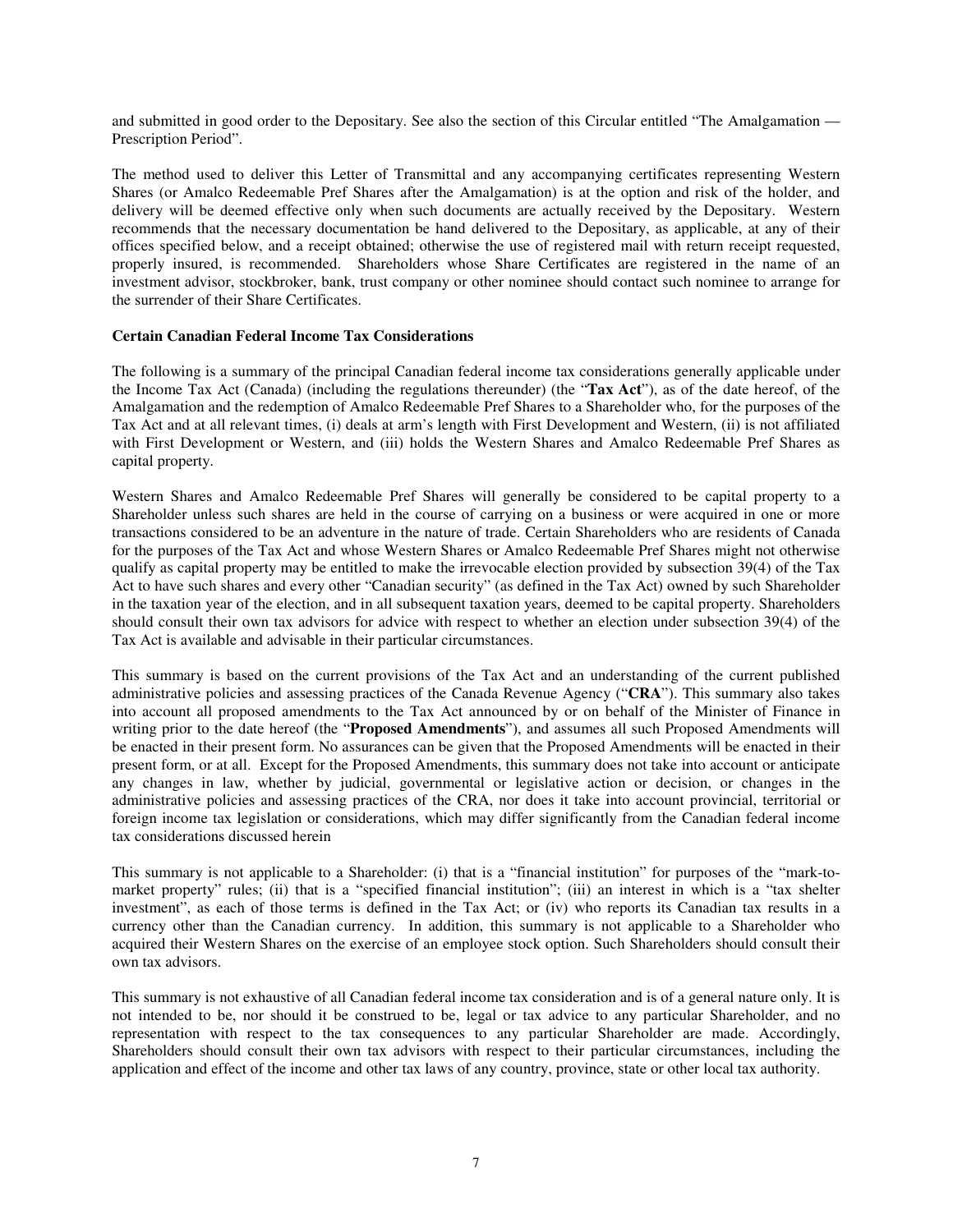and submitted in good order to the Depositary. See also the section of this Circular entitled "The Amalgamation — Prescription Period".

The method used to deliver this Letter of Transmittal and any accompanying certificates representing Western Shares (or Amalco Redeemable Pref Shares after the Amalgamation) is at the option and risk of the holder, and delivery will be deemed effective only when such documents are actually received by the Depositary. Western recommends that the necessary documentation be hand delivered to the Depositary, as applicable, at any of their offices specified below, and a receipt obtained; otherwise the use of registered mail with return receipt requested, properly insured, is recommended. Shareholders whose Share Certificates are registered in the name of an investment advisor, stockbroker, bank, trust company or other nominee should contact such nominee to arrange for the surrender of their Share Certificates.

**Certain Canadian Federal Income Tax Considerations**

The following is a summary of the principal Canadian federal income tax considerations generally applicable under the Income Tax Act (Canada) (including the regulations thereunder) (the "**Tax Act**"), as of the date hereof, of the Amalgamation and the redemption of Amalco Redeemable Pref Shares to a Shareholder who, for the purposes of the Tax Act and at all relevant times, (i) deals at arm's length with First Development and Western, (ii) is not affiliated with First Development or Western, and (iii) holds the Western Shares and Amalco Redeemable Pref Shares as capital property.

Western Shares and Amalco Redeemable Pref Shares will generally be considered to be capital property to a Shareholder unless such shares are held in the course of carrying on a business or were acquired in one or more transactions considered to be an adventure in the nature of trade. Certain Shareholders who are residents of Canada for the purposes of the Tax Act and whose Western Shares or Amalco Redeemable Pref Shares might not otherwise qualify as capital property may be entitled to make the irrevocable election provided by subsection 39(4) of the Tax Act to have such shares and every other "Canadian security" (as defined in the Tax Act) owned by such Shareholder in the taxation year of the election, and in all subsequent taxation years, deemed to be capital property. Shareholders should consult their own tax advisors for advice with respect to whether an election under subsection 39(4) of the Tax Act is available and advisable in their particular circumstances.

This summary is based on the current provisions of the Tax Act and an understanding of the current published administrative policies and assessing practices of the Canada Revenue Agency ("**CRA**"). This summary also takes into account all proposed amendments to the Tax Act announced by or on behalf of the Minister of Finance in writing prior to the date hereof (the "**Proposed Amendments**"), and assumes all such Proposed Amendments will be enacted in their present form. No assurances can be given that the Proposed Amendments will be enacted in their present form, or at all. Except for the Proposed Amendments, this summary does not take into account or anticipate any changes in law, whether by judicial, governmental or legislative action or decision, or changes in the administrative policies and assessing practices of the CRA, nor does it take into account provincial, territorial or foreign income tax legislation or considerations, which may differ significantly from the Canadian federal income tax considerations discussed herein

This summary is not applicable to a Shareholder: (i) that is a "financial institution" for purposes of the "mark-to-market property" rules; (ii) that is a "specified financial institution"; (iii) an interest in which is a "tax shelter investment", as each of those terms is defined in the Tax Act; or (iv) who reports its Canadian tax results in a currency other than the Canadian currency. In addition, this summary is not applicable to a Shareholder who acquired their Western Shares on the exercise of an employee stock option. Such Shareholders should consult their own tax advisors.

This summary is not exhaustive of all Canadian federal income tax consideration and is of a general nature only. It is not intended to be, nor should it be construed to be, legal or tax advice to any particular Shareholder, and no representation with respect to the tax consequences to any particular Shareholder are made. Accordingly, Shareholders should consult their own tax advisors with respect to their particular circumstances, including the application and effect of the income and other tax laws of any country, province, state or other local tax authority.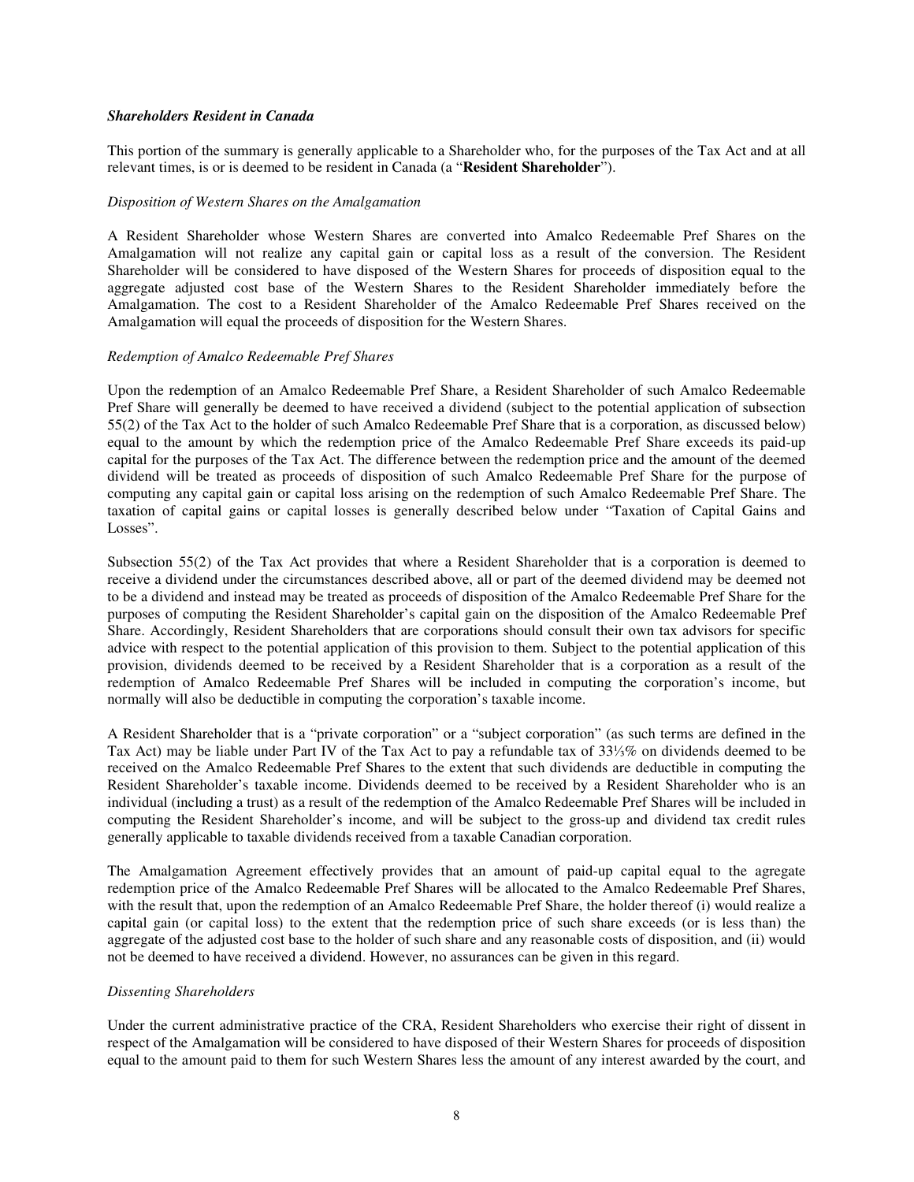***Shareholders Resident in Canada***

This portion of the summary is generally applicable to a Shareholder who, for the purposes of the Tax Act and at all relevant times, is or is deemed to be resident in Canada (a "**Resident Shareholder**").

*Disposition of Western Shares on the Amalgamation*

A Resident Shareholder whose Western Shares are converted into Amalco Redeemable Pref Shares on the Amalgamation will not realize any capital gain or capital loss as a result of the conversion. The Resident Shareholder will be considered to have disposed of the Western Shares for proceeds of disposition equal to the aggregate adjusted cost base of the Western Shares to the Resident Shareholder immediately before the Amalgamation. The cost to a Resident Shareholder of the Amalco Redeemable Pref Shares received on the Amalgamation will equal the proceeds of disposition for the Western Shares.

*Redemption of Amalco Redeemable Pref Shares*

Upon the redemption of an Amalco Redeemable Pref Share, a Resident Shareholder of such Amalco Redeemable Pref Share will generally be deemed to have received a dividend (subject to the potential application of subsection 55(2) of the Tax Act to the holder of such Amalco Redeemable Pref Share that is a corporation, as discussed below) equal to the amount by which the redemption price of the Amalco Redeemable Pref Share exceeds its paid-up capital for the purposes of the Tax Act. The difference between the redemption price and the amount of the deemed dividend will be treated as proceeds of disposition of such Amalco Redeemable Pref Share for the purpose of computing any capital gain or capital loss arising on the redemption of such Amalco Redeemable Pref Share. The taxation of capital gains or capital losses is generally described below under "Taxation of Capital Gains and Losses".

Subsection 55(2) of the Tax Act provides that where a Resident Shareholder that is a corporation is deemed to receive a dividend under the circumstances described above, all or part of the deemed dividend may be deemed not to be a dividend and instead may be treated as proceeds of disposition of the Amalco Redeemable Pref Share for the purposes of computing the Resident Shareholder's capital gain on the disposition of the Amalco Redeemable Pref Share. Accordingly, Resident Shareholders that are corporations should consult their own tax advisors for specific advice with respect to the potential application of this provision to them. Subject to the potential application of this provision, dividends deemed to be received by a Resident Shareholder that is a corporation as a result of the redemption of Amalco Redeemable Pref Shares will be included in computing the corporation's income, but normally will also be deductible in computing the corporation's taxable income.

A Resident Shareholder that is a "private corporation" or a "subject corporation" (as such terms are defined in the Tax Act) may be liable under Part IV of the Tax Act to pay a refundable tax of 33⅓% on dividends deemed to be received on the Amalco Redeemable Pref Shares to the extent that such dividends are deductible in computing the Resident Shareholder's taxable income. Dividends deemed to be received by a Resident Shareholder who is an individual (including a trust) as a result of the redemption of the Amalco Redeemable Pref Shares will be included in computing the Resident Shareholder's income, and will be subject to the gross-up and dividend tax credit rules generally applicable to taxable dividends received from a taxable Canadian corporation.

The Amalgamation Agreement effectively provides that an amount of paid-up capital equal to the agregate redemption price of the Amalco Redeemable Pref Shares will be allocated to the Amalco Redeemable Pref Shares, with the result that, upon the redemption of an Amalco Redeemable Pref Share, the holder thereof (i) would realize a capital gain (or capital loss) to the extent that the redemption price of such share exceeds (or is less than) the aggregate of the adjusted cost base to the holder of such share and any reasonable costs of disposition, and (ii) would not be deemed to have received a dividend. However, no assurances can be given in this regard.

*Dissenting Shareholders*

Under the current administrative practice of the CRA, Resident Shareholders who exercise their right of dissent in respect of the Amalgamation will be considered to have disposed of their Western Shares for proceeds of disposition equal to the amount paid to them for such Western Shares less the amount of any interest awarded by the court, and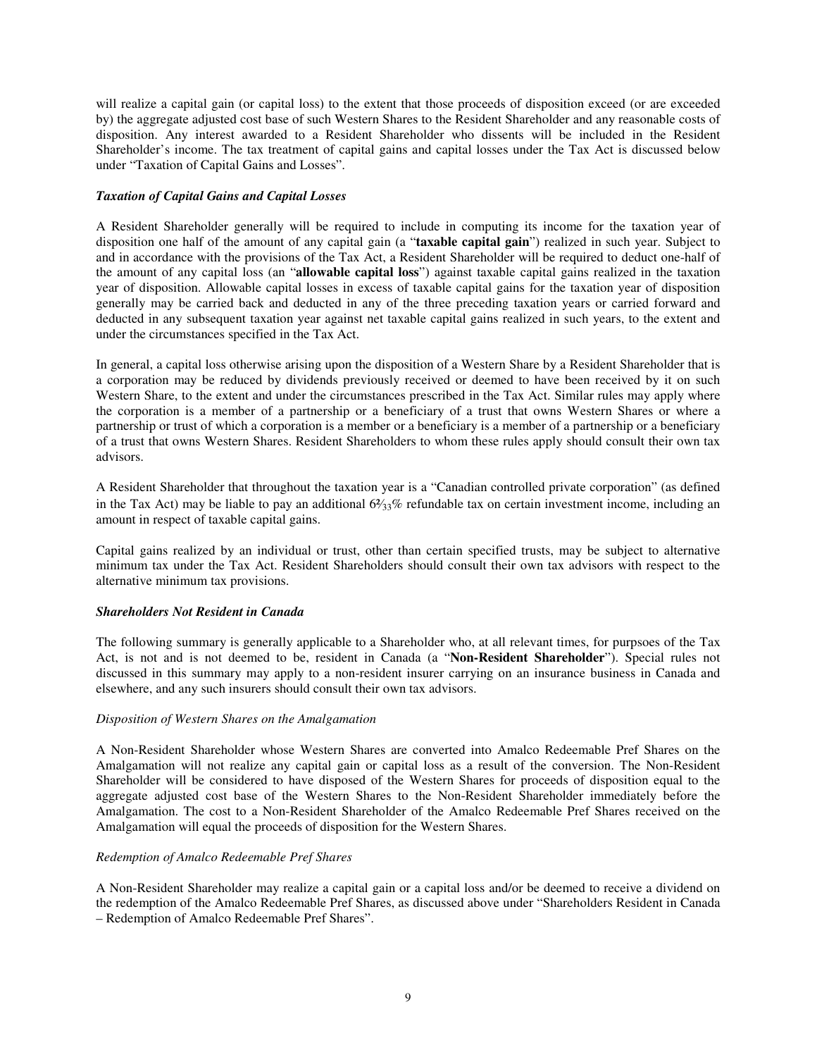will realize a capital gain (or capital loss) to the extent that those proceeds of disposition exceed (or are exceeded by) the aggregate adjusted cost base of such Western Shares to the Resident Shareholder and any reasonable costs of disposition. Any interest awarded to a Resident Shareholder who dissents will be included in the Resident Shareholder's income. The tax treatment of capital gains and capital losses under the Tax Act is discussed below under "Taxation of Capital Gains and Losses".

***Taxation of Capital Gains and Capital Losses***

A Resident Shareholder generally will be required to include in computing its income for the taxation year of disposition one half of the amount of any capital gain (a "**taxable capital gain**") realized in such year. Subject to and in accordance with the provisions of the Tax Act, a Resident Shareholder will be required to deduct one-half of the amount of any capital loss (an "**allowable capital loss**") against taxable capital gains realized in the taxation year of disposition. Allowable capital losses in excess of taxable capital gains for the taxation year of disposition generally may be carried back and deducted in any of the three preceding taxation years or carried forward and deducted in any subsequent taxation year against net taxable capital gains realized in such years, to the extent and under the circumstances specified in the Tax Act.

In general, a capital loss otherwise arising upon the disposition of a Western Share by a Resident Shareholder that is a corporation may be reduced by dividends previously received or deemed to have been received by it on such Western Share, to the extent and under the circumstances prescribed in the Tax Act. Similar rules may apply where the corporation is a member of a partnership or a beneficiary of a trust that owns Western Shares or where a partnership or trust of which a corporation is a member or a beneficiary is a member of a partnership or a beneficiary of a trust that owns Western Shares. Resident Shareholders to whom these rules apply should consult their own tax advisors.

A Resident Shareholder that throughout the taxation year is a "Canadian controlled private corporation" (as defined in the Tax Act) may be liable to pay an additional $6\frac{2}{3}$% refundable tax on certain investment income, including an amount in respect of taxable capital gains.

Capital gains realized by an individual or trust, other than certain specified trusts, may be subject to alternative minimum tax under the Tax Act. Resident Shareholders should consult their own tax advisors with respect to the alternative minimum tax provisions.

***Shareholders Not Resident in Canada***

The following summary is generally applicable to a Shareholder who, at all relevant times, for purpsoes of the Tax Act, is not and is not deemed to be, resident in Canada (a "**Non-Resident Shareholder**"). Special rules not discussed in this summary may apply to a non-resident insurer carrying on an insurance business in Canada and elsewhere, and any such insurers should consult their own tax advisors.

*Disposition of Western Shares on the Amalgamation*

A Non-Resident Shareholder whose Western Shares are converted into Amalco Redeemable Pref Shares on the Amalgamation will not realize any capital gain or capital loss as a result of the conversion. The Non-Resident Shareholder will be considered to have disposed of the Western Shares for proceeds of disposition equal to the aggregate adjusted cost base of the Western Shares to the Non-Resident Shareholder immediately before the Amalgamation. The cost to a Non-Resident Shareholder of the Amalco Redeemable Pref Shares received on the Amalgamation will equal the proceeds of disposition for the Western Shares.

*Redemption of Amalco Redeemable Pref Shares*

A Non-Resident Shareholder may realize a capital gain or a capital loss and/or be deemed to receive a dividend on the redemption of the Amalco Redeemable Pref Shares, as discussed above under "Shareholders Resident in Canada – Redemption of Amalco Redeemable Pref Shares".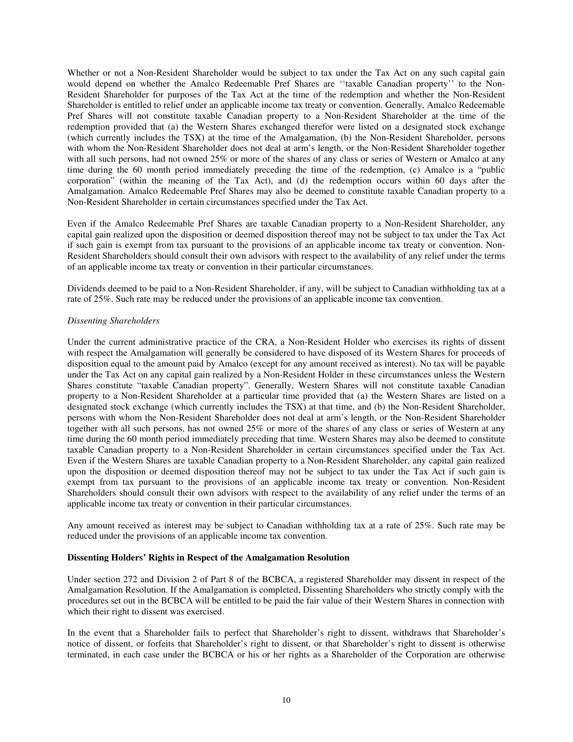Whether or not a Non-Resident Shareholder would be subject to tax under the Tax Act on any such capital gain would depend on whether the Amalco Redeemable Pref Shares are ''taxable Canadian property'' to the Non-Resident Shareholder for purposes of the Tax Act at the time of the redemption and whether the Non-Resident Shareholder is entitled to relief under an applicable income tax treaty or convention. Generally, Amalco Redeemable Pref Shares will not constitute taxable Canadian property to a Non-Resident Shareholder at the time of the redemption provided that (a) the Western Shares exchanged therefor were listed on a designated stock exchange (which currently includes the TSX) at the time of the Amalgamation, (b) the Non-Resident Shareholder, persons with whom the Non-Resident Shareholder does not deal at arm's length, or the Non-Resident Shareholder together with all such persons, had not owned 25% or more of the shares of any class or series of Western or Amalco at any time during the 60 month period immediately preceding the time of the redemption, (c) Amalco is a "public corporation" (within the meaning of the Tax Act), and (d) the redemption occurs within 60 days after the Amalgamation. Amalco Redeemable Pref Shares may also be deemed to constitute taxable Canadian property to a Non-Resident Shareholder in certain circumstances specified under the Tax Act.

Even if the Amalco Redeemable Pref Shares are taxable Canadian property to a Non-Resident Shareholder, any capital gain realized upon the disposition or deemed disposition thereof may not be subject to tax under the Tax Act if such gain is exempt from tax pursuant to the provisions of an applicable income tax treaty or convention. Non-Resident Shareholders should consult their own advisors with respect to the availability of any relief under the terms of an applicable income tax treaty or convention in their particular circumstances.

Dividends deemed to be paid to a Non-Resident Shareholder, if any, will be subject to Canadian withholding tax at a rate of 25%. Such rate may be reduced under the provisions of an applicable income tax convention.

*Dissenting Shareholders*

Under the current administrative practice of the CRA, a Non-Resident Holder who exercises its rights of dissent with respect the Amalgamation will generally be considered to have disposed of its Western Shares for proceeds of disposition equal to the amount paid by Amalco (except for any amount received as interest). No tax will be payable under the Tax Act on any capital gain realized by a Non-Resident Holder in these circumstances unless the Western Shares constitute "taxable Canadian property". Generally, Western Shares will not constitute taxable Canadian property to a Non-Resident Shareholder at a particular time provided that (a) the Western Shares are listed on a designated stock exchange (which currently includes the TSX) at that time, and (b) the Non-Resident Shareholder, persons with whom the Non-Resident Shareholder does not deal at arm's length, or the Non-Resident Shareholder together with all such persons, has not owned 25% or more of the shares of any class or series of Western at any time during the 60 month period immediately preceding that time. Western Shares may also be deemed to constitute taxable Canadian property to a Non-Resident Shareholder in certain circumstances specified under the Tax Act. Even if the Western Shares are taxable Canadian property to a Non-Resident Shareholder, any capital gain realized upon the disposition or deemed disposition thereof may not be subject to tax under the Tax Act if such gain is exempt from tax pursuant to the provisions of an applicable income tax treaty or convention. Non-Resident Shareholders should consult their own advisors with respect to the availability of any relief under the terms of an applicable income tax treaty or convention in their particular circumstances.

Any amount received as interest may be subject to Canadian withholding tax at a rate of 25%. Such rate may be reduced under the provisions of an applicable income tax convention.

**Dissenting Holders' Rights in Respect of the Amalgamation Resolution**

Under section 272 and Division 2 of Part 8 of the BCBCA, a registered Shareholder may dissent in respect of the Amalgamation Resolution. If the Amalgamation is completed, Dissenting Shareholders who strictly comply with the procedures set out in the BCBCA will be entitled to be paid the fair value of their Western Shares in connection with which their right to dissent was exercised.

In the event that a Shareholder fails to perfect that Shareholder's right to dissent, withdraws that Shareholder's notice of dissent, or forfeits that Shareholder's right to dissent, or that Shareholder's right to dissent is otherwise terminated, in each case under the BCBCA or his or her rights as a Shareholder of the Corporation are otherwise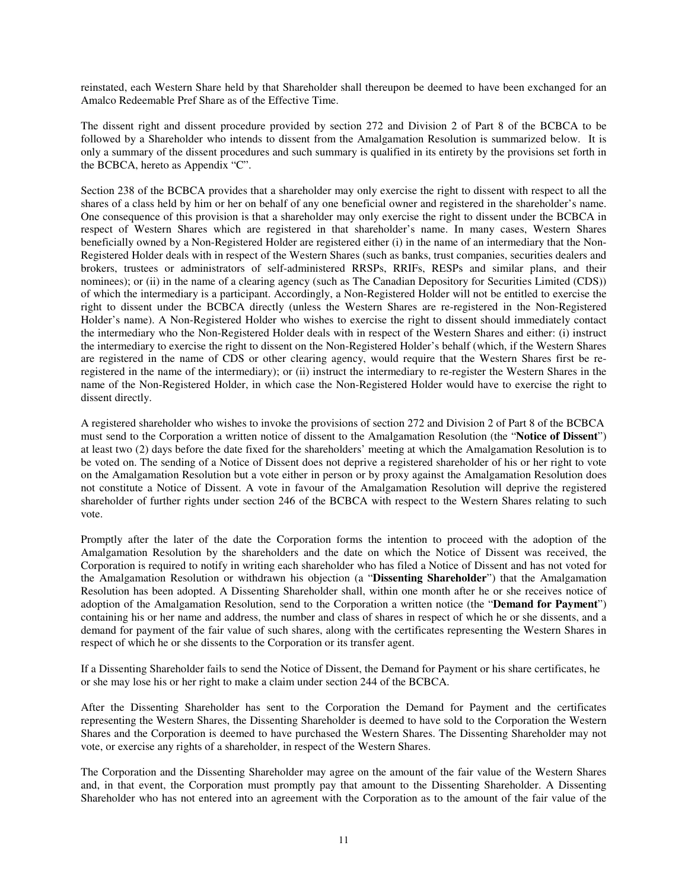reinstated, each Western Share held by that Shareholder shall thereupon be deemed to have been exchanged for an Amalco Redeemable Pref Share as of the Effective Time.

The dissent right and dissent procedure provided by section 272 and Division 2 of Part 8 of the BCBCA to be followed by a Shareholder who intends to dissent from the Amalgamation Resolution is summarized below. It is only a summary of the dissent procedures and such summary is qualified in its entirety by the provisions set forth in the BCBCA, hereto as Appendix "C".

Section 238 of the BCBCA provides that a shareholder may only exercise the right to dissent with respect to all the shares of a class held by him or her on behalf of any one beneficial owner and registered in the shareholder's name. One consequence of this provision is that a shareholder may only exercise the right to dissent under the BCBCA in respect of Western Shares which are registered in that shareholder's name. In many cases, Western Shares beneficially owned by a Non-Registered Holder are registered either (i) in the name of an intermediary that the Non-Registered Holder deals with in respect of the Western Shares (such as banks, trust companies, securities dealers and brokers, trustees or administrators of self-administered RRSPs, RRIFs, RESPs and similar plans, and their nominees); or (ii) in the name of a clearing agency (such as The Canadian Depository for Securities Limited (CDS)) of which the intermediary is a participant. Accordingly, a Non-Registered Holder will not be entitled to exercise the right to dissent under the BCBCA directly (unless the Western Shares are re-registered in the Non-Registered Holder's name). A Non-Registered Holder who wishes to exercise the right to dissent should immediately contact the intermediary who the Non-Registered Holder deals with in respect of the Western Shares and either: (i) instruct the intermediary to exercise the right to dissent on the Non-Registered Holder's behalf (which, if the Western Shares are registered in the name of CDS or other clearing agency, would require that the Western Shares first be re-registered in the name of the intermediary); or (ii) instruct the intermediary to re-register the Western Shares in the name of the Non-Registered Holder, in which case the Non-Registered Holder would have to exercise the right to dissent directly.

A registered shareholder who wishes to invoke the provisions of section 272 and Division 2 of Part 8 of the BCBCA must send to the Corporation a written notice of dissent to the Amalgamation Resolution (the "**Notice of Dissent**") at least two (2) days before the date fixed for the shareholders' meeting at which the Amalgamation Resolution is to be voted on. The sending of a Notice of Dissent does not deprive a registered shareholder of his or her right to vote on the Amalgamation Resolution but a vote either in person or by proxy against the Amalgamation Resolution does not constitute a Notice of Dissent. A vote in favour of the Amalgamation Resolution will deprive the registered shareholder of further rights under section 246 of the BCBCA with respect to the Western Shares relating to such vote.

Promptly after the later of the date the Corporation forms the intention to proceed with the adoption of the Amalgamation Resolution by the shareholders and the date on which the Notice of Dissent was received, the Corporation is required to notify in writing each shareholder who has filed a Notice of Dissent and has not voted for the Amalgamation Resolution or withdrawn his objection (a "**Dissenting Shareholder**") that the Amalgamation Resolution has been adopted. A Dissenting Shareholder shall, within one month after he or she receives notice of adoption of the Amalgamation Resolution, send to the Corporation a written notice (the "**Demand for Payment**") containing his or her name and address, the number and class of shares in respect of which he or she dissents, and a demand for payment of the fair value of such shares, along with the certificates representing the Western Shares in respect of which he or she dissents to the Corporation or its transfer agent.

If a Dissenting Shareholder fails to send the Notice of Dissent, the Demand for Payment or his share certificates, he or she may lose his or her right to make a claim under section 244 of the BCBCA.

After the Dissenting Shareholder has sent to the Corporation the Demand for Payment and the certificates representing the Western Shares, the Dissenting Shareholder is deemed to have sold to the Corporation the Western Shares and the Corporation is deemed to have purchased the Western Shares. The Dissenting Shareholder may not vote, or exercise any rights of a shareholder, in respect of the Western Shares.

The Corporation and the Dissenting Shareholder may agree on the amount of the fair value of the Western Shares and, in that event, the Corporation must promptly pay that amount to the Dissenting Shareholder. A Dissenting Shareholder who has not entered into an agreement with the Corporation as to the amount of the fair value of the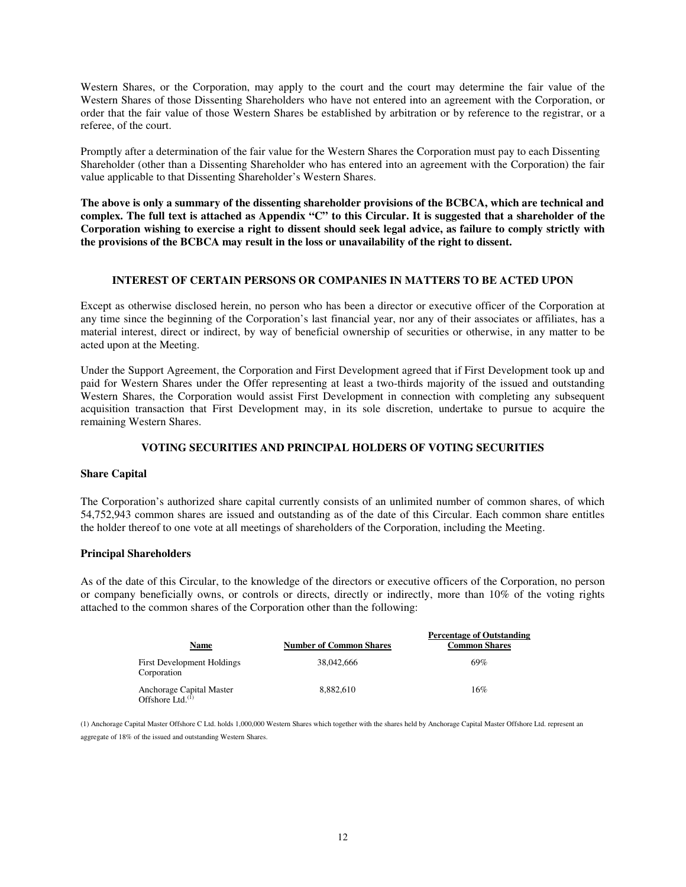Western Shares, or the Corporation, may apply to the court and the court may determine the fair value of the Western Shares of those Dissenting Shareholders who have not entered into an agreement with the Corporation, or order that the fair value of those Western Shares be established by arbitration or by reference to the registrar, or a referee, of the court.

Promptly after a determination of the fair value for the Western Shares the Corporation must pay to each Dissenting Shareholder (other than a Dissenting Shareholder who has entered into an agreement with the Corporation) the fair value applicable to that Dissenting Shareholder's Western Shares.

**The above is only a summary of the dissenting shareholder provisions of the BCBCA, which are technical and complex. The full text is attached as Appendix "C" to this Circular. It is suggested that a shareholder of the Corporation wishing to exercise a right to dissent should seek legal advice, as failure to comply strictly with the provisions of the BCBCA may result in the loss or unavailability of the right to dissent.**

## INTEREST OF CERTAIN PERSONS OR COMPANIES IN MATTERS TO BE ACTED UPON

Except as otherwise disclosed herein, no person who has been a director or executive officer of the Corporation at any time since the beginning of the Corporation's last financial year, nor any of their associates or affiliates, has a material interest, direct or indirect, by way of beneficial ownership of securities or otherwise, in any matter to be acted upon at the Meeting.

Under the Support Agreement, the Corporation and First Development agreed that if First Development took up and paid for Western Shares under the Offer representing at least a two-thirds majority of the issued and outstanding Western Shares, the Corporation would assist First Development in connection with completing any subsequent acquisition transaction that First Development may, in its sole discretion, undertake to pursue to acquire the remaining Western Shares.

## VOTING SECURITIES AND PRINCIPAL HOLDERS OF VOTING SECURITIES

### Share Capital

The Corporation's authorized share capital currently consists of an unlimited number of common shares, of which 54,752,943 common shares are issued and outstanding as of the date of this Circular. Each common share entitles the holder thereof to one vote at all meetings of shareholders of the Corporation, including the Meeting.

### Principal Shareholders

As of the date of this Circular, to the knowledge of the directors or executive officers of the Corporation, no person or company beneficially owns, or controls or directs, directly or indirectly, more than 10% of the voting rights attached to the common shares of the Corporation other than the following:

| Name | Number of Common Shares | Percentage of Outstanding Common Shares |
|---|---|---|
| First Development Holdings Corporation | 38,042,666 | 69% |
| Anchorage Capital Master Offshore Ltd.[1] | 8,882,610 | 16% |

(1) Anchorage Capital Master Offshore C Ltd. holds 1,000,000 Western Shares which together with the shares held by Anchorage Capital Master Offshore Ltd. represent an aggregate of 18% of the issued and outstanding Western Shares.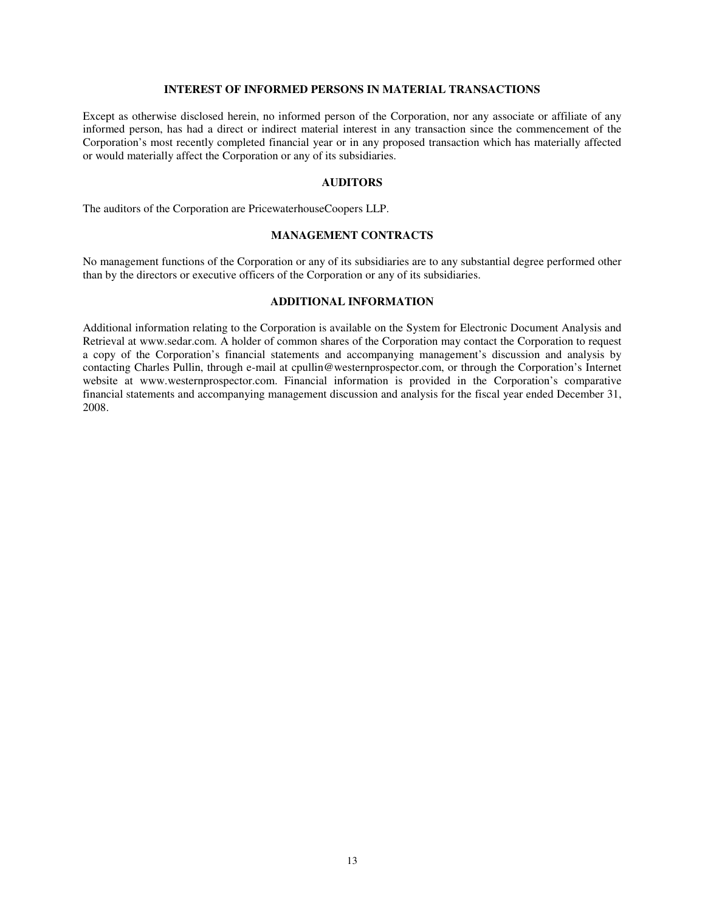## INTEREST OF INFORMED PERSONS IN MATERIAL TRANSACTIONS

Except as otherwise disclosed herein, no informed person of the Corporation, nor any associate or affiliate of any informed person, has had a direct or indirect material interest in any transaction since the commencement of the Corporation's most recently completed financial year or in any proposed transaction which has materially affected or would materially affect the Corporation or any of its subsidiaries.

## AUDITORS

The auditors of the Corporation are PricewaterhouseCoopers LLP.

## MANAGEMENT CONTRACTS

No management functions of the Corporation or any of its subsidiaries are to any substantial degree performed other than by the directors or executive officers of the Corporation or any of its subsidiaries.

## ADDITIONAL INFORMATION

Additional information relating to the Corporation is available on the System for Electronic Document Analysis and Retrieval at www.sedar.com. A holder of common shares of the Corporation may contact the Corporation to request a copy of the Corporation's financial statements and accompanying management's discussion and analysis by contacting Charles Pullin, through e-mail at cpullin@westernprospector.com, or through the Corporation's Internet website at www.westernprospector.com. Financial information is provided in the Corporation's comparative financial statements and accompanying management discussion and analysis for the fiscal year ended December 31, 2008.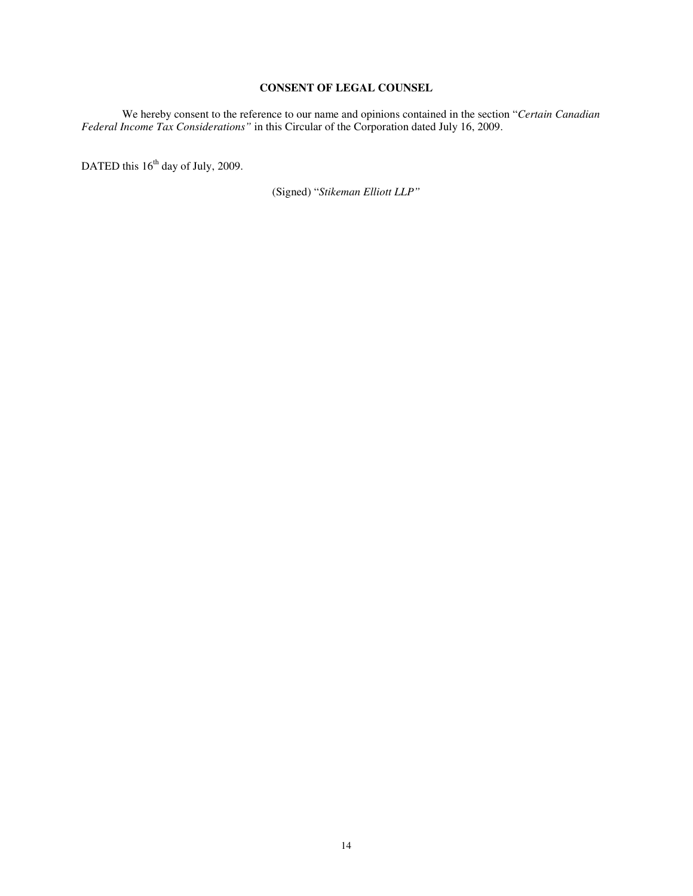# CONSENT OF LEGAL COUNSEL

We hereby consent to the reference to our name and opinions contained in the section "*Certain Canadian Federal Income Tax Considerations"* in this Circular of the Corporation dated July 16, 2009.

DATED this 16th day of July, 2009.

(Signed) "*Stikeman Elliott LLP"*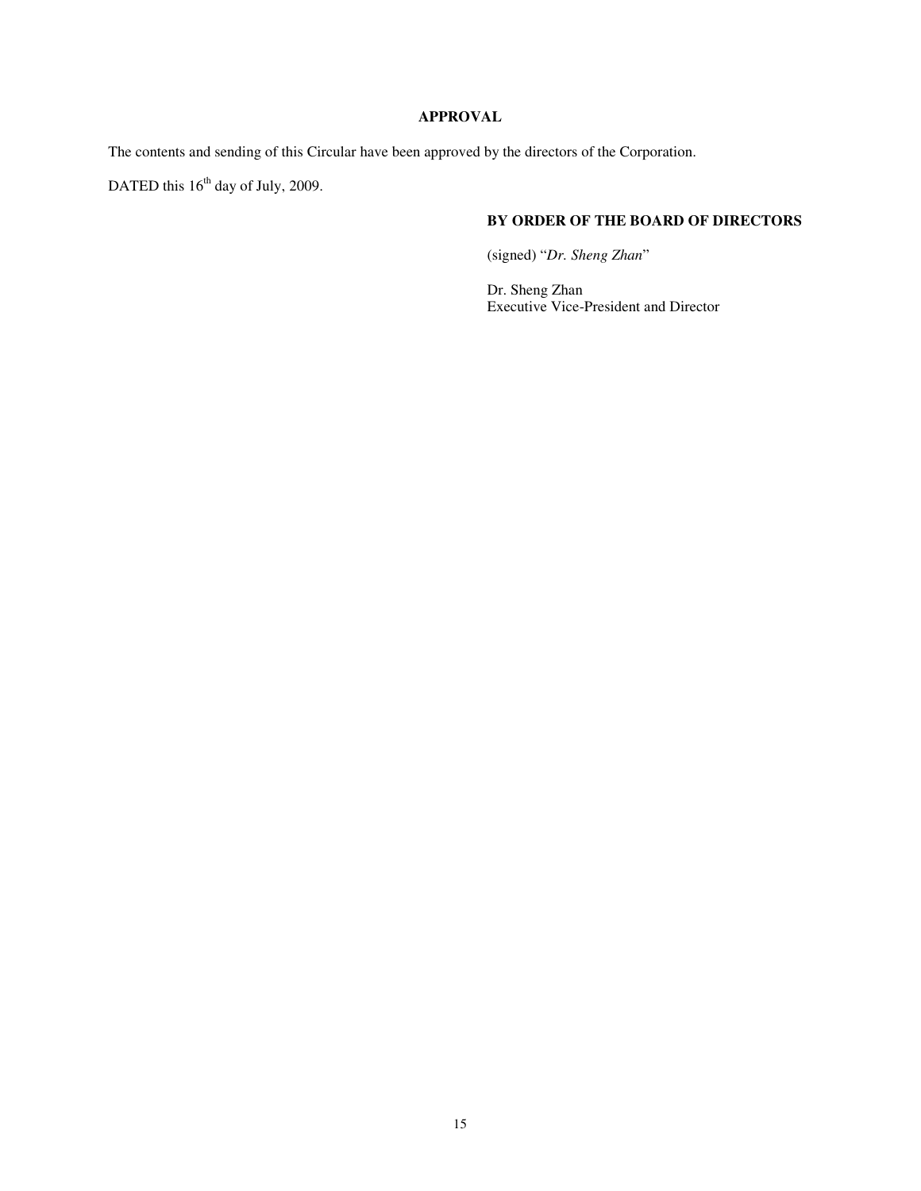## APPROVAL

The contents and sending of this Circular have been approved by the directors of the Corporation.

DATED this 16th day of July, 2009.

**BY ORDER OF THE BOARD OF DIRECTORS**

(signed) "*Dr. Sheng Zhan*"

Dr. Sheng Zhan
Executive Vice-President and Director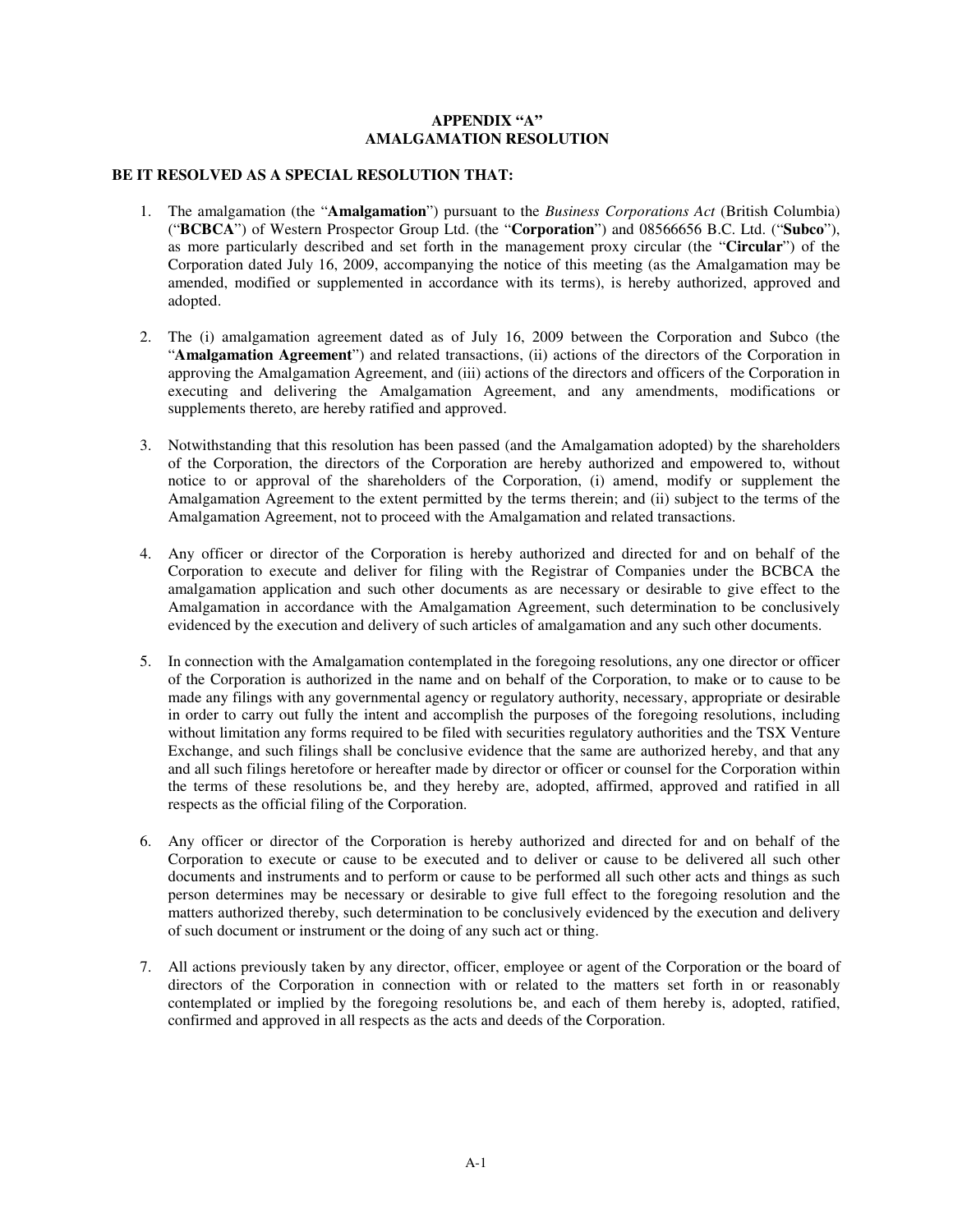# APPENDIX "A"
# AMALGAMATION RESOLUTION

**BE IT RESOLVED AS A SPECIAL RESOLUTION THAT:**

1. The amalgamation (the "**Amalgamation**") pursuant to the *Business Corporations Act* (British Columbia) ("**BCBCA**") of Western Prospector Group Ltd. (the "**Corporation**") and 08566656 B.C. Ltd. ("**Subco**"), as more particularly described and set forth in the management proxy circular (the "**Circular**") of the Corporation dated July 16, 2009, accompanying the notice of this meeting (as the Amalgamation may be amended, modified or supplemented in accordance with its terms), is hereby authorized, approved and adopted.

2. The (i) amalgamation agreement dated as of July 16, 2009 between the Corporation and Subco (the "**Amalgamation Agreement**") and related transactions, (ii) actions of the directors of the Corporation in approving the Amalgamation Agreement, and (iii) actions of the directors and officers of the Corporation in executing and delivering the Amalgamation Agreement, and any amendments, modifications or supplements thereto, are hereby ratified and approved.

3. Notwithstanding that this resolution has been passed (and the Amalgamation adopted) by the shareholders of the Corporation, the directors of the Corporation are hereby authorized and empowered to, without notice to or approval of the shareholders of the Corporation, (i) amend, modify or supplement the Amalgamation Agreement to the extent permitted by the terms therein; and (ii) subject to the terms of the Amalgamation Agreement, not to proceed with the Amalgamation and related transactions.

4. Any officer or director of the Corporation is hereby authorized and directed for and on behalf of the Corporation to execute and deliver for filing with the Registrar of Companies under the BCBCA the amalgamation application and such other documents as are necessary or desirable to give effect to the Amalgamation in accordance with the Amalgamation Agreement, such determination to be conclusively evidenced by the execution and delivery of such articles of amalgamation and any such other documents.

5. In connection with the Amalgamation contemplated in the foregoing resolutions, any one director or officer of the Corporation is authorized in the name and on behalf of the Corporation, to make or to cause to be made any filings with any governmental agency or regulatory authority, necessary, appropriate or desirable in order to carry out fully the intent and accomplish the purposes of the foregoing resolutions, including without limitation any forms required to be filed with securities regulatory authorities and the TSX Venture Exchange, and such filings shall be conclusive evidence that the same are authorized hereby, and that any and all such filings heretofore or hereafter made by director or officer or counsel for the Corporation within the terms of these resolutions be, and they hereby are, adopted, affirmed, approved and ratified in all respects as the official filing of the Corporation.

6. Any officer or director of the Corporation is hereby authorized and directed for and on behalf of the Corporation to execute or cause to be executed and to deliver or cause to be delivered all such other documents and instruments and to perform or cause to be performed all such other acts and things as such person determines may be necessary or desirable to give full effect to the foregoing resolution and the matters authorized thereby, such determination to be conclusively evidenced by the execution and delivery of such document or instrument or the doing of any such act or thing.

7. All actions previously taken by any director, officer, employee or agent of the Corporation or the board of directors of the Corporation in connection with or related to the matters set forth in or reasonably contemplated or implied by the foregoing resolutions be, and each of them hereby is, adopted, ratified, confirmed and approved in all respects as the acts and deeds of the Corporation.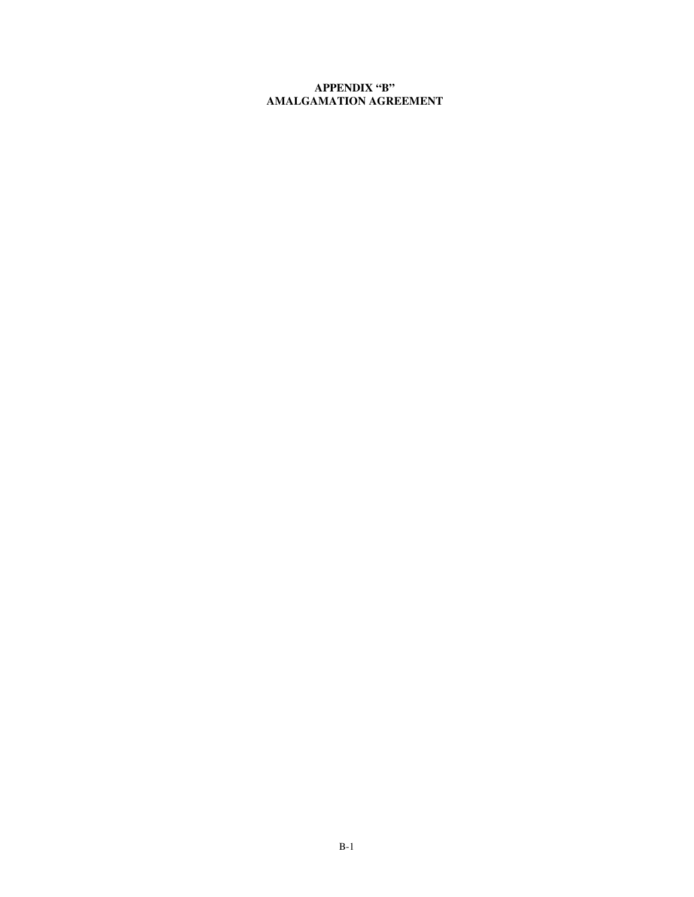**APPENDIX "B"**
**AMALGAMATION AGREEMENT**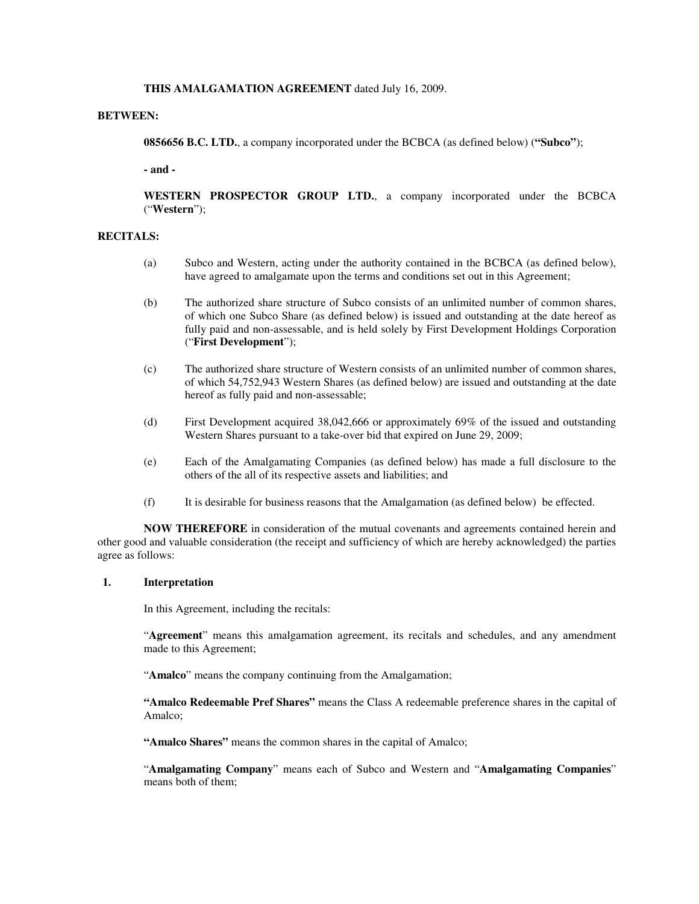**THIS AMALGAMATION AGREEMENT** dated July 16, 2009.

**BETWEEN:**

**0856656 B.C. LTD.**, a company incorporated under the BCBCA (as defined below) (**"Subco"**);

**- and -**

**WESTERN PROSPECTOR GROUP LTD.**, a company incorporated under the BCBCA ("**Western**");

**RECITALS:**

(a) Subco and Western, acting under the authority contained in the BCBCA (as defined below), have agreed to amalgamate upon the terms and conditions set out in this Agreement;

(b) The authorized share structure of Subco consists of an unlimited number of common shares, of which one Subco Share (as defined below) is issued and outstanding at the date hereof as fully paid and non-assessable, and is held solely by First Development Holdings Corporation ("**First Development**");

(c) The authorized share structure of Western consists of an unlimited number of common shares, of which 54,752,943 Western Shares (as defined below) are issued and outstanding at the date hereof as fully paid and non-assessable;

(d) First Development acquired 38,042,666 or approximately 69% of the issued and outstanding Western Shares pursuant to a take-over bid that expired on June 29, 2009;

(e) Each of the Amalgamating Companies (as defined below) has made a full disclosure to the others of the all of its respective assets and liabilities; and

(f) It is desirable for business reasons that the Amalgamation (as defined below) be effected.

**NOW THEREFORE** in consideration of the mutual covenants and agreements contained herein and other good and valuable consideration (the receipt and sufficiency of which are hereby acknowledged) the parties agree as follows:

## 1. Interpretation

In this Agreement, including the recitals:

"**Agreement**" means this amalgamation agreement, its recitals and schedules, and any amendment made to this Agreement;

"**Amalco**" means the company continuing from the Amalgamation;

**"Amalco Redeemable Pref Shares"** means the Class A redeemable preference shares in the capital of Amalco;

**"Amalco Shares"** means the common shares in the capital of Amalco;

"**Amalgamating Company**" means each of Subco and Western and "**Amalgamating Companies**" means both of them;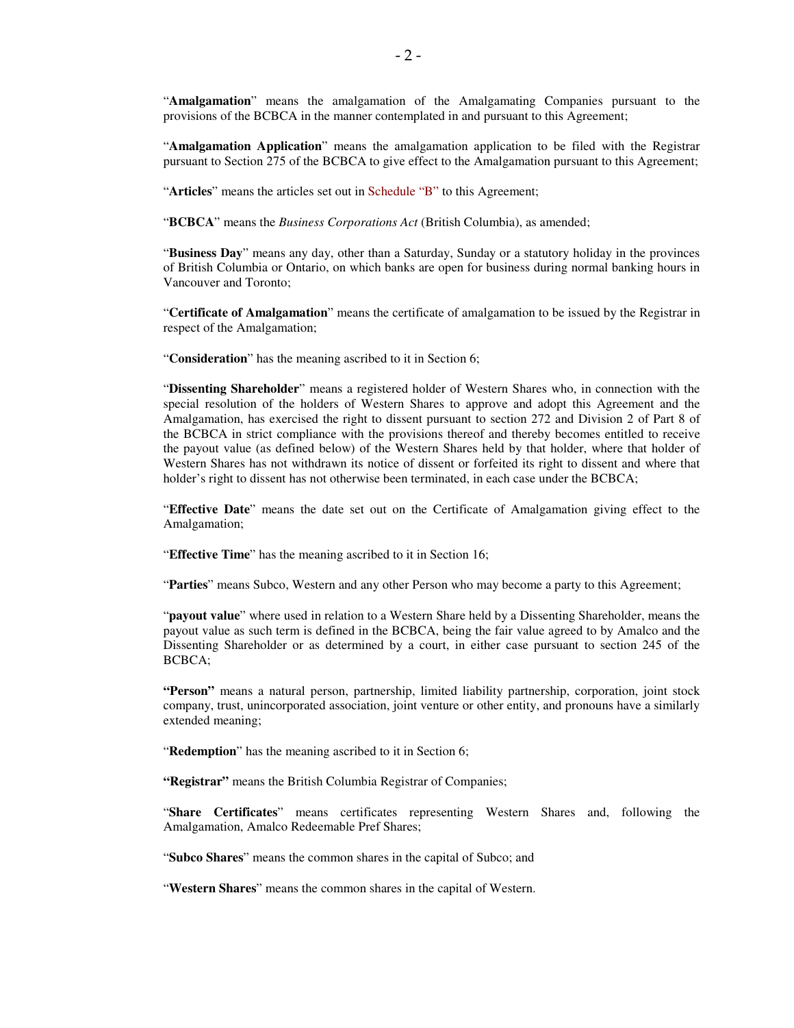"**Amalgamation**" means the amalgamation of the Amalgamating Companies pursuant to the provisions of the BCBCA in the manner contemplated in and pursuant to this Agreement;

"**Amalgamation Application**" means the amalgamation application to be filed with the Registrar pursuant to Section 275 of the BCBCA to give effect to the Amalgamation pursuant to this Agreement;

"**Articles**" means the articles set out in Schedule "B" to this Agreement;

"**BCBCA**" means the *Business Corporations Act* (British Columbia), as amended;

"**Business Day**" means any day, other than a Saturday, Sunday or a statutory holiday in the provinces of British Columbia or Ontario, on which banks are open for business during normal banking hours in Vancouver and Toronto;

"**Certificate of Amalgamation**" means the certificate of amalgamation to be issued by the Registrar in respect of the Amalgamation;

"**Consideration**" has the meaning ascribed to it in Section 6;

"**Dissenting Shareholder**" means a registered holder of Western Shares who, in connection with the special resolution of the holders of Western Shares to approve and adopt this Agreement and the Amalgamation, has exercised the right to dissent pursuant to section 272 and Division 2 of Part 8 of the BCBCA in strict compliance with the provisions thereof and thereby becomes entitled to receive the payout value (as defined below) of the Western Shares held by that holder, where that holder of Western Shares has not withdrawn its notice of dissent or forfeited its right to dissent and where that holder's right to dissent has not otherwise been terminated, in each case under the BCBCA;

"**Effective Date**" means the date set out on the Certificate of Amalgamation giving effect to the Amalgamation;

"**Effective Time**" has the meaning ascribed to it in Section 16;

"**Parties**" means Subco, Western and any other Person who may become a party to this Agreement;

"**payout value**" where used in relation to a Western Share held by a Dissenting Shareholder, means the payout value as such term is defined in the BCBCA, being the fair value agreed to by Amalco and the Dissenting Shareholder or as determined by a court, in either case pursuant to section 245 of the BCBCA;

**"Person"** means a natural person, partnership, limited liability partnership, corporation, joint stock company, trust, unincorporated association, joint venture or other entity, and pronouns have a similarly extended meaning;

"**Redemption**" has the meaning ascribed to it in Section 6;

**"Registrar"** means the British Columbia Registrar of Companies;

"**Share Certificates**" means certificates representing Western Shares and, following the Amalgamation, Amalco Redeemable Pref Shares;

"**Subco Shares**" means the common shares in the capital of Subco; and

"**Western Shares**" means the common shares in the capital of Western.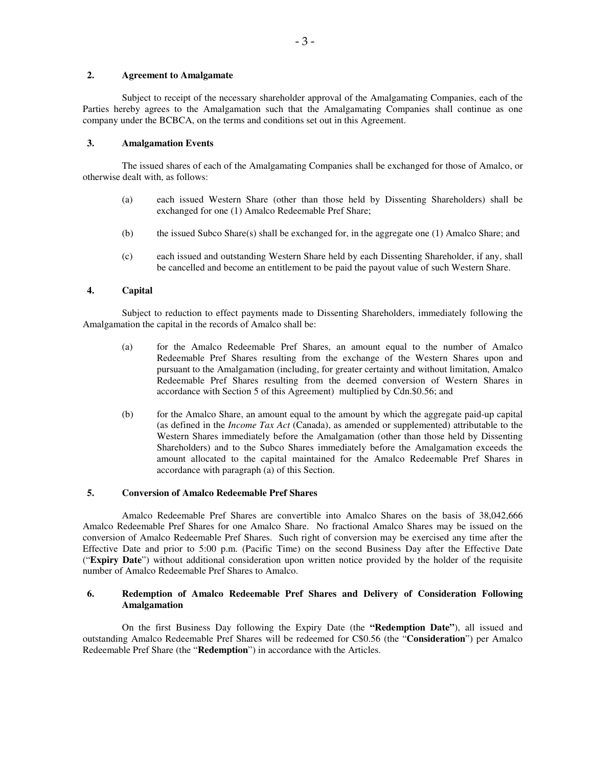**2. Agreement to Amalgamate**

Subject to receipt of the necessary shareholder approval of the Amalgamating Companies, each of the Parties hereby agrees to the Amalgamation such that the Amalgamating Companies shall continue as one company under the BCBCA, on the terms and conditions set out in this Agreement.

**3. Amalgamation Events**

The issued shares of each of the Amalgamating Companies shall be exchanged for those of Amalco, or otherwise dealt with, as follows:

(a) each issued Western Share (other than those held by Dissenting Shareholders) shall be exchanged for one (1) Amalco Redeemable Pref Share;

(b) the issued Subco Share(s) shall be exchanged for, in the aggregate one (1) Amalco Share; and

(c) each issued and outstanding Western Share held by each Dissenting Shareholder, if any, shall be cancelled and become an entitlement to be paid the payout value of such Western Share.

**4. Capital**

Subject to reduction to effect payments made to Dissenting Shareholders, immediately following the Amalgamation the capital in the records of Amalco shall be:

(a) for the Amalco Redeemable Pref Shares, an amount equal to the number of Amalco Redeemable Pref Shares resulting from the exchange of the Western Shares upon and pursuant to the Amalgamation (including, for greater certainty and without limitation, Amalco Redeemable Pref Shares resulting from the deemed conversion of Western Shares in accordance with Section 5 of this Agreement) multiplied by Cdn.$0.56; and

(b) for the Amalco Share, an amount equal to the amount by which the aggregate paid-up capital (as defined in the *Income Tax Act* (Canada), as amended or supplemented) attributable to the Western Shares immediately before the Amalgamation (other than those held by Dissenting Shareholders) and to the Subco Shares immediately before the Amalgamation exceeds the amount allocated to the capital maintained for the Amalco Redeemable Pref Shares in accordance with paragraph (a) of this Section.

**5. Conversion of Amalco Redeemable Pref Shares**

Amalco Redeemable Pref Shares are convertible into Amalco Shares on the basis of 38,042,666 Amalco Redeemable Pref Shares for one Amalco Share. No fractional Amalco Shares may be issued on the conversion of Amalco Redeemable Pref Shares. Such right of conversion may be exercised any time after the Effective Date and prior to 5:00 p.m. (Pacific Time) on the second Business Day after the Effective Date ("**Expiry Date**") without additional consideration upon written notice provided by the holder of the requisite number of Amalco Redeemable Pref Shares to Amalco.

**6. Redemption of Amalco Redeemable Pref Shares and Delivery of Consideration Following Amalgamation**

On the first Business Day following the Expiry Date (the **"Redemption Date"**), all issued and outstanding Amalco Redeemable Pref Shares will be redeemed for C$0.56 (the "**Consideration**") per Amalco Redeemable Pref Share (the "**Redemption**") in accordance with the Articles.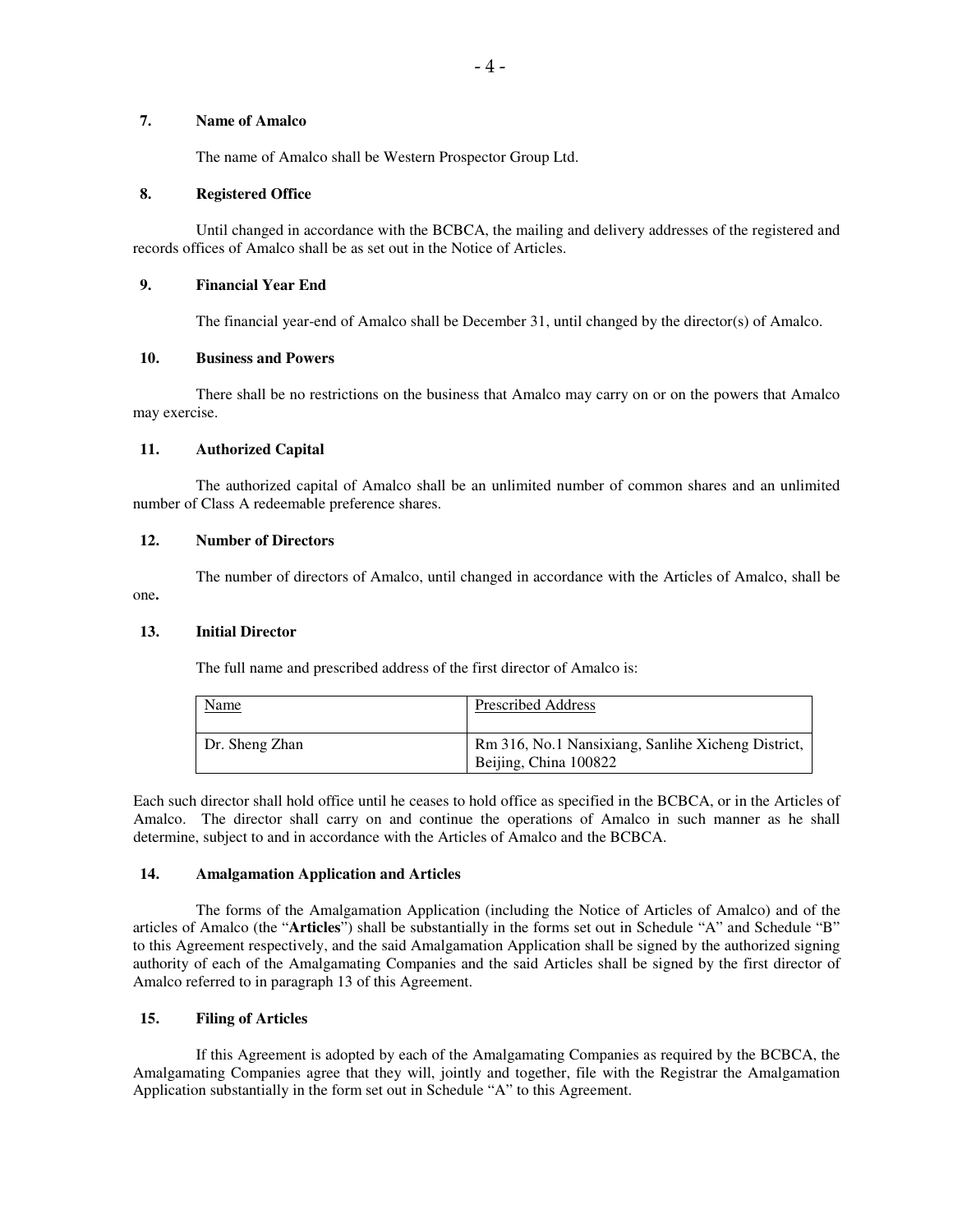**7. Name of Amalco**

The name of Amalco shall be Western Prospector Group Ltd.

**8. Registered Office**

Until changed in accordance with the BCBCA, the mailing and delivery addresses of the registered and records offices of Amalco shall be as set out in the Notice of Articles.

**9. Financial Year End**

The financial year-end of Amalco shall be December 31, until changed by the director(s) of Amalco.

**10. Business and Powers**

There shall be no restrictions on the business that Amalco may carry on or on the powers that Amalco may exercise.

**11. Authorized Capital**

The authorized capital of Amalco shall be an unlimited number of common shares and an unlimited number of Class A redeemable preference shares.

**12. Number of Directors**

The number of directors of Amalco, until changed in accordance with the Articles of Amalco, shall be one**.**

**13. Initial Director**

The full name and prescribed address of the first director of Amalco is:

| Name | Prescribed Address |
|---|---|
| Dr. Sheng Zhan | Rm 316, No.1 Nansixiang, Sanlihe Xicheng District, Beijing, China 100822 |

Each such director shall hold office until he ceases to hold office as specified in the BCBCA, or in the Articles of Amalco. The director shall carry on and continue the operations of Amalco in such manner as he shall determine, subject to and in accordance with the Articles of Amalco and the BCBCA.

**14. Amalgamation Application and Articles**

The forms of the Amalgamation Application (including the Notice of Articles of Amalco) and of the articles of Amalco (the "**Articles**") shall be substantially in the forms set out in Schedule "A" and Schedule "B" to this Agreement respectively, and the said Amalgamation Application shall be signed by the authorized signing authority of each of the Amalgamating Companies and the said Articles shall be signed by the first director of Amalco referred to in paragraph 13 of this Agreement.

**15. Filing of Articles**

If this Agreement is adopted by each of the Amalgamating Companies as required by the BCBCA, the Amalgamating Companies agree that they will, jointly and together, file with the Registrar the Amalgamation Application substantially in the form set out in Schedule "A" to this Agreement.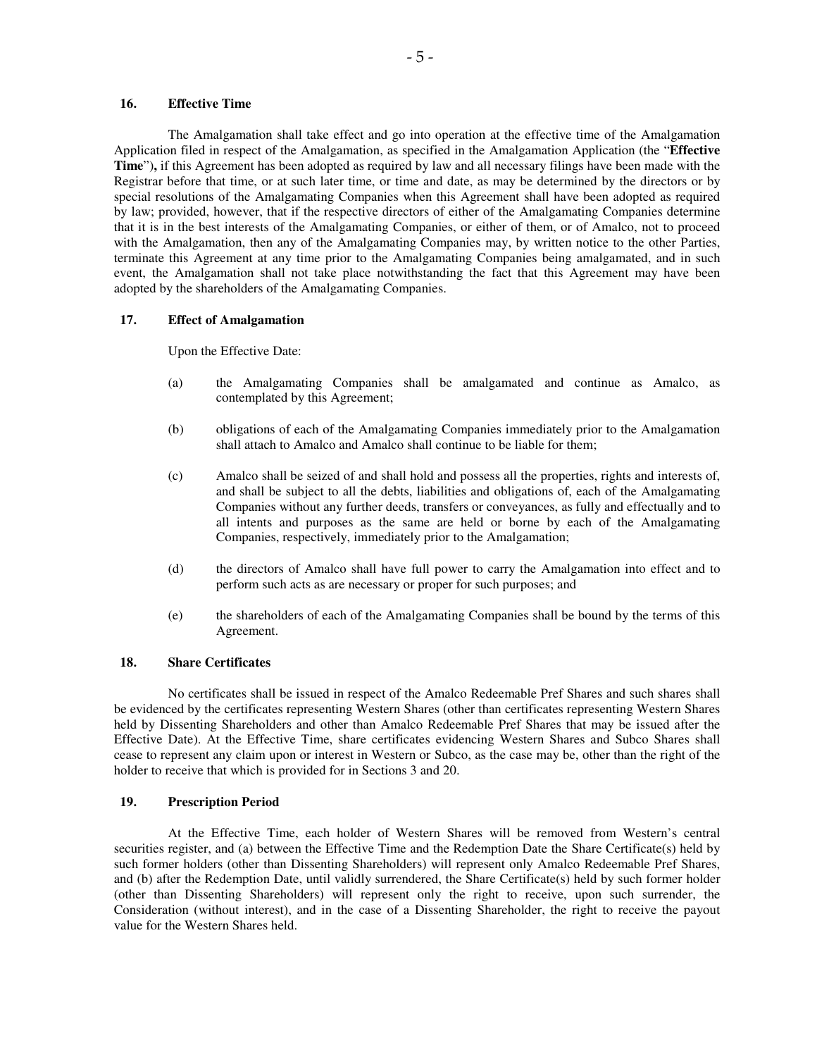## 16. Effective Time

The Amalgamation shall take effect and go into operation at the effective time of the Amalgamation Application filed in respect of the Amalgamation, as specified in the Amalgamation Application (the "**Effective Time**")**,** if this Agreement has been adopted as required by law and all necessary filings have been made with the Registrar before that time, or at such later time, or time and date, as may be determined by the directors or by special resolutions of the Amalgamating Companies when this Agreement shall have been adopted as required by law; provided, however, that if the respective directors of either of the Amalgamating Companies determine that it is in the best interests of the Amalgamating Companies, or either of them, or of Amalco, not to proceed with the Amalgamation, then any of the Amalgamating Companies may, by written notice to the other Parties, terminate this Agreement at any time prior to the Amalgamating Companies being amalgamated, and in such event, the Amalgamation shall not take place notwithstanding the fact that this Agreement may have been adopted by the shareholders of the Amalgamating Companies.

## 17. Effect of Amalgamation

Upon the Effective Date:

(a) the Amalgamating Companies shall be amalgamated and continue as Amalco, as contemplated by this Agreement;

(b) obligations of each of the Amalgamating Companies immediately prior to the Amalgamation shall attach to Amalco and Amalco shall continue to be liable for them;

(c) Amalco shall be seized of and shall hold and possess all the properties, rights and interests of, and shall be subject to all the debts, liabilities and obligations of, each of the Amalgamating Companies without any further deeds, transfers or conveyances, as fully and effectually and to all intents and purposes as the same are held or borne by each of the Amalgamating Companies, respectively, immediately prior to the Amalgamation;

(d) the directors of Amalco shall have full power to carry the Amalgamation into effect and to perform such acts as are necessary or proper for such purposes; and

(e) the shareholders of each of the Amalgamating Companies shall be bound by the terms of this Agreement.

## 18. Share Certificates

No certificates shall be issued in respect of the Amalco Redeemable Pref Shares and such shares shall be evidenced by the certificates representing Western Shares (other than certificates representing Western Shares held by Dissenting Shareholders and other than Amalco Redeemable Pref Shares that may be issued after the Effective Date). At the Effective Time, share certificates evidencing Western Shares and Subco Shares shall cease to represent any claim upon or interest in Western or Subco, as the case may be, other than the right of the holder to receive that which is provided for in Sections 3 and 20.

## 19. Prescription Period

At the Effective Time, each holder of Western Shares will be removed from Western's central securities register, and (a) between the Effective Time and the Redemption Date the Share Certificate(s) held by such former holders (other than Dissenting Shareholders) will represent only Amalco Redeemable Pref Shares, and (b) after the Redemption Date, until validly surrendered, the Share Certificate(s) held by such former holder (other than Dissenting Shareholders) will represent only the right to receive, upon such surrender, the Consideration (without interest), and in the case of a Dissenting Shareholder, the right to receive the payout value for the Western Shares held.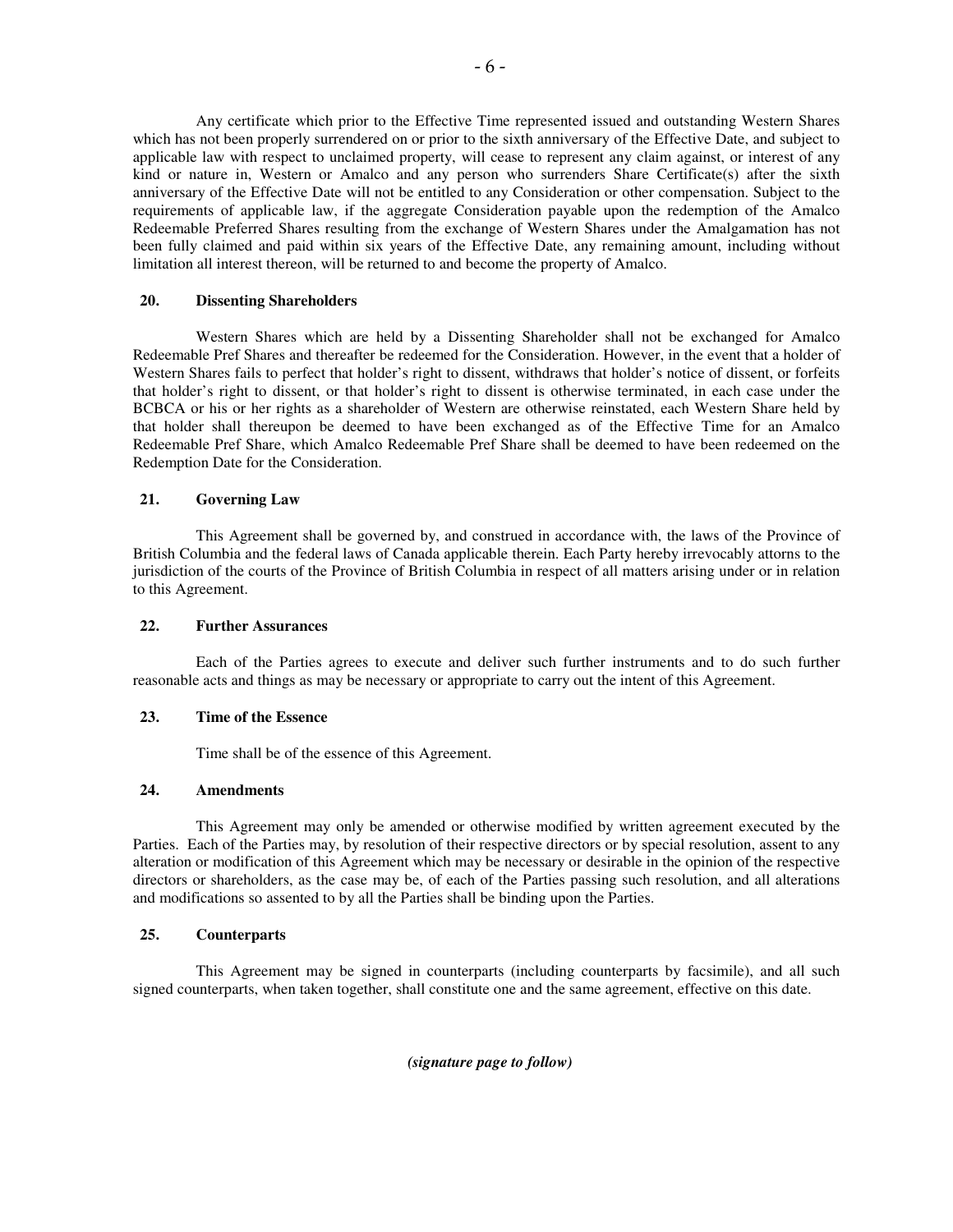Any certificate which prior to the Effective Time represented issued and outstanding Western Shares which has not been properly surrendered on or prior to the sixth anniversary of the Effective Date, and subject to applicable law with respect to unclaimed property, will cease to represent any claim against, or interest of any kind or nature in, Western or Amalco and any person who surrenders Share Certificate(s) after the sixth anniversary of the Effective Date will not be entitled to any Consideration or other compensation. Subject to the requirements of applicable law, if the aggregate Consideration payable upon the redemption of the Amalco Redeemable Preferred Shares resulting from the exchange of Western Shares under the Amalgamation has not been fully claimed and paid within six years of the Effective Date, any remaining amount, including without limitation all interest thereon, will be returned to and become the property of Amalco.

**20. Dissenting Shareholders**

Western Shares which are held by a Dissenting Shareholder shall not be exchanged for Amalco Redeemable Pref Shares and thereafter be redeemed for the Consideration. However, in the event that a holder of Western Shares fails to perfect that holder's right to dissent, withdraws that holder's notice of dissent, or forfeits that holder's right to dissent, or that holder's right to dissent is otherwise terminated, in each case under the BCBCA or his or her rights as a shareholder of Western are otherwise reinstated, each Western Share held by that holder shall thereupon be deemed to have been exchanged as of the Effective Time for an Amalco Redeemable Pref Share, which Amalco Redeemable Pref Share shall be deemed to have been redeemed on the Redemption Date for the Consideration.

**21. Governing Law**

This Agreement shall be governed by, and construed in accordance with, the laws of the Province of British Columbia and the federal laws of Canada applicable therein. Each Party hereby irrevocably attorns to the jurisdiction of the courts of the Province of British Columbia in respect of all matters arising under or in relation to this Agreement.

**22. Further Assurances**

Each of the Parties agrees to execute and deliver such further instruments and to do such further reasonable acts and things as may be necessary or appropriate to carry out the intent of this Agreement.

**23. Time of the Essence**

Time shall be of the essence of this Agreement.

**24. Amendments**

This Agreement may only be amended or otherwise modified by written agreement executed by the Parties. Each of the Parties may, by resolution of their respective directors or by special resolution, assent to any alteration or modification of this Agreement which may be necessary or desirable in the opinion of the respective directors or shareholders, as the case may be, of each of the Parties passing such resolution, and all alterations and modifications so assented to by all the Parties shall be binding upon the Parties.

**25. Counterparts**

This Agreement may be signed in counterparts (including counterparts by facsimile), and all such signed counterparts, when taken together, shall constitute one and the same agreement, effective on this date.

***(signature page to follow)***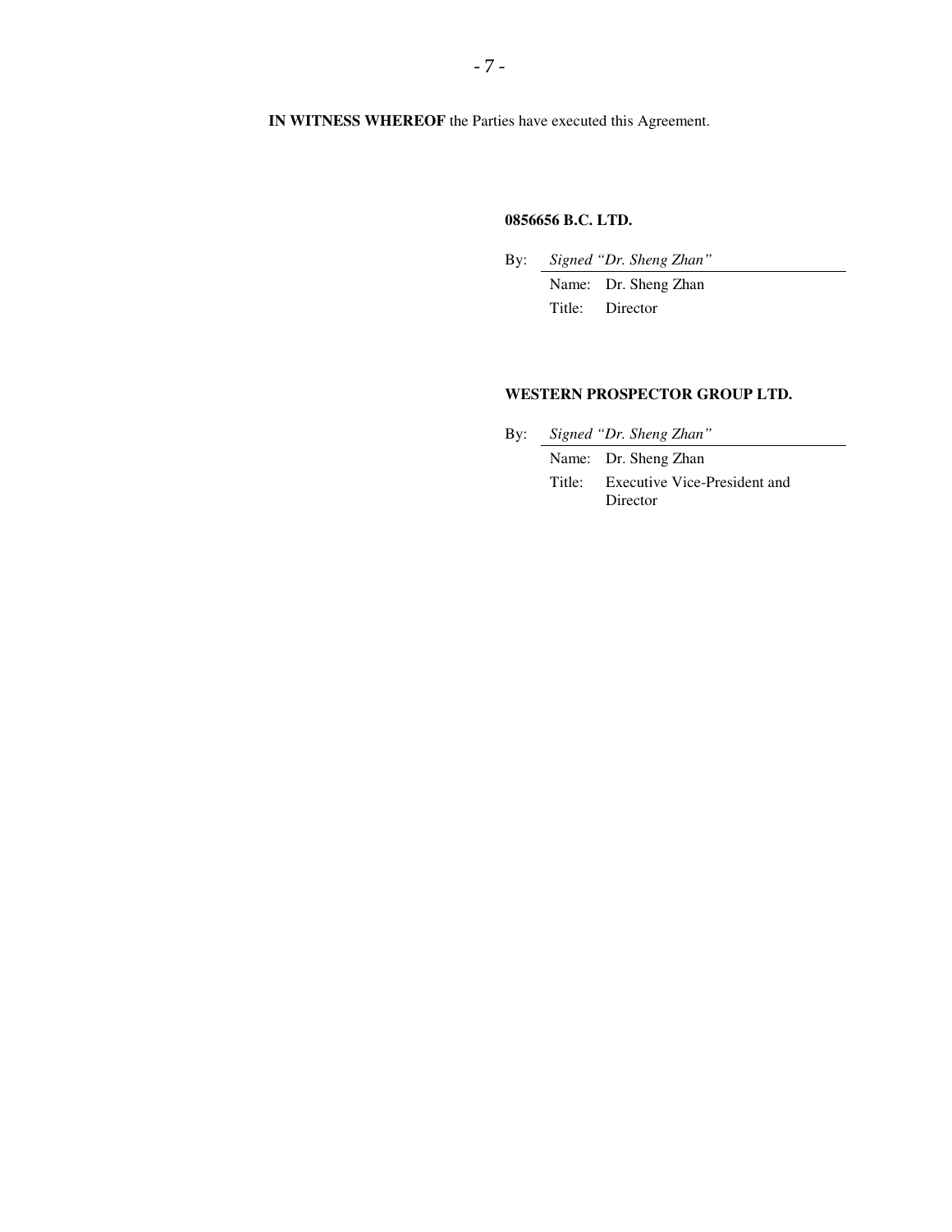**IN WITNESS WHEREOF** the Parties have executed this Agreement.

**0856656 B.C. LTD.**

By: *Signed "Dr. Sheng Zhan"*

Name: Dr. Sheng Zhan

Title: Director

**WESTERN PROSPECTOR GROUP LTD.**

By: *Signed "Dr. Sheng Zhan"*

Name: Dr. Sheng Zhan

Title: Executive Vice-President and Director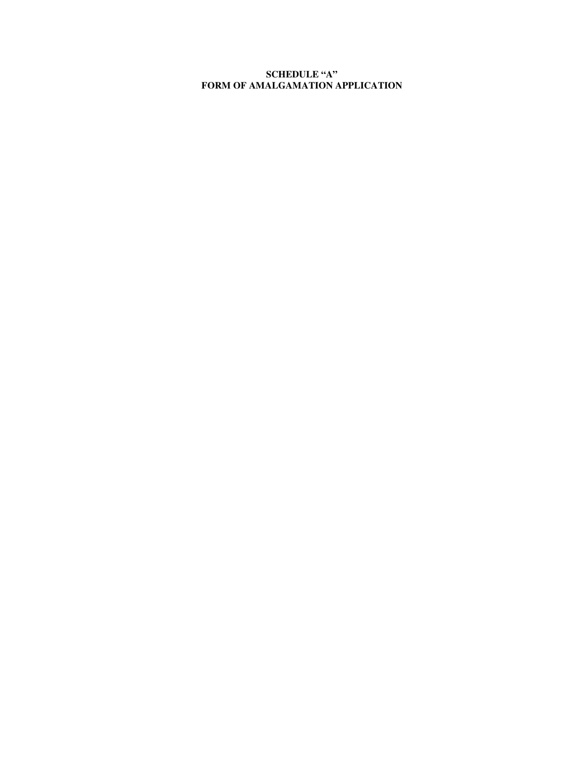**SCHEDULE "A"**
**FORM OF AMALGAMATION APPLICATION**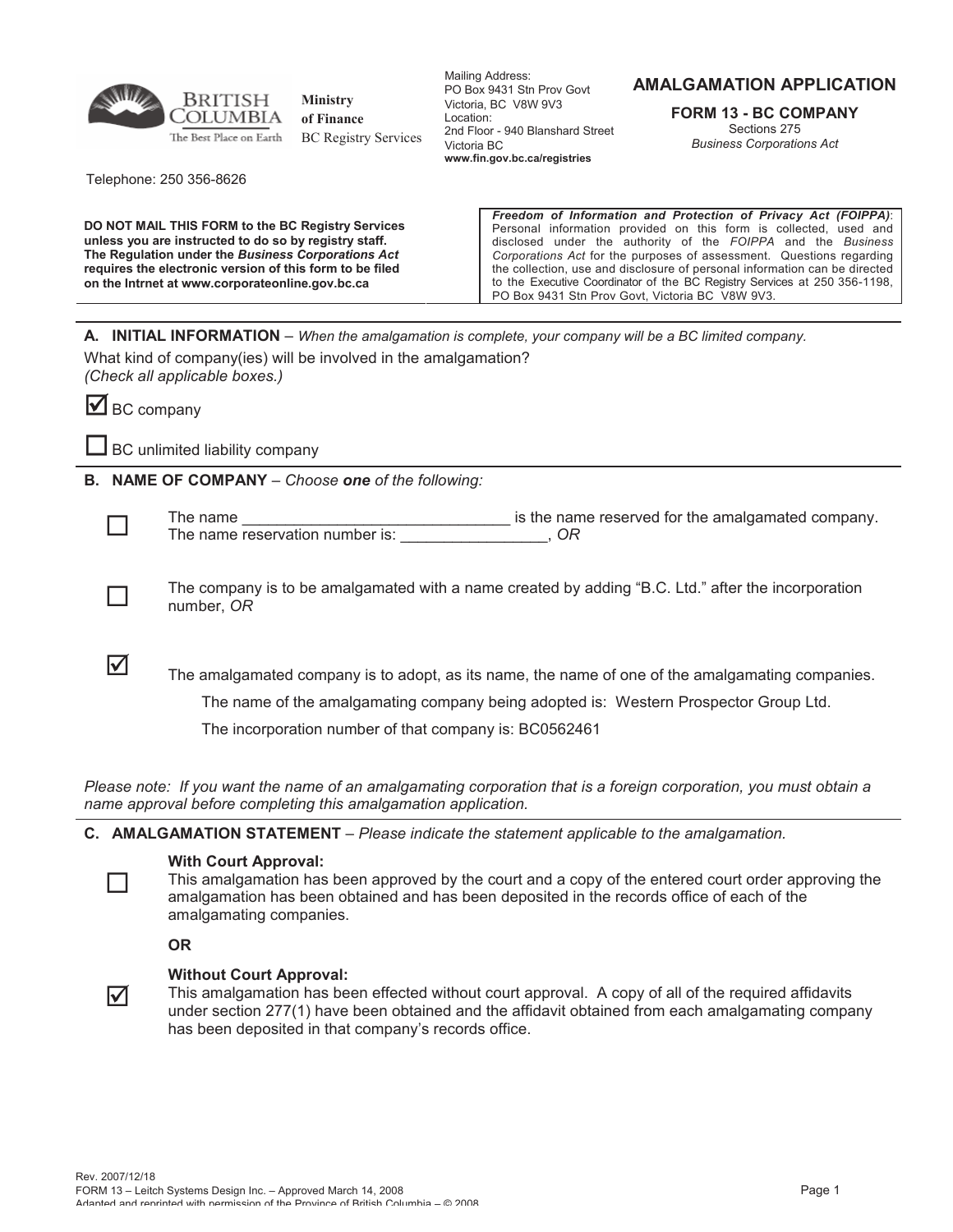British Columbia — The Best Place on Earth
**Ministry of Finance**
BC Registry Services

Mailing Address:
PO Box 9431 Stn Prov Govt
Victoria, BC V8W 9V3
Location:
2nd Floor - 940 Blanshard Street
Victoria BC
**www.fin.gov.bc.ca/registries**

# AMALGAMATION APPLICATION

## FORM 13 - BC COMPANY

Sections 275
*Business Corporations Act*

Telephone: 250 356-8626

**DO NOT MAIL THIS FORM to the BC Registry Services unless you are instructed to do so by registry staff. The Regulation under the *Business Corporations Act* requires the electronic version of this form to be filed on the Intrnet at www.corporateonline.gov.bc.ca**

***Freedom of Information and Protection of Privacy Act (FOIPPA)***: Personal information provided on this form is collected, used and disclosed under the authority of the *FOIPPA* and the *Business Corporations Act* for the purposes of assessment. Questions regarding the collection, use and disclosure of personal information can be directed to the Executive Coordinator of the BC Registry Services at 250 356-1198, PO Box 9431 Stn Prov Govt, Victoria BC V8W 9V3.

---

**A. INITIAL INFORMATION** – *When the amalgamation is complete, your company will be a BC limited company.*

What kind of company(ies) will be involved in the amalgamation?
*(Check all applicable boxes.)*

☑ BC company

☐ BC unlimited liability company

---

**B. NAME OF COMPANY** – *Choose **one** of the following:*

☐ The name ______________________________ is the name reserved for the amalgamated company. The name reservation number is: ________________, *OR*

☐ The company is to be amalgamated with a name created by adding "B.C. Ltd." after the incorporation number, *OR*

☑ The amalgamated company is to adopt, as its name, the name of one of the amalgamating companies.

The name of the amalgamating company being adopted is: Western Prospector Group Ltd.

The incorporation number of that company is: BC0562461

*Please note: If you want the name of an amalgamating corporation that is a foreign corporation, you must obtain a name approval before completing this amalgamation application.*

---

**C. AMALGAMATION STATEMENT** – *Please indicate the statement applicable to the amalgamation.*

☐ **With Court Approval:**
This amalgamation has been approved by the court and a copy of the entered court order approving the amalgamation has been obtained and has been deposited in the records office of each of the amalgamating companies.

**OR**

☑ **Without Court Approval:**
This amalgamation has been effected without court approval. A copy of all of the required affidavits under section 277(1) have been obtained and the affidavit obtained from each amalgamating company has been deposited in that company's records office.

Rev. 2007/12/18
FORM 13 – Leitch Systems Design Inc. – Approved March 14, 2008
Adapted and reprinted with permission of the Province of British Columbia – © 2008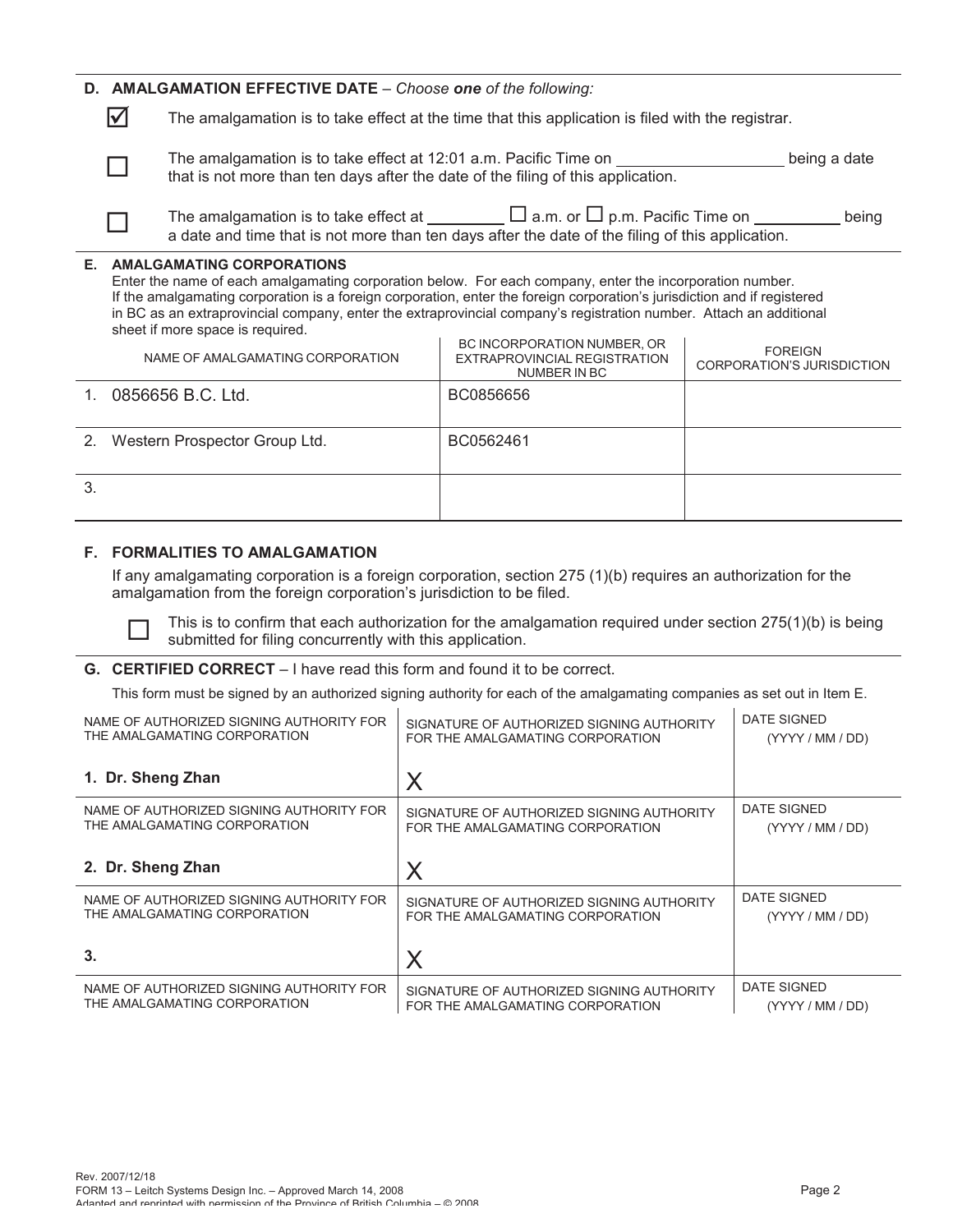## D. AMALGAMATION EFFECTIVE DATE – *Choose **one** of the following:*

☑ The amalgamation is to take effect at the time that this application is filed with the registrar.

☐ The amalgamation is to take effect at 12:01 a.m. Pacific Time on ____________ being a date that is not more than ten days after the date of the filing of this application.

☐ The amalgamation is to take effect at ________ ☐ a.m. or ☐ p.m. Pacific Time on ________ being a date and time that is not more than ten days after the date of the filing of this application.

## E. AMALGAMATING CORPORATIONS

Enter the name of each amalgamating corporation below. For each company, enter the incorporation number. If the amalgamating corporation is a foreign corporation, enter the foreign corporation's jurisdiction and if registered in BC as an extraprovincial company, enter the extraprovincial company's registration number. Attach an additional sheet if more space is required.

| NAME OF AMALGAMATING CORPORATION | BC INCORPORATION NUMBER, OR EXTRAPROVINCIAL REGISTRATION NUMBER IN BC | FOREIGN CORPORATION'S JURISDICTION |
|---|---|---|
| 1. 0856656 B.C. Ltd. | BC0856656 | |
| 2. Western Prospector Group Ltd. | BC0562461 | |
| 3. | | |

## F. FORMALITIES TO AMALGAMATION

If any amalgamating corporation is a foreign corporation, section 275 (1)(b) requires an authorization for the amalgamation from the foreign corporation's jurisdiction to be filed.

☐ This is to confirm that each authorization for the amalgamation required under section 275(1)(b) is being submitted for filing concurrently with this application.

## G. CERTIFIED CORRECT – I have read this form and found it to be correct.

This form must be signed by an authorized signing authority for each of the amalgamating companies as set out in Item E.

| NAME OF AUTHORIZED SIGNING AUTHORITY FOR THE AMALGAMATING CORPORATION | SIGNATURE OF AUTHORIZED SIGNING AUTHORITY FOR THE AMALGAMATING CORPORATION | DATE SIGNED (YYYY / MM / DD) |
|---|---|---|
| **1. Dr. Sheng Zhan** | X | |
| **2. Dr. Sheng Zhan** | X | |
| **3.** | X | |
| | | |

Rev. 2007/12/18
FORM 13 – Leitch Systems Design Inc. – Approved March 14, 2008
Adapted and reprinted with permission of the Province of British Columbia – © 2008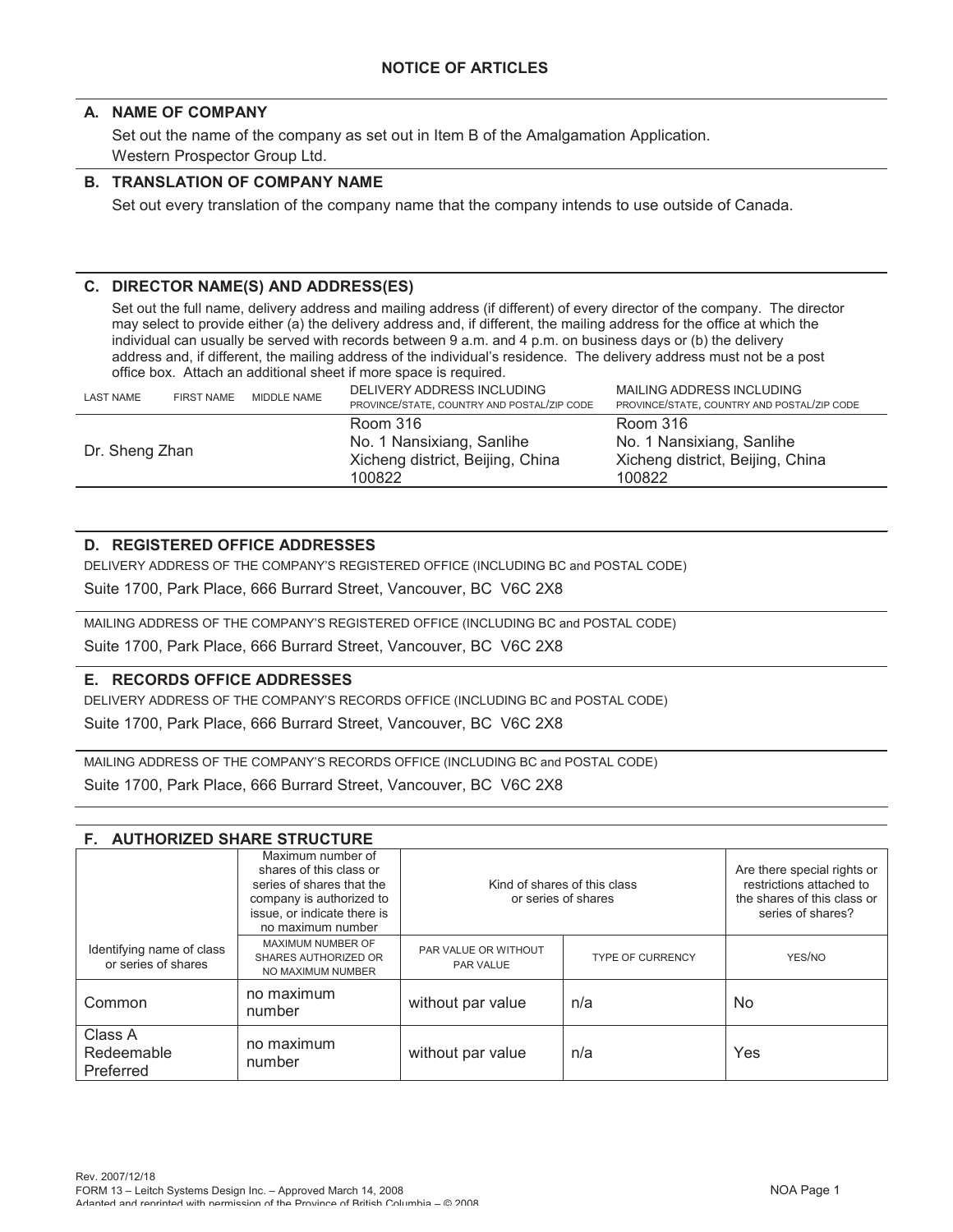# NOTICE OF ARTICLES

## A. NAME OF COMPANY

Set out the name of the company as set out in Item B of the Amalgamation Application.

Western Prospector Group Ltd.

## B. TRANSLATION OF COMPANY NAME

Set out every translation of the company name that the company intends to use outside of Canada.

## C. DIRECTOR NAME(S) AND ADDRESS(ES)

Set out the full name, delivery address and mailing address (if different) of every director of the company. The director may select to provide either (a) the delivery address and, if different, the mailing address for the office at which the individual can usually be served with records between 9 a.m. and 4 p.m. on business days or (b) the delivery address and, if different, the mailing address of the individual's residence. The delivery address must not be a post office box. Attach an additional sheet if more space is required.

| LAST NAME | FIRST NAME | MIDDLE NAME | DELIVERY ADDRESS INCLUDING PROVINCE/STATE, COUNTRY AND POSTAL/ZIP CODE | MAILING ADDRESS INCLUDING PROVINCE/STATE, COUNTRY AND POSTAL/ZIP CODE |
|---|---|---|---|---|
| Dr. Sheng Zhan | | | Room 316<br>No. 1 Nansixiang, Sanlihe<br>Xicheng district, Beijing, China<br>100822 | Room 316<br>No. 1 Nansixiang, Sanlihe<br>Xicheng district, Beijing, China<br>100822 |

## D. REGISTERED OFFICE ADDRESSES

DELIVERY ADDRESS OF THE COMPANY'S REGISTERED OFFICE (INCLUDING BC and POSTAL CODE)

Suite 1700, Park Place, 666 Burrard Street, Vancouver, BC V6C 2X8

MAILING ADDRESS OF THE COMPANY'S REGISTERED OFFICE (INCLUDING BC and POSTAL CODE)

Suite 1700, Park Place, 666 Burrard Street, Vancouver, BC V6C 2X8

## E. RECORDS OFFICE ADDRESSES

DELIVERY ADDRESS OF THE COMPANY'S RECORDS OFFICE (INCLUDING BC and POSTAL CODE)

Suite 1700, Park Place, 666 Burrard Street, Vancouver, BC V6C 2X8

MAILING ADDRESS OF THE COMPANY'S RECORDS OFFICE (INCLUDING BC and POSTAL CODE)

Suite 1700, Park Place, 666 Burrard Street, Vancouver, BC V6C 2X8

## F. AUTHORIZED SHARE STRUCTURE

| | Maximum number of shares of this class or series of shares that the company is authorized to issue, or indicate there is no maximum number | Kind of shares of this class or series of shares | | Are there special rights or restrictions attached to the shares of this class or series of shares? |
|---|---|---|---|---|
| Identifying name of class or series of shares | MAXIMUM NUMBER OF SHARES AUTHORIZED OR NO MAXIMUM NUMBER | PAR VALUE OR WITHOUT PAR VALUE | TYPE OF CURRENCY | YES/NO |
| Common | no maximum number | without par value | n/a | No |
| Class A Redeemable Preferred | no maximum number | without par value | n/a | Yes |

Rev. 2007/12/18
FORM 13 – Leitch Systems Design Inc. – Approved March 14, 2008
Adapted and reprinted with permission of the Province of British Columbia – © 2008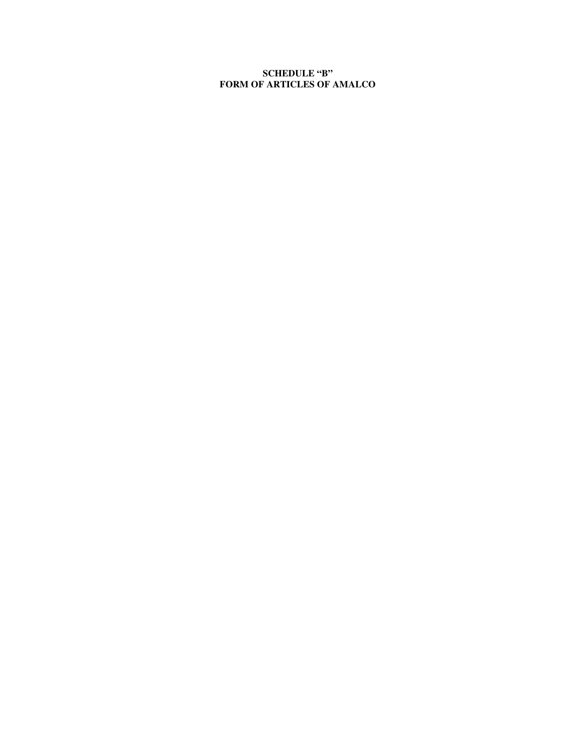# SCHEDULE "B"
# FORM OF ARTICLES OF AMALCO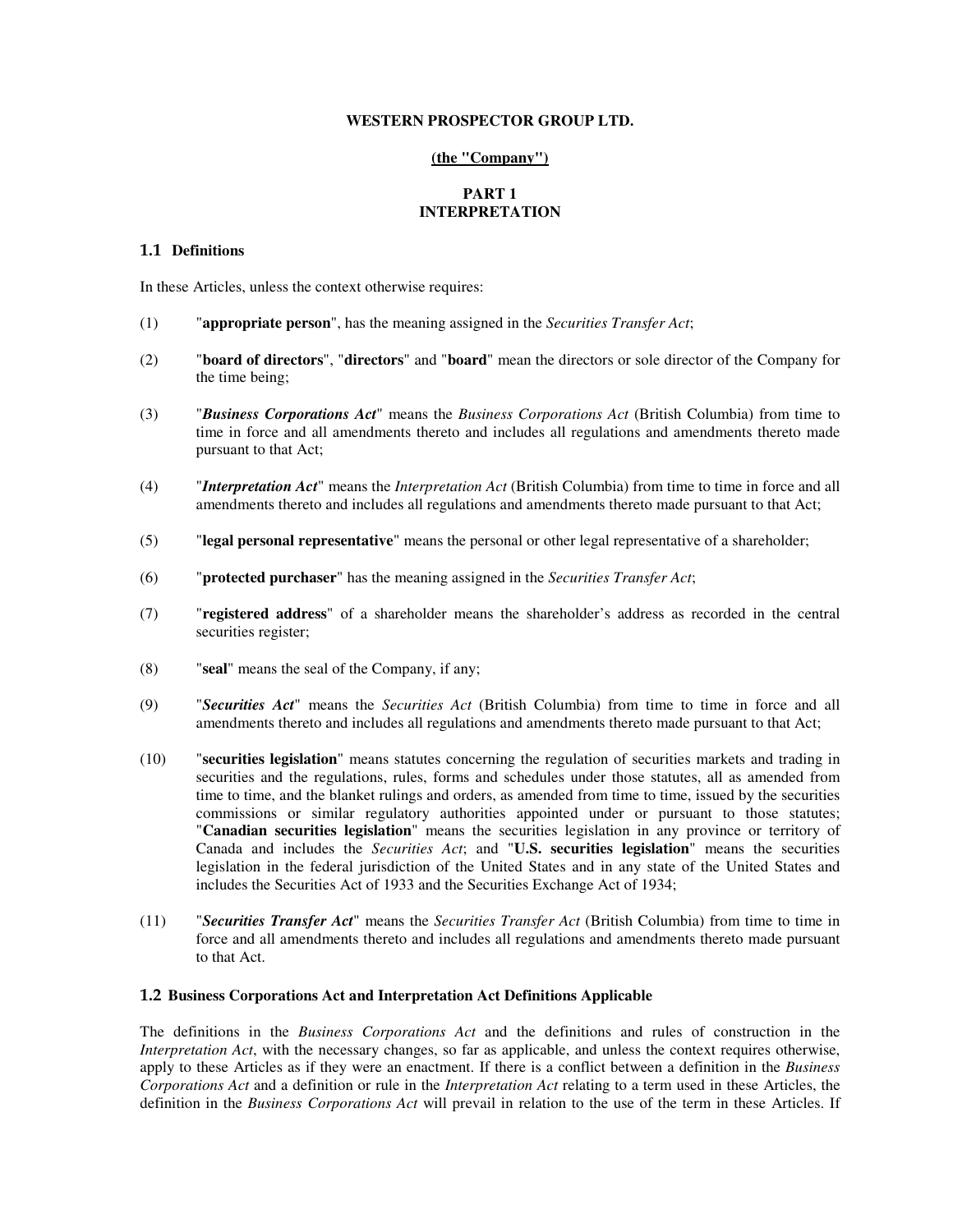**WESTERN PROSPECTOR GROUP LTD.**

**(the "Company")**

# PART 1
# INTERPRETATION

## 1.1 Definitions

In these Articles, unless the context otherwise requires:

(1) "**appropriate person**", has the meaning assigned in the *Securities Transfer Act*;

(2) "**board of directors**", "**directors**" and "**board**" mean the directors or sole director of the Company for the time being;

(3) "***Business Corporations Act***" means the *Business Corporations Act* (British Columbia) from time to time in force and all amendments thereto and includes all regulations and amendments thereto made pursuant to that Act;

(4) "***Interpretation Act***" means the *Interpretation Act* (British Columbia) from time to time in force and all amendments thereto and includes all regulations and amendments thereto made pursuant to that Act;

(5) "**legal personal representative**" means the personal or other legal representative of a shareholder;

(6) "**protected purchaser**" has the meaning assigned in the *Securities Transfer Act*;

(7) "**registered address**" of a shareholder means the shareholder's address as recorded in the central securities register;

(8) "**seal**" means the seal of the Company, if any;

(9) "***Securities Act***" means the *Securities Act* (British Columbia) from time to time in force and all amendments thereto and includes all regulations and amendments thereto made pursuant to that Act;

(10) "**securities legislation**" means statutes concerning the regulation of securities markets and trading in securities and the regulations, rules, forms and schedules under those statutes, all as amended from time to time, and the blanket rulings and orders, as amended from time to time, issued by the securities commissions or similar regulatory authorities appointed under or pursuant to those statutes; "**Canadian securities legislation**" means the securities legislation in any province or territory of Canada and includes the *Securities Act*; and "**U.S. securities legislation**" means the securities legislation in the federal jurisdiction of the United States and in any state of the United States and includes the Securities Act of 1933 and the Securities Exchange Act of 1934;

(11) "***Securities Transfer Act***" means the *Securities Transfer Act* (British Columbia) from time to time in force and all amendments thereto and includes all regulations and amendments thereto made pursuant to that Act.

## 1.2 Business Corporations Act and Interpretation Act Definitions Applicable

The definitions in the *Business Corporations Act* and the definitions and rules of construction in the *Interpretation Act*, with the necessary changes, so far as applicable, and unless the context requires otherwise, apply to these Articles as if they were an enactment. If there is a conflict between a definition in the *Business Corporations Act* and a definition or rule in the *Interpretation Act* relating to a term used in these Articles, the definition in the *Business Corporations Act* will prevail in relation to the use of the term in these Articles. If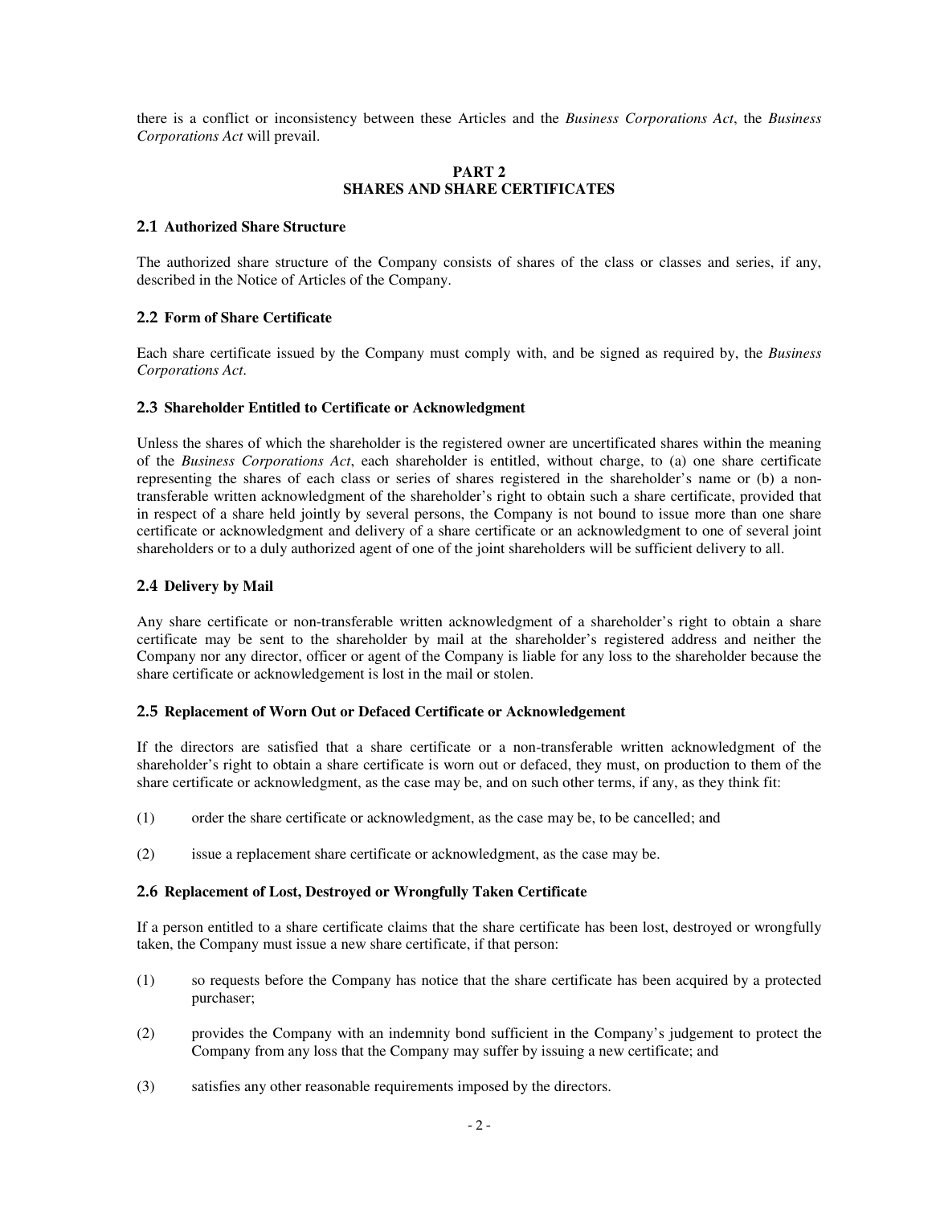there is a conflict or inconsistency between these Articles and the *Business Corporations Act*, the *Business Corporations Act* will prevail.

## PART 2
## SHARES AND SHARE CERTIFICATES

### 2.1 Authorized Share Structure

The authorized share structure of the Company consists of shares of the class or classes and series, if any, described in the Notice of Articles of the Company.

### 2.2 Form of Share Certificate

Each share certificate issued by the Company must comply with, and be signed as required by, the *Business Corporations Act*.

### 2.3 Shareholder Entitled to Certificate or Acknowledgment

Unless the shares of which the shareholder is the registered owner are uncertificated shares within the meaning of the *Business Corporations Act*, each shareholder is entitled, without charge, to (a) one share certificate representing the shares of each class or series of shares registered in the shareholder's name or (b) a non-transferable written acknowledgment of the shareholder's right to obtain such a share certificate, provided that in respect of a share held jointly by several persons, the Company is not bound to issue more than one share certificate or acknowledgment and delivery of a share certificate or an acknowledgment to one of several joint shareholders or to a duly authorized agent of one of the joint shareholders will be sufficient delivery to all.

### 2.4 Delivery by Mail

Any share certificate or non-transferable written acknowledgment of a shareholder's right to obtain a share certificate may be sent to the shareholder by mail at the shareholder's registered address and neither the Company nor any director, officer or agent of the Company is liable for any loss to the shareholder because the share certificate or acknowledgement is lost in the mail or stolen.

### 2.5 Replacement of Worn Out or Defaced Certificate or Acknowledgement

If the directors are satisfied that a share certificate or a non-transferable written acknowledgment of the shareholder's right to obtain a share certificate is worn out or defaced, they must, on production to them of the share certificate or acknowledgment, as the case may be, and on such other terms, if any, as they think fit:

(1) order the share certificate or acknowledgment, as the case may be, to be cancelled; and

(2) issue a replacement share certificate or acknowledgment, as the case may be.

### 2.6 Replacement of Lost, Destroyed or Wrongfully Taken Certificate

If a person entitled to a share certificate claims that the share certificate has been lost, destroyed or wrongfully taken, the Company must issue a new share certificate, if that person:

(1) so requests before the Company has notice that the share certificate has been acquired by a protected purchaser;

(2) provides the Company with an indemnity bond sufficient in the Company's judgement to protect the Company from any loss that the Company may suffer by issuing a new certificate; and

(3) satisfies any other reasonable requirements imposed by the directors.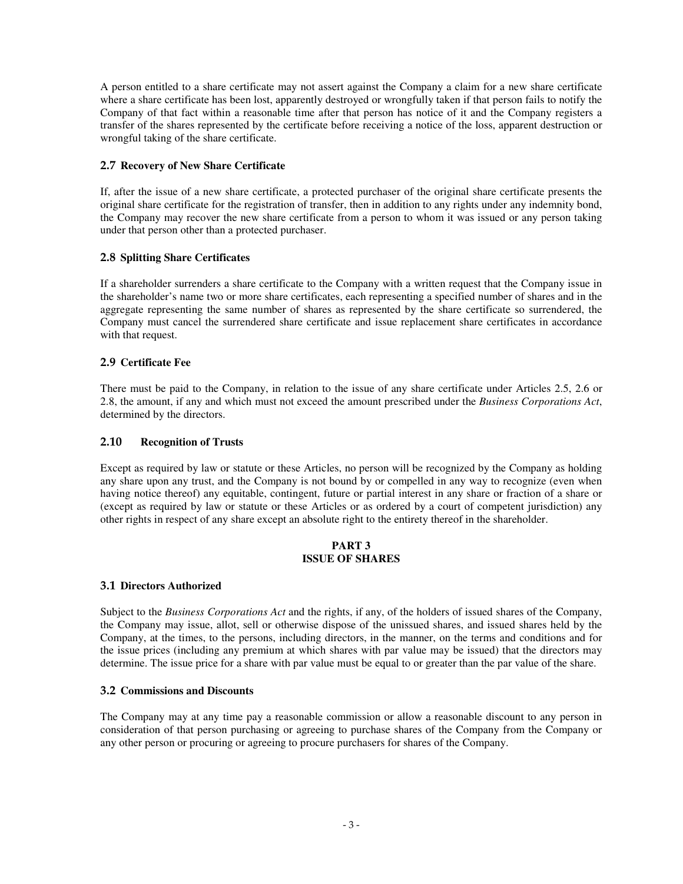A person entitled to a share certificate may not assert against the Company a claim for a new share certificate where a share certificate has been lost, apparently destroyed or wrongfully taken if that person fails to notify the Company of that fact within a reasonable time after that person has notice of it and the Company registers a transfer of the shares represented by the certificate before receiving a notice of the loss, apparent destruction or wrongful taking of the share certificate.

### 2.7 Recovery of New Share Certificate

If, after the issue of a new share certificate, a protected purchaser of the original share certificate presents the original share certificate for the registration of transfer, then in addition to any rights under any indemnity bond, the Company may recover the new share certificate from a person to whom it was issued or any person taking under that person other than a protected purchaser.

### 2.8 Splitting Share Certificates

If a shareholder surrenders a share certificate to the Company with a written request that the Company issue in the shareholder's name two or more share certificates, each representing a specified number of shares and in the aggregate representing the same number of shares as represented by the share certificate so surrendered, the Company must cancel the surrendered share certificate and issue replacement share certificates in accordance with that request.

### 2.9 Certificate Fee

There must be paid to the Company, in relation to the issue of any share certificate under Articles 2.5, 2.6 or 2.8, the amount, if any and which must not exceed the amount prescribed under the *Business Corporations Act*, determined by the directors.

### 2.10 Recognition of Trusts

Except as required by law or statute or these Articles, no person will be recognized by the Company as holding any share upon any trust, and the Company is not bound by or compelled in any way to recognize (even when having notice thereof) any equitable, contingent, future or partial interest in any share or fraction of a share or (except as required by law or statute or these Articles or as ordered by a court of competent jurisdiction) any other rights in respect of any share except an absolute right to the entirety thereof in the shareholder.

## PART 3
## ISSUE OF SHARES

### 3.1 Directors Authorized

Subject to the *Business Corporations Act* and the rights, if any, of the holders of issued shares of the Company, the Company may issue, allot, sell or otherwise dispose of the unissued shares, and issued shares held by the Company, at the times, to the persons, including directors, in the manner, on the terms and conditions and for the issue prices (including any premium at which shares with par value may be issued) that the directors may determine. The issue price for a share with par value must be equal to or greater than the par value of the share.

### 3.2 Commissions and Discounts

The Company may at any time pay a reasonable commission or allow a reasonable discount to any person in consideration of that person purchasing or agreeing to purchase shares of the Company from the Company or any other person or procuring or agreeing to procure purchasers for shares of the Company.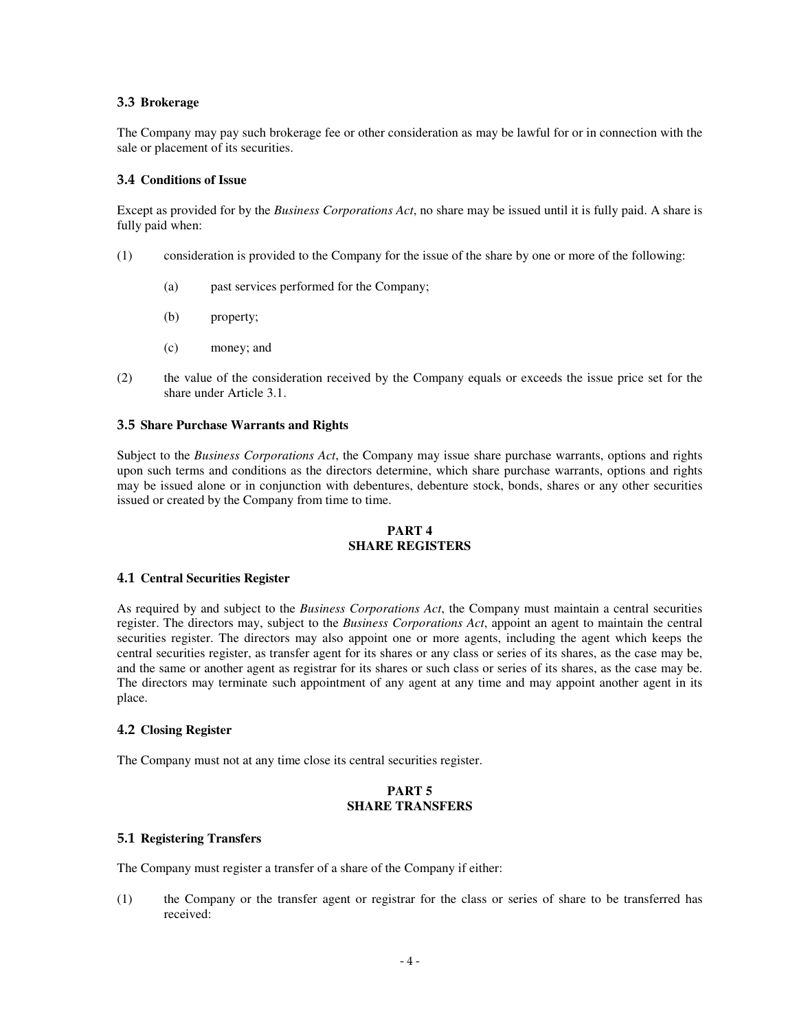### 3.3 Brokerage

The Company may pay such brokerage fee or other consideration as may be lawful for or in connection with the sale or placement of its securities.

### 3.4 Conditions of Issue

Except as provided for by the *Business Corporations Act*, no share may be issued until it is fully paid. A share is fully paid when:

(1) consideration is provided to the Company for the issue of the share by one or more of the following:

  (a) past services performed for the Company;

  (b) property;

  (c) money; and

(2) the value of the consideration received by the Company equals or exceeds the issue price set for the share under Article 3.1.

### 3.5 Share Purchase Warrants and Rights

Subject to the *Business Corporations Act*, the Company may issue share purchase warrants, options and rights upon such terms and conditions as the directors determine, which share purchase warrants, options and rights may be issued alone or in conjunction with debentures, debenture stock, bonds, shares or any other securities issued or created by the Company from time to time.

## PART 4
## SHARE REGISTERS

### 4.1 Central Securities Register

As required by and subject to the *Business Corporations Act*, the Company must maintain a central securities register. The directors may, subject to the *Business Corporations Act*, appoint an agent to maintain the central securities register. The directors may also appoint one or more agents, including the agent which keeps the central securities register, as transfer agent for its shares or any class or series of its shares, as the case may be, and the same or another agent as registrar for its shares or such class or series of its shares, as the case may be. The directors may terminate such appointment of any agent at any time and may appoint another agent in its place.

### 4.2 Closing Register

The Company must not at any time close its central securities register.

## PART 5
## SHARE TRANSFERS

### 5.1 Registering Transfers

The Company must register a transfer of a share of the Company if either:

(1) the Company or the transfer agent or registrar for the class or series of share to be transferred has received: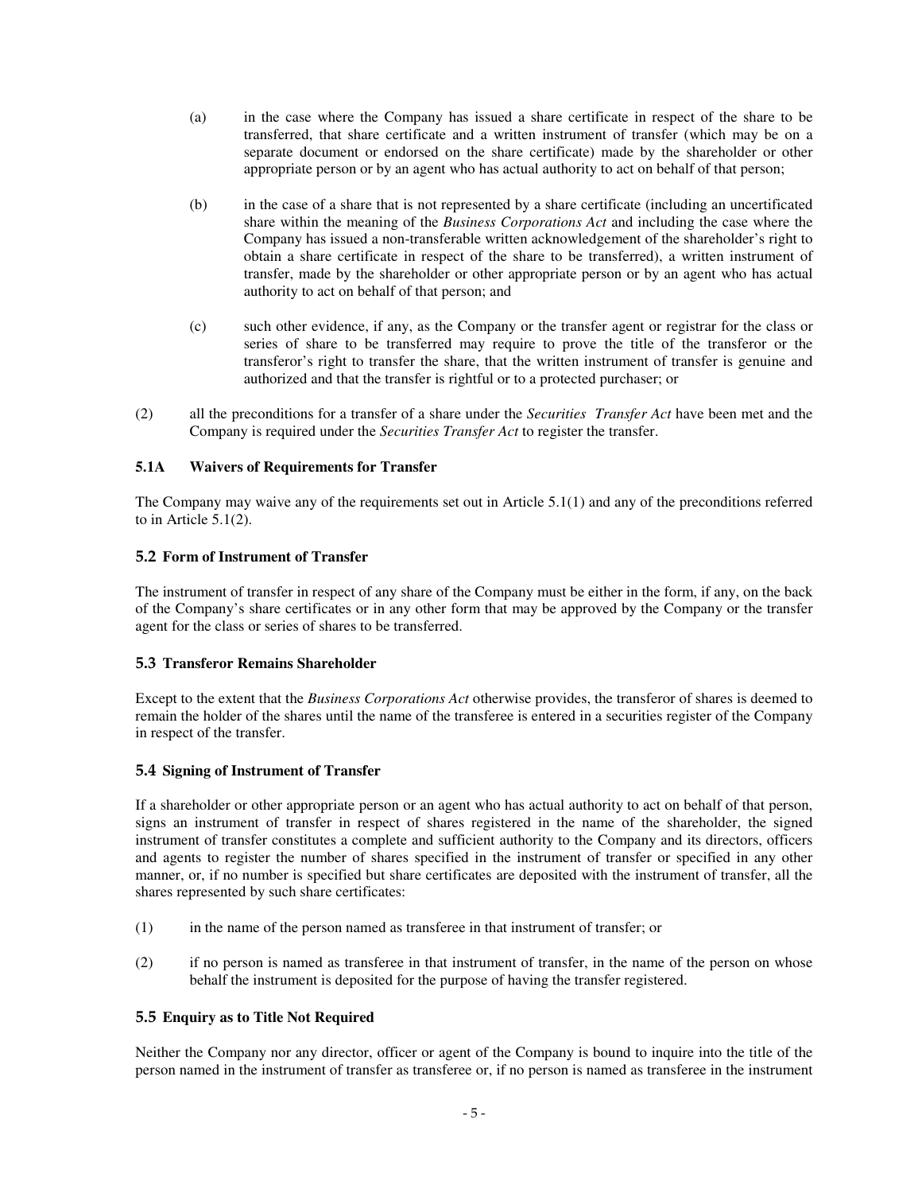(a) in the case where the Company has issued a share certificate in respect of the share to be transferred, that share certificate and a written instrument of transfer (which may be on a separate document or endorsed on the share certificate) made by the shareholder or other appropriate person or by an agent who has actual authority to act on behalf of that person;

(b) in the case of a share that is not represented by a share certificate (including an uncertificated share within the meaning of the *Business Corporations Act* and including the case where the Company has issued a non-transferable written acknowledgement of the shareholder's right to obtain a share certificate in respect of the share to be transferred), a written instrument of transfer, made by the shareholder or other appropriate person or by an agent who has actual authority to act on behalf of that person; and

(c) such other evidence, if any, as the Company or the transfer agent or registrar for the class or series of share to be transferred may require to prove the title of the transferor or the transferor's right to transfer the share, that the written instrument of transfer is genuine and authorized and that the transfer is rightful or to a protected purchaser; or

(2) all the preconditions for a transfer of a share under the *Securities Transfer Act* have been met and the Company is required under the *Securities Transfer Act* to register the transfer.

**5.1A Waivers of Requirements for Transfer**

The Company may waive any of the requirements set out in Article 5.1(1) and any of the preconditions referred to in Article 5.1(2).

**5.2 Form of Instrument of Transfer**

The instrument of transfer in respect of any share of the Company must be either in the form, if any, on the back of the Company's share certificates or in any other form that may be approved by the Company or the transfer agent for the class or series of shares to be transferred.

**5.3 Transferor Remains Shareholder**

Except to the extent that the *Business Corporations Act* otherwise provides, the transferor of shares is deemed to remain the holder of the shares until the name of the transferee is entered in a securities register of the Company in respect of the transfer.

**5.4 Signing of Instrument of Transfer**

If a shareholder or other appropriate person or an agent who has actual authority to act on behalf of that person, signs an instrument of transfer in respect of shares registered in the name of the shareholder, the signed instrument of transfer constitutes a complete and sufficient authority to the Company and its directors, officers and agents to register the number of shares specified in the instrument of transfer or specified in any other manner, or, if no number is specified but share certificates are deposited with the instrument of transfer, all the shares represented by such share certificates:

(1) in the name of the person named as transferee in that instrument of transfer; or

(2) if no person is named as transferee in that instrument of transfer, in the name of the person on whose behalf the instrument is deposited for the purpose of having the transfer registered.

**5.5 Enquiry as to Title Not Required**

Neither the Company nor any director, officer or agent of the Company is bound to inquire into the title of the person named in the instrument of transfer as transferee or, if no person is named as transferee in the instrument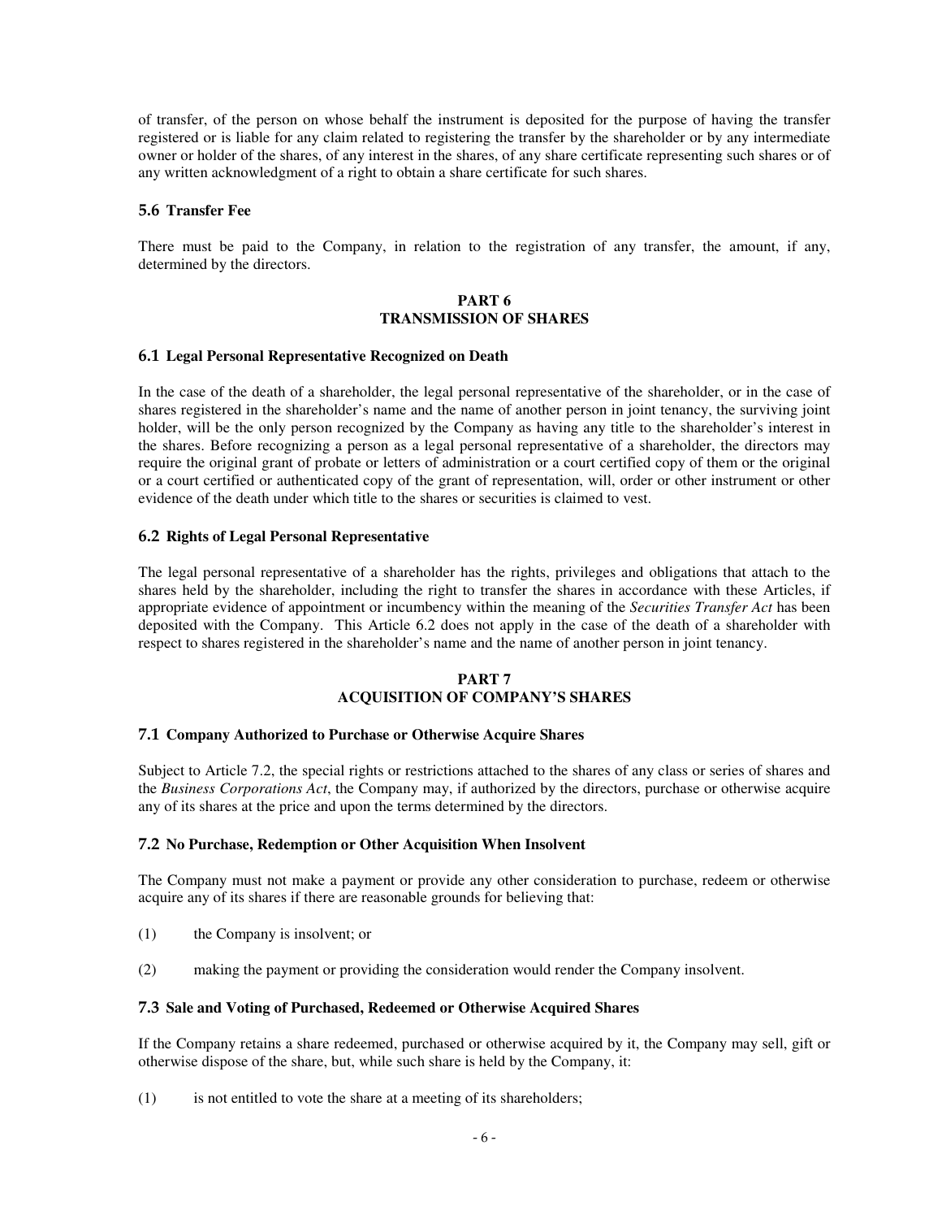of transfer, of the person on whose behalf the instrument is deposited for the purpose of having the transfer registered or is liable for any claim related to registering the transfer by the shareholder or by any intermediate owner or holder of the shares, of any interest in the shares, of any share certificate representing such shares or of any written acknowledgment of a right to obtain a share certificate for such shares.

### 5.6 Transfer Fee

There must be paid to the Company, in relation to the registration of any transfer, the amount, if any, determined by the directors.

## PART 6
## TRANSMISSION OF SHARES

### 6.1 Legal Personal Representative Recognized on Death

In the case of the death of a shareholder, the legal personal representative of the shareholder, or in the case of shares registered in the shareholder's name and the name of another person in joint tenancy, the surviving joint holder, will be the only person recognized by the Company as having any title to the shareholder's interest in the shares. Before recognizing a person as a legal personal representative of a shareholder, the directors may require the original grant of probate or letters of administration or a court certified copy of them or the original or a court certified or authenticated copy of the grant of representation, will, order or other instrument or other evidence of the death under which title to the shares or securities is claimed to vest.

### 6.2 Rights of Legal Personal Representative

The legal personal representative of a shareholder has the rights, privileges and obligations that attach to the shares held by the shareholder, including the right to transfer the shares in accordance with these Articles, if appropriate evidence of appointment or incumbency within the meaning of the *Securities Transfer Act* has been deposited with the Company. This Article 6.2 does not apply in the case of the death of a shareholder with respect to shares registered in the shareholder's name and the name of another person in joint tenancy.

## PART 7
## ACQUISITION OF COMPANY'S SHARES

### 7.1 Company Authorized to Purchase or Otherwise Acquire Shares

Subject to Article 7.2, the special rights or restrictions attached to the shares of any class or series of shares and the *Business Corporations Act*, the Company may, if authorized by the directors, purchase or otherwise acquire any of its shares at the price and upon the terms determined by the directors.

### 7.2 No Purchase, Redemption or Other Acquisition When Insolvent

The Company must not make a payment or provide any other consideration to purchase, redeem or otherwise acquire any of its shares if there are reasonable grounds for believing that:

(1) the Company is insolvent; or

(2) making the payment or providing the consideration would render the Company insolvent.

### 7.3 Sale and Voting of Purchased, Redeemed or Otherwise Acquired Shares

If the Company retains a share redeemed, purchased or otherwise acquired by it, the Company may sell, gift or otherwise dispose of the share, but, while such share is held by the Company, it:

(1) is not entitled to vote the share at a meeting of its shareholders;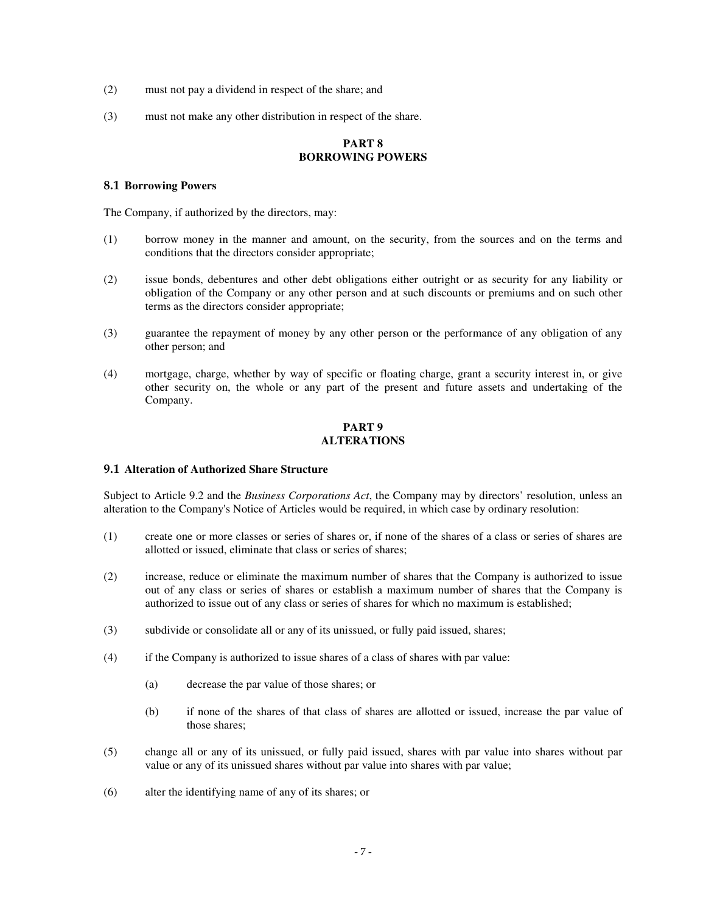(2) must not pay a dividend in respect of the share; and

(3) must not make any other distribution in respect of the share.

## PART 8
## BORROWING POWERS

### 8.1 Borrowing Powers

The Company, if authorized by the directors, may:

(1) borrow money in the manner and amount, on the security, from the sources and on the terms and conditions that the directors consider appropriate;

(2) issue bonds, debentures and other debt obligations either outright or as security for any liability or obligation of the Company or any other person and at such discounts or premiums and on such other terms as the directors consider appropriate;

(3) guarantee the repayment of money by any other person or the performance of any obligation of any other person; and

(4) mortgage, charge, whether by way of specific or floating charge, grant a security interest in, or give other security on, the whole or any part of the present and future assets and undertaking of the Company.

## PART 9
## ALTERATIONS

### 9.1 Alteration of Authorized Share Structure

Subject to Article 9.2 and the *Business Corporations Act*, the Company may by directors' resolution, unless an alteration to the Company's Notice of Articles would be required, in which case by ordinary resolution:

(1) create one or more classes or series of shares or, if none of the shares of a class or series of shares are allotted or issued, eliminate that class or series of shares;

(2) increase, reduce or eliminate the maximum number of shares that the Company is authorized to issue out of any class or series of shares or establish a maximum number of shares that the Company is authorized to issue out of any class or series of shares for which no maximum is established;

(3) subdivide or consolidate all or any of its unissued, or fully paid issued, shares;

(4) if the Company is authorized to issue shares of a class of shares with par value:

    (a) decrease the par value of those shares; or

    (b) if none of the shares of that class of shares are allotted or issued, increase the par value of those shares;

(5) change all or any of its unissued, or fully paid issued, shares with par value into shares without par value or any of its unissued shares without par value into shares with par value;

(6) alter the identifying name of any of its shares; or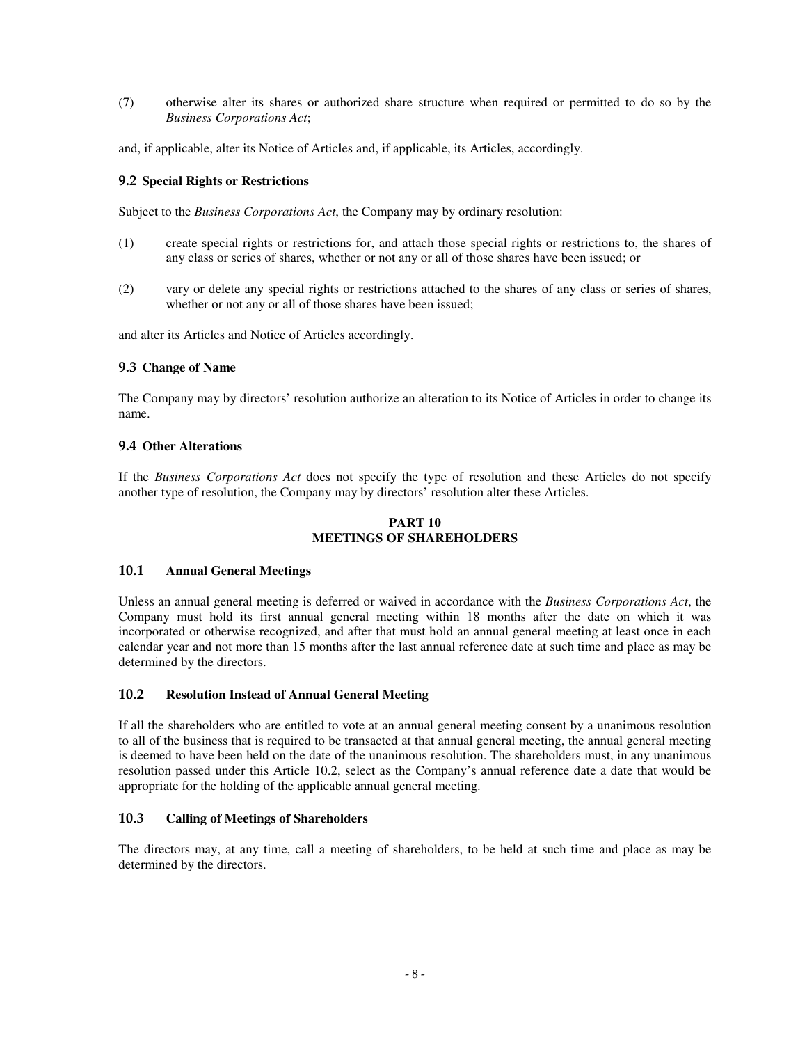(7) otherwise alter its shares or authorized share structure when required or permitted to do so by the *Business Corporations Act*;

and, if applicable, alter its Notice of Articles and, if applicable, its Articles, accordingly.

### 9.2 Special Rights or Restrictions

Subject to the *Business Corporations Act*, the Company may by ordinary resolution:

(1) create special rights or restrictions for, and attach those special rights or restrictions to, the shares of any class or series of shares, whether or not any or all of those shares have been issued; or

(2) vary or delete any special rights or restrictions attached to the shares of any class or series of shares, whether or not any or all of those shares have been issued;

and alter its Articles and Notice of Articles accordingly.

### 9.3 Change of Name

The Company may by directors' resolution authorize an alteration to its Notice of Articles in order to change its name.

### 9.4 Other Alterations

If the *Business Corporations Act* does not specify the type of resolution and these Articles do not specify another type of resolution, the Company may by directors' resolution alter these Articles.

## PART 10
## MEETINGS OF SHAREHOLDERS

### 10.1 Annual General Meetings

Unless an annual general meeting is deferred or waived in accordance with the *Business Corporations Act*, the Company must hold its first annual general meeting within 18 months after the date on which it was incorporated or otherwise recognized, and after that must hold an annual general meeting at least once in each calendar year and not more than 15 months after the last annual reference date at such time and place as may be determined by the directors.

### 10.2 Resolution Instead of Annual General Meeting

If all the shareholders who are entitled to vote at an annual general meeting consent by a unanimous resolution to all of the business that is required to be transacted at that annual general meeting, the annual general meeting is deemed to have been held on the date of the unanimous resolution. The shareholders must, in any unanimous resolution passed under this Article 10.2, select as the Company's annual reference date a date that would be appropriate for the holding of the applicable annual general meeting.

### 10.3 Calling of Meetings of Shareholders

The directors may, at any time, call a meeting of shareholders, to be held at such time and place as may be determined by the directors.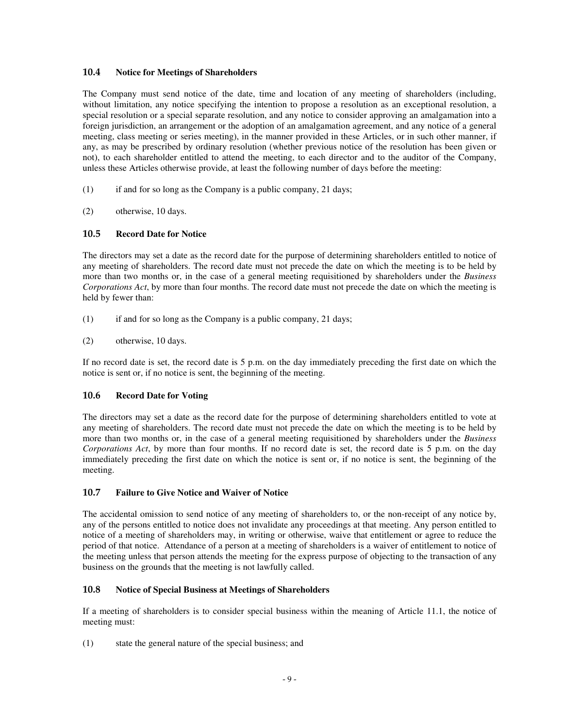### 10.4 Notice for Meetings of Shareholders

The Company must send notice of the date, time and location of any meeting of shareholders (including, without limitation, any notice specifying the intention to propose a resolution as an exceptional resolution, a special resolution or a special separate resolution, and any notice to consider approving an amalgamation into a foreign jurisdiction, an arrangement or the adoption of an amalgamation agreement, and any notice of a general meeting, class meeting or series meeting), in the manner provided in these Articles, or in such other manner, if any, as may be prescribed by ordinary resolution (whether previous notice of the resolution has been given or not), to each shareholder entitled to attend the meeting, to each director and to the auditor of the Company, unless these Articles otherwise provide, at least the following number of days before the meeting:

(1) if and for so long as the Company is a public company, 21 days;

(2) otherwise, 10 days.

### 10.5 Record Date for Notice

The directors may set a date as the record date for the purpose of determining shareholders entitled to notice of any meeting of shareholders. The record date must not precede the date on which the meeting is to be held by more than two months or, in the case of a general meeting requisitioned by shareholders under the *Business Corporations Act*, by more than four months. The record date must not precede the date on which the meeting is held by fewer than:

(1) if and for so long as the Company is a public company, 21 days;

(2) otherwise, 10 days.

If no record date is set, the record date is 5 p.m. on the day immediately preceding the first date on which the notice is sent or, if no notice is sent, the beginning of the meeting.

### 10.6 Record Date for Voting

The directors may set a date as the record date for the purpose of determining shareholders entitled to vote at any meeting of shareholders. The record date must not precede the date on which the meeting is to be held by more than two months or, in the case of a general meeting requisitioned by shareholders under the *Business Corporations Act*, by more than four months. If no record date is set, the record date is 5 p.m. on the day immediately preceding the first date on which the notice is sent or, if no notice is sent, the beginning of the meeting.

### 10.7 Failure to Give Notice and Waiver of Notice

The accidental omission to send notice of any meeting of shareholders to, or the non-receipt of any notice by, any of the persons entitled to notice does not invalidate any proceedings at that meeting. Any person entitled to notice of a meeting of shareholders may, in writing or otherwise, waive that entitlement or agree to reduce the period of that notice. Attendance of a person at a meeting of shareholders is a waiver of entitlement to notice of the meeting unless that person attends the meeting for the express purpose of objecting to the transaction of any business on the grounds that the meeting is not lawfully called.

### 10.8 Notice of Special Business at Meetings of Shareholders

If a meeting of shareholders is to consider special business within the meaning of Article 11.1, the notice of meeting must:

(1) state the general nature of the special business; and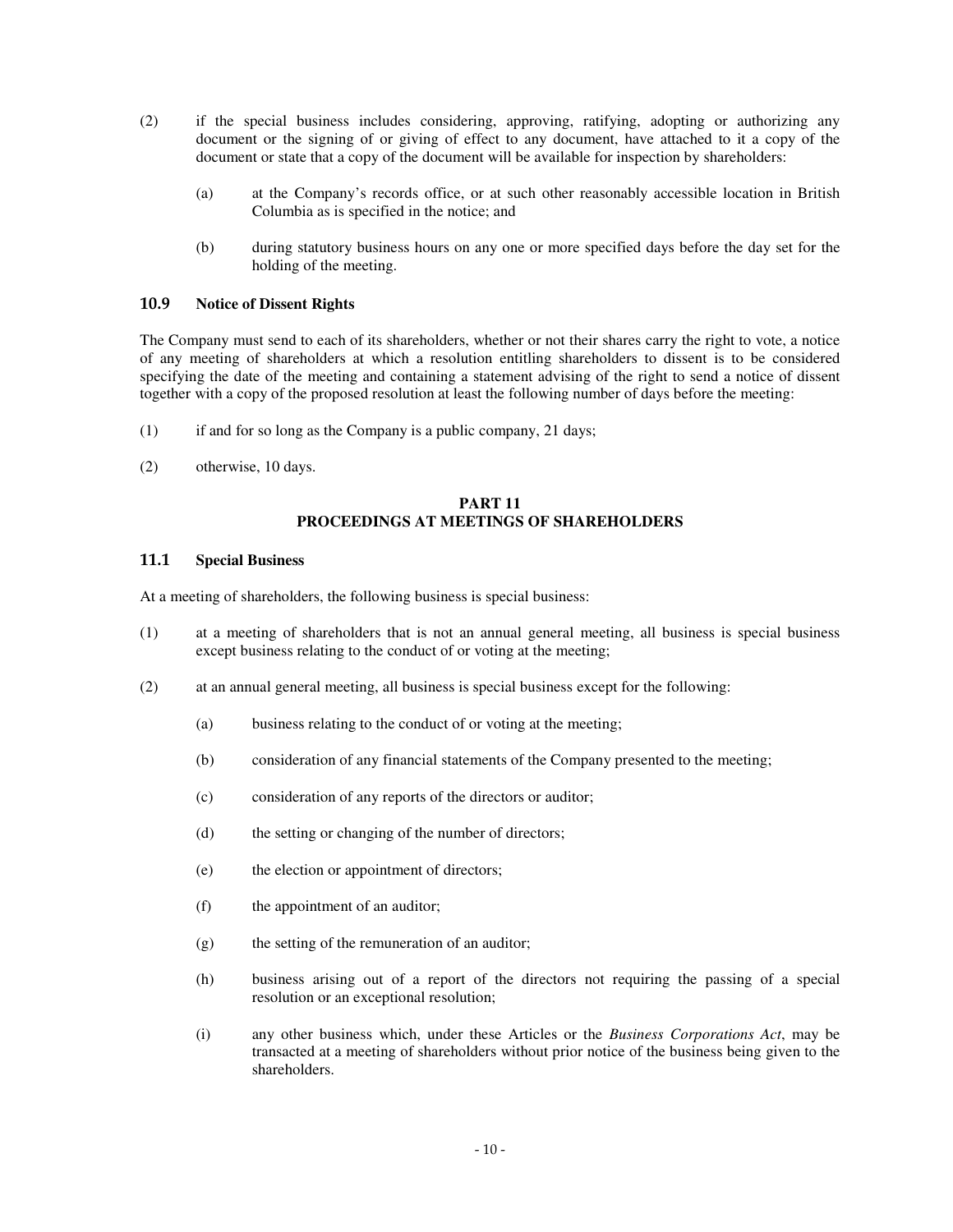(2) if the special business includes considering, approving, ratifying, adopting or authorizing any document or the signing of or giving of effect to any document, have attached to it a copy of the document or state that a copy of the document will be available for inspection by shareholders:

  (a) at the Company's records office, or at such other reasonably accessible location in British Columbia as is specified in the notice; and

  (b) during statutory business hours on any one or more specified days before the day set for the holding of the meeting.

### 10.9 Notice of Dissent Rights

The Company must send to each of its shareholders, whether or not their shares carry the right to vote, a notice of any meeting of shareholders at which a resolution entitling shareholders to dissent is to be considered specifying the date of the meeting and containing a statement advising of the right to send a notice of dissent together with a copy of the proposed resolution at least the following number of days before the meeting:

(1) if and for so long as the Company is a public company, 21 days;

(2) otherwise, 10 days.

## PART 11
## PROCEEDINGS AT MEETINGS OF SHAREHOLDERS

### 11.1 Special Business

At a meeting of shareholders, the following business is special business:

(1) at a meeting of shareholders that is not an annual general meeting, all business is special business except business relating to the conduct of or voting at the meeting;

(2) at an annual general meeting, all business is special business except for the following:

  (a) business relating to the conduct of or voting at the meeting;

  (b) consideration of any financial statements of the Company presented to the meeting;

  (c) consideration of any reports of the directors or auditor;

  (d) the setting or changing of the number of directors;

  (e) the election or appointment of directors;

  (f) the appointment of an auditor;

  (g) the setting of the remuneration of an auditor;

  (h) business arising out of a report of the directors not requiring the passing of a special resolution or an exceptional resolution;

  (i) any other business which, under these Articles or the *Business Corporations Act*, may be transacted at a meeting of shareholders without prior notice of the business being given to the shareholders.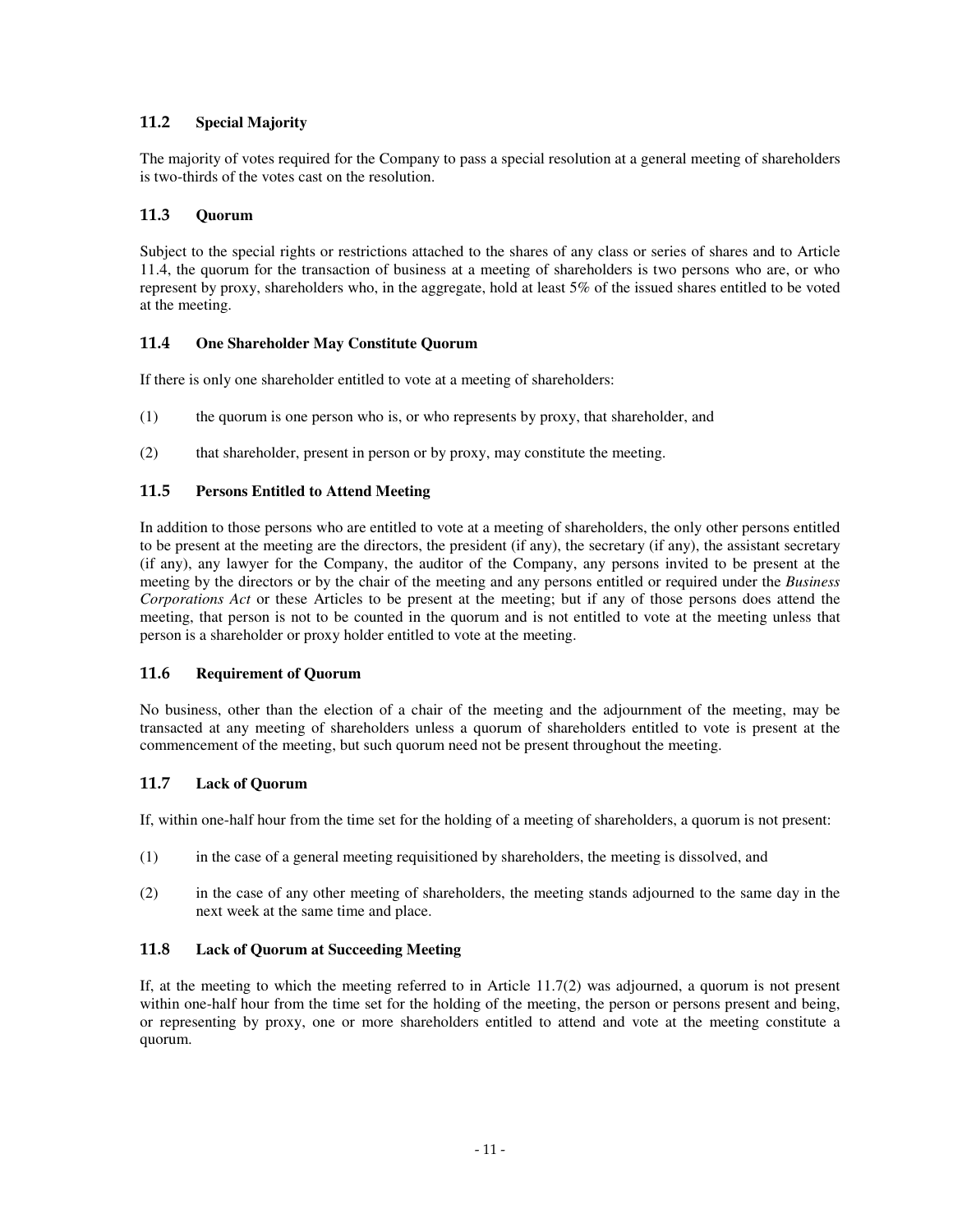### 11.2 Special Majority

The majority of votes required for the Company to pass a special resolution at a general meeting of shareholders is two-thirds of the votes cast on the resolution.

### 11.3 Quorum

Subject to the special rights or restrictions attached to the shares of any class or series of shares and to Article 11.4, the quorum for the transaction of business at a meeting of shareholders is two persons who are, or who represent by proxy, shareholders who, in the aggregate, hold at least 5% of the issued shares entitled to be voted at the meeting.

### 11.4 One Shareholder May Constitute Quorum

If there is only one shareholder entitled to vote at a meeting of shareholders:

(1) the quorum is one person who is, or who represents by proxy, that shareholder, and

(2) that shareholder, present in person or by proxy, may constitute the meeting.

### 11.5 Persons Entitled to Attend Meeting

In addition to those persons who are entitled to vote at a meeting of shareholders, the only other persons entitled to be present at the meeting are the directors, the president (if any), the secretary (if any), the assistant secretary (if any), any lawyer for the Company, the auditor of the Company, any persons invited to be present at the meeting by the directors or by the chair of the meeting and any persons entitled or required under the *Business Corporations Act* or these Articles to be present at the meeting; but if any of those persons does attend the meeting, that person is not to be counted in the quorum and is not entitled to vote at the meeting unless that person is a shareholder or proxy holder entitled to vote at the meeting.

### 11.6 Requirement of Quorum

No business, other than the election of a chair of the meeting and the adjournment of the meeting, may be transacted at any meeting of shareholders unless a quorum of shareholders entitled to vote is present at the commencement of the meeting, but such quorum need not be present throughout the meeting.

### 11.7 Lack of Quorum

If, within one-half hour from the time set for the holding of a meeting of shareholders, a quorum is not present:

(1) in the case of a general meeting requisitioned by shareholders, the meeting is dissolved, and

(2) in the case of any other meeting of shareholders, the meeting stands adjourned to the same day in the next week at the same time and place.

### 11.8 Lack of Quorum at Succeeding Meeting

If, at the meeting to which the meeting referred to in Article 11.7(2) was adjourned, a quorum is not present within one-half hour from the time set for the holding of the meeting, the person or persons present and being, or representing by proxy, one or more shareholders entitled to attend and vote at the meeting constitute a quorum.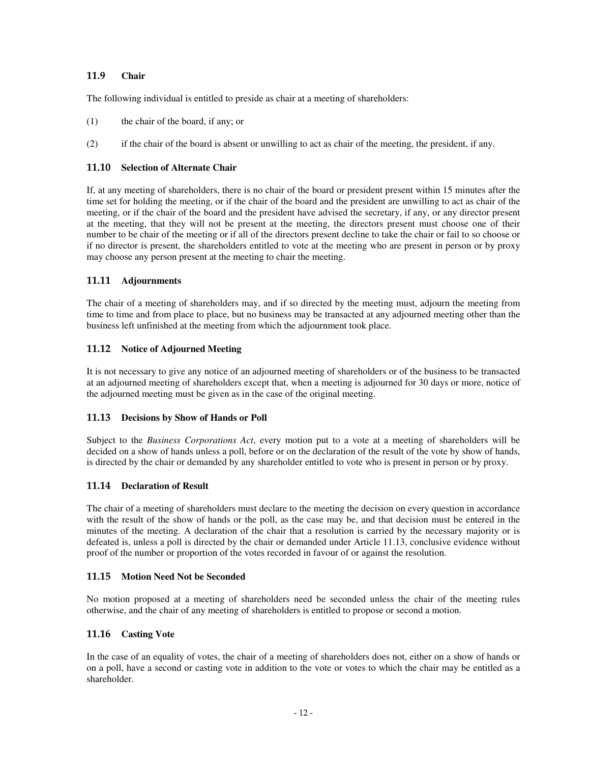### 11.9 Chair

The following individual is entitled to preside as chair at a meeting of shareholders:

(1) the chair of the board, if any; or

(2) if the chair of the board is absent or unwilling to act as chair of the meeting, the president, if any.

### 11.10 Selection of Alternate Chair

If, at any meeting of shareholders, there is no chair of the board or president present within 15 minutes after the time set for holding the meeting, or if the chair of the board and the president are unwilling to act as chair of the meeting, or if the chair of the board and the president have advised the secretary, if any, or any director present at the meeting, that they will not be present at the meeting, the directors present must choose one of their number to be chair of the meeting or if all of the directors present decline to take the chair or fail to so choose or if no director is present, the shareholders entitled to vote at the meeting who are present in person or by proxy may choose any person present at the meeting to chair the meeting.

### 11.11 Adjournments

The chair of a meeting of shareholders may, and if so directed by the meeting must, adjourn the meeting from time to time and from place to place, but no business may be transacted at any adjourned meeting other than the business left unfinished at the meeting from which the adjournment took place.

### 11.12 Notice of Adjourned Meeting

It is not necessary to give any notice of an adjourned meeting of shareholders or of the business to be transacted at an adjourned meeting of shareholders except that, when a meeting is adjourned for 30 days or more, notice of the adjourned meeting must be given as in the case of the original meeting.

### 11.13 Decisions by Show of Hands or Poll

Subject to the *Business Corporations Act*, every motion put to a vote at a meeting of shareholders will be decided on a show of hands unless a poll, before or on the declaration of the result of the vote by show of hands, is directed by the chair or demanded by any shareholder entitled to vote who is present in person or by proxy.

### 11.14 Declaration of Result

The chair of a meeting of shareholders must declare to the meeting the decision on every question in accordance with the result of the show of hands or the poll, as the case may be, and that decision must be entered in the minutes of the meeting. A declaration of the chair that a resolution is carried by the necessary majority or is defeated is, unless a poll is directed by the chair or demanded under Article 11.13, conclusive evidence without proof of the number or proportion of the votes recorded in favour of or against the resolution.

### 11.15 Motion Need Not be Seconded

No motion proposed at a meeting of shareholders need be seconded unless the chair of the meeting rules otherwise, and the chair of any meeting of shareholders is entitled to propose or second a motion.

### 11.16 Casting Vote

In the case of an equality of votes, the chair of a meeting of shareholders does not, either on a show of hands or on a poll, have a second or casting vote in addition to the vote or votes to which the chair may be entitled as a shareholder.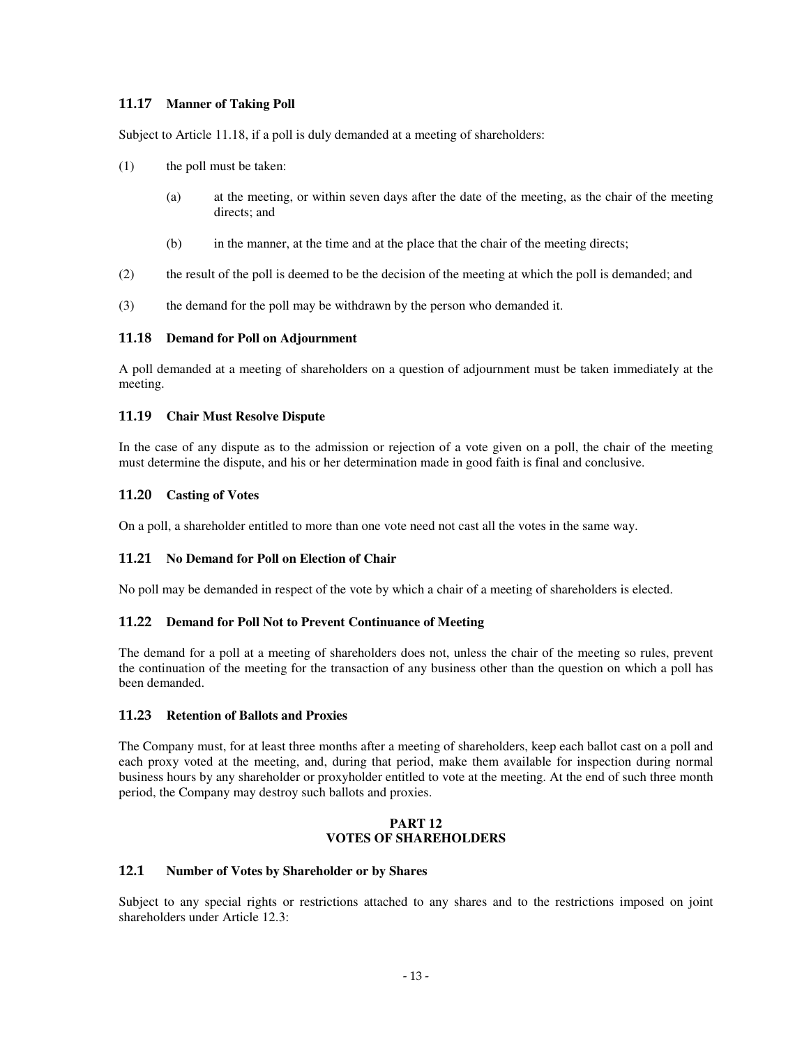### 11.17 Manner of Taking Poll

Subject to Article 11.18, if a poll is duly demanded at a meeting of shareholders:

(1) the poll must be taken:

  (a) at the meeting, or within seven days after the date of the meeting, as the chair of the meeting directs; and

  (b) in the manner, at the time and at the place that the chair of the meeting directs;

(2) the result of the poll is deemed to be the decision of the meeting at which the poll is demanded; and

(3) the demand for the poll may be withdrawn by the person who demanded it.

### 11.18 Demand for Poll on Adjournment

A poll demanded at a meeting of shareholders on a question of adjournment must be taken immediately at the meeting.

### 11.19 Chair Must Resolve Dispute

In the case of any dispute as to the admission or rejection of a vote given on a poll, the chair of the meeting must determine the dispute, and his or her determination made in good faith is final and conclusive.

### 11.20 Casting of Votes

On a poll, a shareholder entitled to more than one vote need not cast all the votes in the same way.

### 11.21 No Demand for Poll on Election of Chair

No poll may be demanded in respect of the vote by which a chair of a meeting of shareholders is elected.

### 11.22 Demand for Poll Not to Prevent Continuance of Meeting

The demand for a poll at a meeting of shareholders does not, unless the chair of the meeting so rules, prevent the continuation of the meeting for the transaction of any business other than the question on which a poll has been demanded.

### 11.23 Retention of Ballots and Proxies

The Company must, for at least three months after a meeting of shareholders, keep each ballot cast on a poll and each proxy voted at the meeting, and, during that period, make them available for inspection during normal business hours by any shareholder or proxyholder entitled to vote at the meeting. At the end of such three month period, the Company may destroy such ballots and proxies.

## PART 12
## VOTES OF SHAREHOLDERS

### 12.1 Number of Votes by Shareholder or by Shares

Subject to any special rights or restrictions attached to any shares and to the restrictions imposed on joint shareholders under Article 12.3: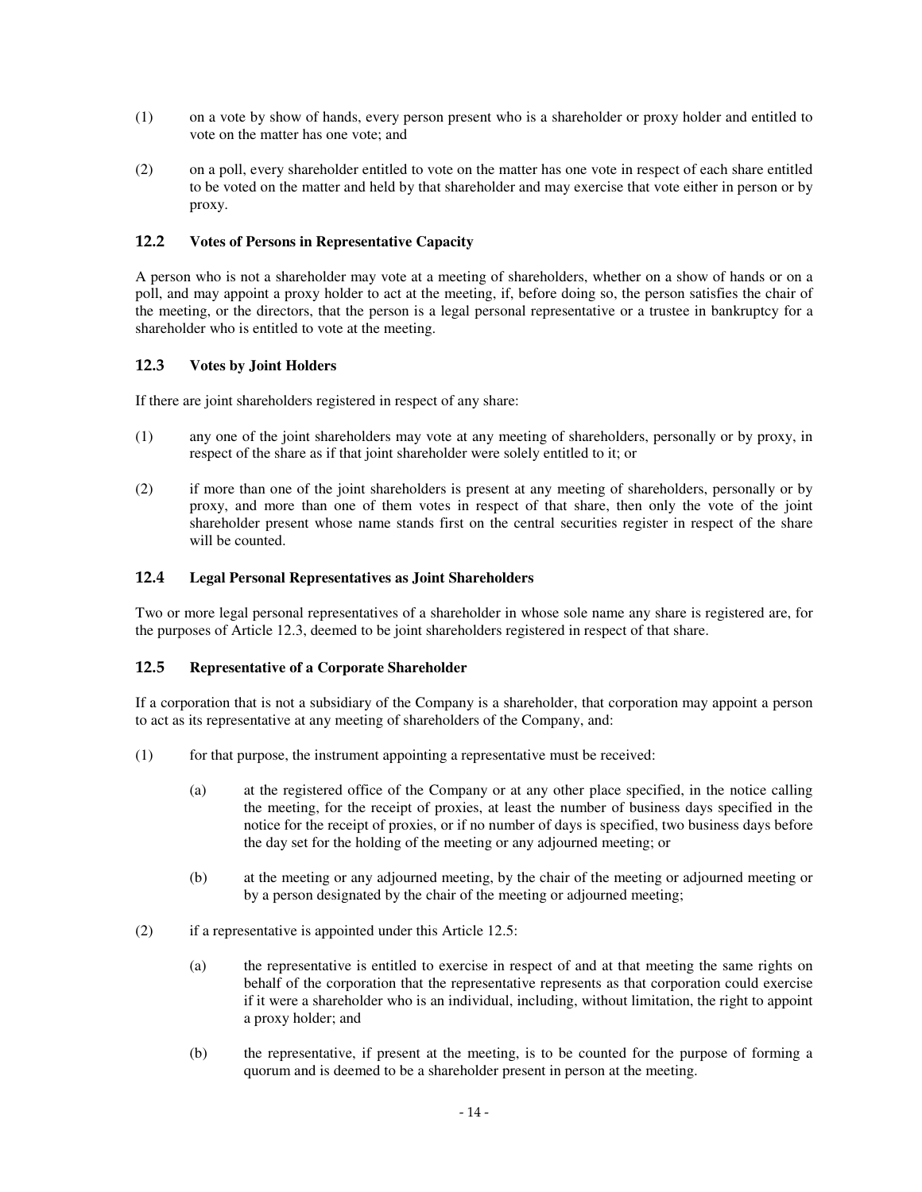(1) on a vote by show of hands, every person present who is a shareholder or proxy holder and entitled to vote on the matter has one vote; and

(2) on a poll, every shareholder entitled to vote on the matter has one vote in respect of each share entitled to be voted on the matter and held by that shareholder and may exercise that vote either in person or by proxy.

### 12.2 Votes of Persons in Representative Capacity

A person who is not a shareholder may vote at a meeting of shareholders, whether on a show of hands or on a poll, and may appoint a proxy holder to act at the meeting, if, before doing so, the person satisfies the chair of the meeting, or the directors, that the person is a legal personal representative or a trustee in bankruptcy for a shareholder who is entitled to vote at the meeting.

### 12.3 Votes by Joint Holders

If there are joint shareholders registered in respect of any share:

(1) any one of the joint shareholders may vote at any meeting of shareholders, personally or by proxy, in respect of the share as if that joint shareholder were solely entitled to it; or

(2) if more than one of the joint shareholders is present at any meeting of shareholders, personally or by proxy, and more than one of them votes in respect of that share, then only the vote of the joint shareholder present whose name stands first on the central securities register in respect of the share will be counted.

### 12.4 Legal Personal Representatives as Joint Shareholders

Two or more legal personal representatives of a shareholder in whose sole name any share is registered are, for the purposes of Article 12.3, deemed to be joint shareholders registered in respect of that share.

### 12.5 Representative of a Corporate Shareholder

If a corporation that is not a subsidiary of the Company is a shareholder, that corporation may appoint a person to act as its representative at any meeting of shareholders of the Company, and:

(1) for that purpose, the instrument appointing a representative must be received:

  (a) at the registered office of the Company or at any other place specified, in the notice calling the meeting, for the receipt of proxies, at least the number of business days specified in the notice for the receipt of proxies, or if no number of days is specified, two business days before the day set for the holding of the meeting or any adjourned meeting; or

  (b) at the meeting or any adjourned meeting, by the chair of the meeting or adjourned meeting or by a person designated by the chair of the meeting or adjourned meeting;

(2) if a representative is appointed under this Article 12.5:

  (a) the representative is entitled to exercise in respect of and at that meeting the same rights on behalf of the corporation that the representative represents as that corporation could exercise if it were a shareholder who is an individual, including, without limitation, the right to appoint a proxy holder; and

  (b) the representative, if present at the meeting, is to be counted for the purpose of forming a quorum and is deemed to be a shareholder present in person at the meeting.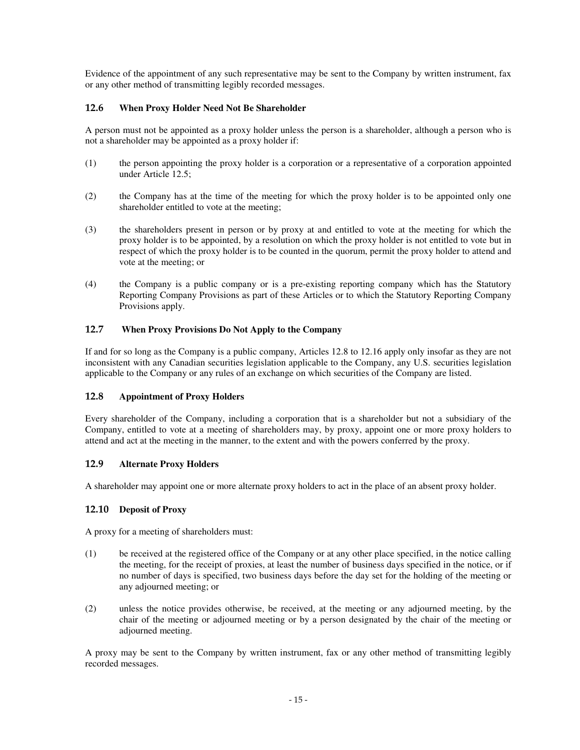Evidence of the appointment of any such representative may be sent to the Company by written instrument, fax or any other method of transmitting legibly recorded messages.

### 12.6 When Proxy Holder Need Not Be Shareholder

A person must not be appointed as a proxy holder unless the person is a shareholder, although a person who is not a shareholder may be appointed as a proxy holder if:

(1) the person appointing the proxy holder is a corporation or a representative of a corporation appointed under Article 12.5;

(2) the Company has at the time of the meeting for which the proxy holder is to be appointed only one shareholder entitled to vote at the meeting;

(3) the shareholders present in person or by proxy at and entitled to vote at the meeting for which the proxy holder is to be appointed, by a resolution on which the proxy holder is not entitled to vote but in respect of which the proxy holder is to be counted in the quorum, permit the proxy holder to attend and vote at the meeting; or

(4) the Company is a public company or is a pre-existing reporting company which has the Statutory Reporting Company Provisions as part of these Articles or to which the Statutory Reporting Company Provisions apply.

### 12.7 When Proxy Provisions Do Not Apply to the Company

If and for so long as the Company is a public company, Articles 12.8 to 12.16 apply only insofar as they are not inconsistent with any Canadian securities legislation applicable to the Company, any U.S. securities legislation applicable to the Company or any rules of an exchange on which securities of the Company are listed.

### 12.8 Appointment of Proxy Holders

Every shareholder of the Company, including a corporation that is a shareholder but not a subsidiary of the Company, entitled to vote at a meeting of shareholders may, by proxy, appoint one or more proxy holders to attend and act at the meeting in the manner, to the extent and with the powers conferred by the proxy.

### 12.9 Alternate Proxy Holders

A shareholder may appoint one or more alternate proxy holders to act in the place of an absent proxy holder.

### 12.10 Deposit of Proxy

A proxy for a meeting of shareholders must:

(1) be received at the registered office of the Company or at any other place specified, in the notice calling the meeting, for the receipt of proxies, at least the number of business days specified in the notice, or if no number of days is specified, two business days before the day set for the holding of the meeting or any adjourned meeting; or

(2) unless the notice provides otherwise, be received, at the meeting or any adjourned meeting, by the chair of the meeting or adjourned meeting or by a person designated by the chair of the meeting or adjourned meeting.

A proxy may be sent to the Company by written instrument, fax or any other method of transmitting legibly recorded messages.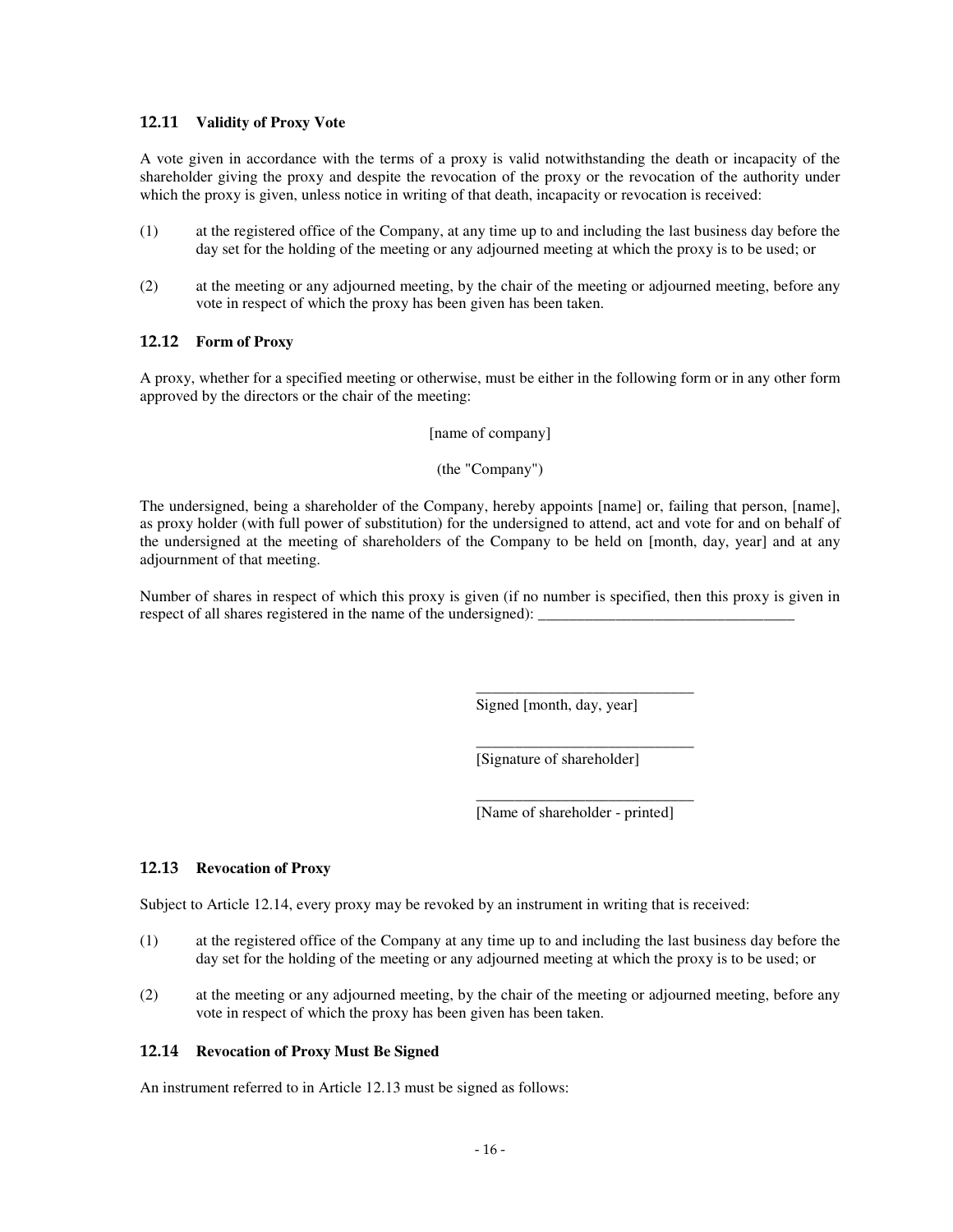### 12.11 Validity of Proxy Vote

A vote given in accordance with the terms of a proxy is valid notwithstanding the death or incapacity of the shareholder giving the proxy and despite the revocation of the proxy or the revocation of the authority under which the proxy is given, unless notice in writing of that death, incapacity or revocation is received:

(1) at the registered office of the Company, at any time up to and including the last business day before the day set for the holding of the meeting or any adjourned meeting at which the proxy is to be used; or

(2) at the meeting or any adjourned meeting, by the chair of the meeting or adjourned meeting, before any vote in respect of which the proxy has been given has been taken.

### 12.12 Form of Proxy

A proxy, whether for a specified meeting or otherwise, must be either in the following form or in any other form approved by the directors or the chair of the meeting:

[name of company]

(the "Company")

The undersigned, being a shareholder of the Company, hereby appoints [name] or, failing that person, [name], as proxy holder (with full power of substitution) for the undersigned to attend, act and vote for and on behalf of the undersigned at the meeting of shareholders of the Company to be held on [month, day, year] and at any adjournment of that meeting.

Number of shares in respect of which this proxy is given (if no number is specified, then this proxy is given in respect of all shares registered in the name of the undersigned): ________________________________

____________________________
Signed [month, day, year]

____________________________
[Signature of shareholder]

____________________________
[Name of shareholder - printed]

### 12.13 Revocation of Proxy

Subject to Article 12.14, every proxy may be revoked by an instrument in writing that is received:

(1) at the registered office of the Company at any time up to and including the last business day before the day set for the holding of the meeting or any adjourned meeting at which the proxy is to be used; or

(2) at the meeting or any adjourned meeting, by the chair of the meeting or adjourned meeting, before any vote in respect of which the proxy has been given has been taken.

### 12.14 Revocation of Proxy Must Be Signed

An instrument referred to in Article 12.13 must be signed as follows: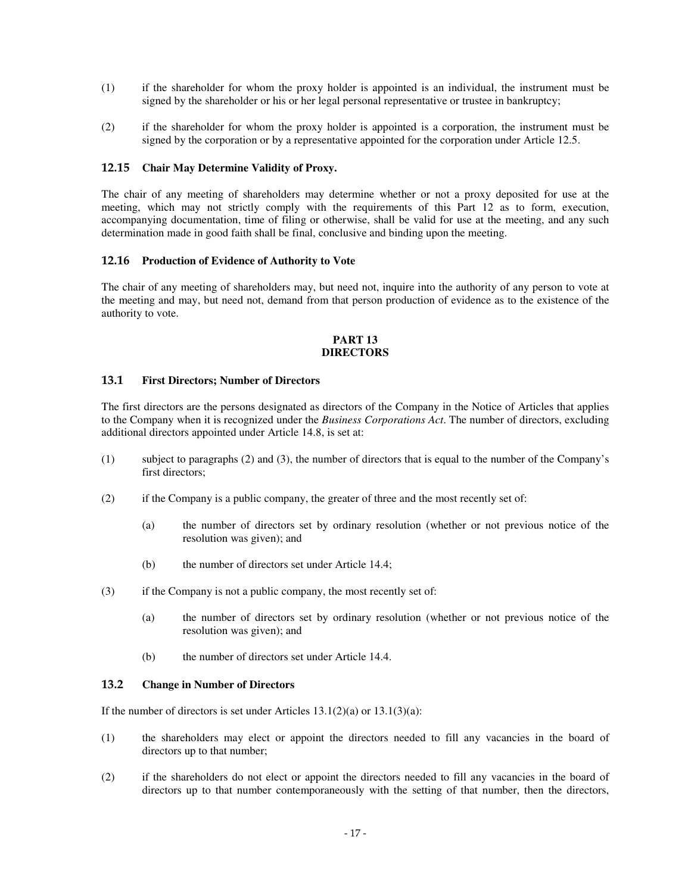(1) if the shareholder for whom the proxy holder is appointed is an individual, the instrument must be signed by the shareholder or his or her legal personal representative or trustee in bankruptcy;

(2) if the shareholder for whom the proxy holder is appointed is a corporation, the instrument must be signed by the corporation or by a representative appointed for the corporation under Article 12.5.

### 12.15 Chair May Determine Validity of Proxy.

The chair of any meeting of shareholders may determine whether or not a proxy deposited for use at the meeting, which may not strictly comply with the requirements of this Part 12 as to form, execution, accompanying documentation, time of filing or otherwise, shall be valid for use at the meeting, and any such determination made in good faith shall be final, conclusive and binding upon the meeting.

### 12.16 Production of Evidence of Authority to Vote

The chair of any meeting of shareholders may, but need not, inquire into the authority of any person to vote at the meeting and may, but need not, demand from that person production of evidence as to the existence of the authority to vote.

## PART 13
## DIRECTORS

### 13.1 First Directors; Number of Directors

The first directors are the persons designated as directors of the Company in the Notice of Articles that applies to the Company when it is recognized under the *Business Corporations Act*. The number of directors, excluding additional directors appointed under Article 14.8, is set at:

(1) subject to paragraphs (2) and (3), the number of directors that is equal to the number of the Company's first directors;

(2) if the Company is a public company, the greater of three and the most recently set of:

 (a) the number of directors set by ordinary resolution (whether or not previous notice of the resolution was given); and

 (b) the number of directors set under Article 14.4;

(3) if the Company is not a public company, the most recently set of:

 (a) the number of directors set by ordinary resolution (whether or not previous notice of the resolution was given); and

 (b) the number of directors set under Article 14.4.

### 13.2 Change in Number of Directors

If the number of directors is set under Articles 13.1(2)(a) or 13.1(3)(a):

(1) the shareholders may elect or appoint the directors needed to fill any vacancies in the board of directors up to that number;

(2) if the shareholders do not elect or appoint the directors needed to fill any vacancies in the board of directors up to that number contemporaneously with the setting of that number, then the directors,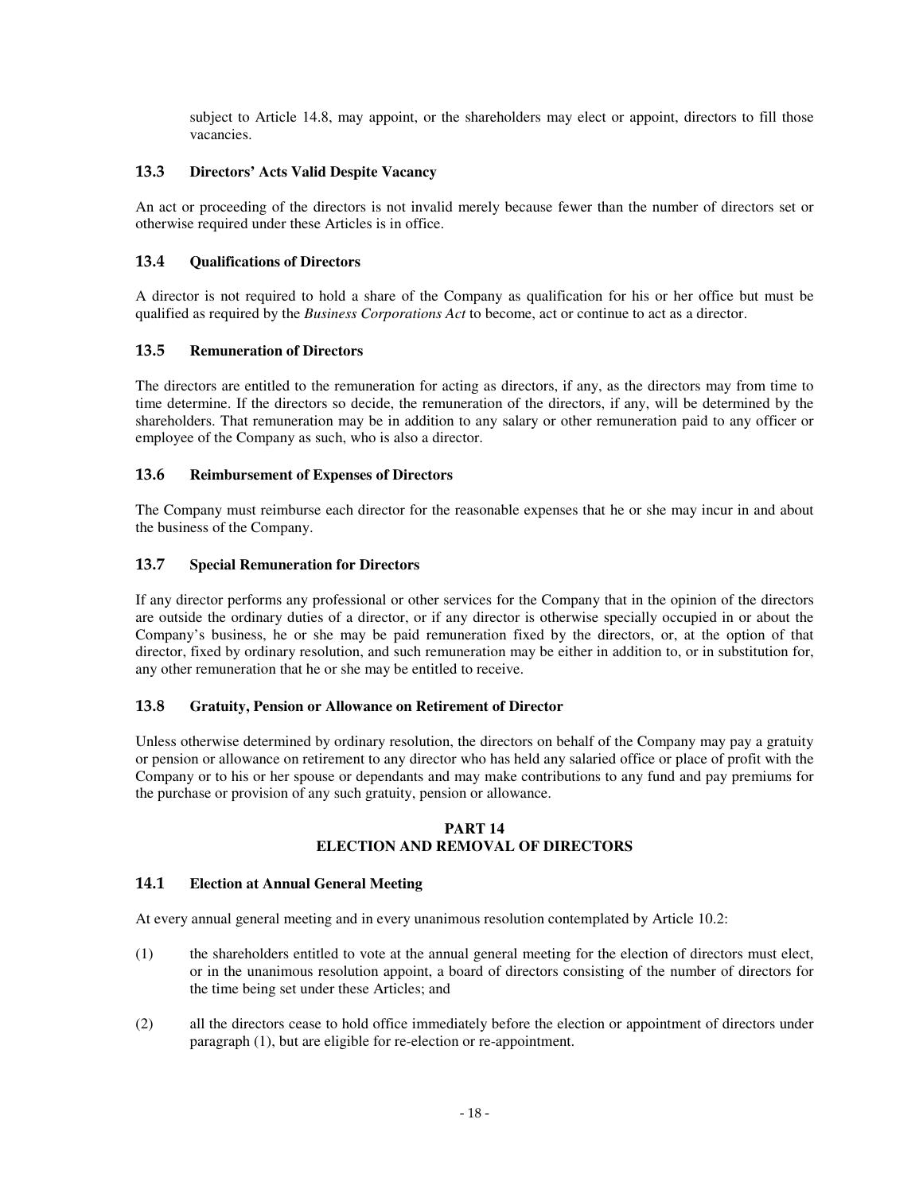subject to Article 14.8, may appoint, or the shareholders may elect or appoint, directors to fill those vacancies.

### 13.3 Directors' Acts Valid Despite Vacancy

An act or proceeding of the directors is not invalid merely because fewer than the number of directors set or otherwise required under these Articles is in office.

### 13.4 Qualifications of Directors

A director is not required to hold a share of the Company as qualification for his or her office but must be qualified as required by the *Business Corporations Act* to become, act or continue to act as a director.

### 13.5 Remuneration of Directors

The directors are entitled to the remuneration for acting as directors, if any, as the directors may from time to time determine. If the directors so decide, the remuneration of the directors, if any, will be determined by the shareholders. That remuneration may be in addition to any salary or other remuneration paid to any officer or employee of the Company as such, who is also a director.

### 13.6 Reimbursement of Expenses of Directors

The Company must reimburse each director for the reasonable expenses that he or she may incur in and about the business of the Company.

### 13.7 Special Remuneration for Directors

If any director performs any professional or other services for the Company that in the opinion of the directors are outside the ordinary duties of a director, or if any director is otherwise specially occupied in or about the Company's business, he or she may be paid remuneration fixed by the directors, or, at the option of that director, fixed by ordinary resolution, and such remuneration may be either in addition to, or in substitution for, any other remuneration that he or she may be entitled to receive.

### 13.8 Gratuity, Pension or Allowance on Retirement of Director

Unless otherwise determined by ordinary resolution, the directors on behalf of the Company may pay a gratuity or pension or allowance on retirement to any director who has held any salaried office or place of profit with the Company or to his or her spouse or dependants and may make contributions to any fund and pay premiums for the purchase or provision of any such gratuity, pension or allowance.

## PART 14
## ELECTION AND REMOVAL OF DIRECTORS

### 14.1 Election at Annual General Meeting

At every annual general meeting and in every unanimous resolution contemplated by Article 10.2:

(1) the shareholders entitled to vote at the annual general meeting for the election of directors must elect, or in the unanimous resolution appoint, a board of directors consisting of the number of directors for the time being set under these Articles; and

(2) all the directors cease to hold office immediately before the election or appointment of directors under paragraph (1), but are eligible for re-election or re-appointment.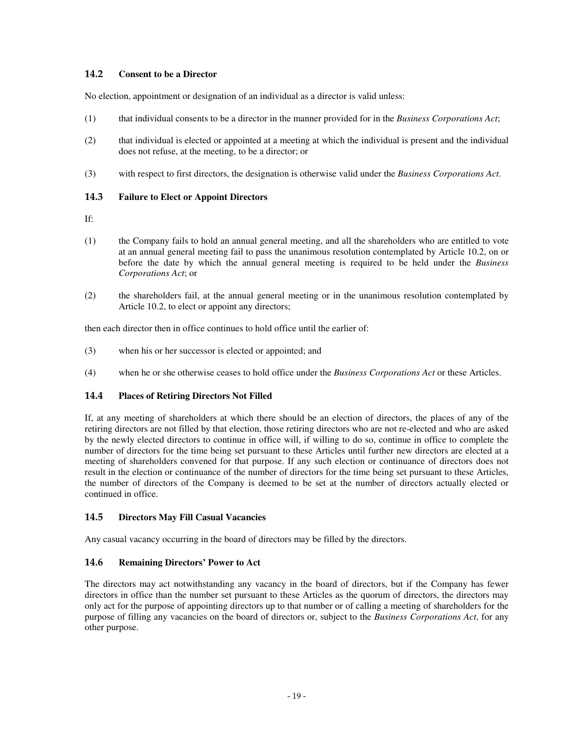### 14.2 Consent to be a Director

No election, appointment or designation of an individual as a director is valid unless:

(1) that individual consents to be a director in the manner provided for in the *Business Corporations Act*;

(2) that individual is elected or appointed at a meeting at which the individual is present and the individual does not refuse, at the meeting, to be a director; or

(3) with respect to first directors, the designation is otherwise valid under the *Business Corporations Act*.

### 14.3 Failure to Elect or Appoint Directors

If:

(1) the Company fails to hold an annual general meeting, and all the shareholders who are entitled to vote at an annual general meeting fail to pass the unanimous resolution contemplated by Article 10.2, on or before the date by which the annual general meeting is required to be held under the *Business Corporations Act*; or

(2) the shareholders fail, at the annual general meeting or in the unanimous resolution contemplated by Article 10.2, to elect or appoint any directors;

then each director then in office continues to hold office until the earlier of:

(3) when his or her successor is elected or appointed; and

(4) when he or she otherwise ceases to hold office under the *Business Corporations Act* or these Articles.

### 14.4 Places of Retiring Directors Not Filled

If, at any meeting of shareholders at which there should be an election of directors, the places of any of the retiring directors are not filled by that election, those retiring directors who are not re-elected and who are asked by the newly elected directors to continue in office will, if willing to do so, continue in office to complete the number of directors for the time being set pursuant to these Articles until further new directors are elected at a meeting of shareholders convened for that purpose. If any such election or continuance of directors does not result in the election or continuance of the number of directors for the time being set pursuant to these Articles, the number of directors of the Company is deemed to be set at the number of directors actually elected or continued in office.

### 14.5 Directors May Fill Casual Vacancies

Any casual vacancy occurring in the board of directors may be filled by the directors.

### 14.6 Remaining Directors' Power to Act

The directors may act notwithstanding any vacancy in the board of directors, but if the Company has fewer directors in office than the number set pursuant to these Articles as the quorum of directors, the directors may only act for the purpose of appointing directors up to that number or of calling a meeting of shareholders for the purpose of filling any vacancies on the board of directors or, subject to the *Business Corporations Act*, for any other purpose.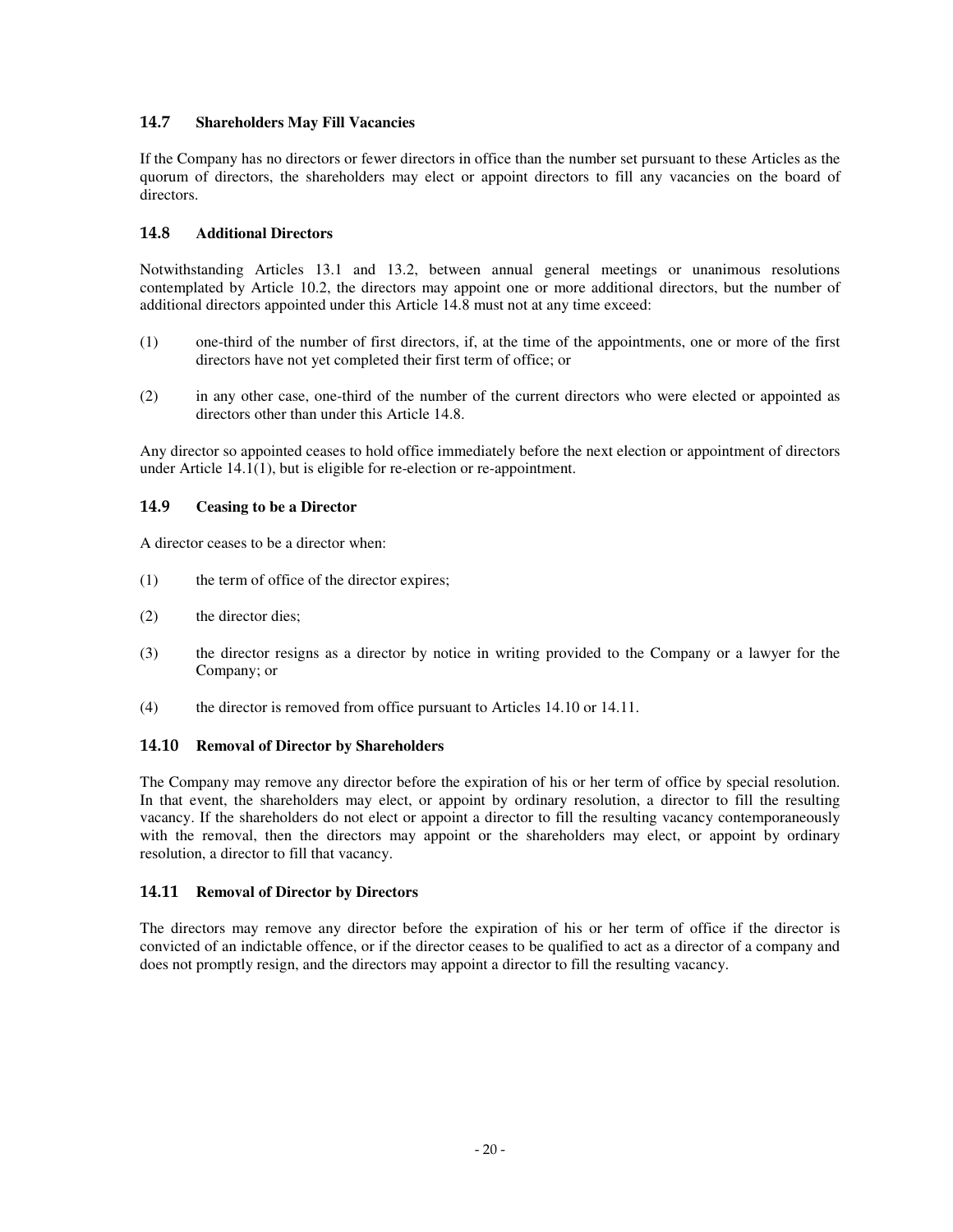### 14.7 Shareholders May Fill Vacancies

If the Company has no directors or fewer directors in office than the number set pursuant to these Articles as the quorum of directors, the shareholders may elect or appoint directors to fill any vacancies on the board of directors.

### 14.8 Additional Directors

Notwithstanding Articles 13.1 and 13.2, between annual general meetings or unanimous resolutions contemplated by Article 10.2, the directors may appoint one or more additional directors, but the number of additional directors appointed under this Article 14.8 must not at any time exceed:

(1) one-third of the number of first directors, if, at the time of the appointments, one or more of the first directors have not yet completed their first term of office; or

(2) in any other case, one-third of the number of the current directors who were elected or appointed as directors other than under this Article 14.8.

Any director so appointed ceases to hold office immediately before the next election or appointment of directors under Article 14.1(1), but is eligible for re-election or re-appointment.

### 14.9 Ceasing to be a Director

A director ceases to be a director when:

(1) the term of office of the director expires;

(2) the director dies;

(3) the director resigns as a director by notice in writing provided to the Company or a lawyer for the Company; or

(4) the director is removed from office pursuant to Articles 14.10 or 14.11.

### 14.10 Removal of Director by Shareholders

The Company may remove any director before the expiration of his or her term of office by special resolution. In that event, the shareholders may elect, or appoint by ordinary resolution, a director to fill the resulting vacancy. If the shareholders do not elect or appoint a director to fill the resulting vacancy contemporaneously with the removal, then the directors may appoint or the shareholders may elect, or appoint by ordinary resolution, a director to fill that vacancy.

### 14.11 Removal of Director by Directors

The directors may remove any director before the expiration of his or her term of office if the director is convicted of an indictable offence, or if the director ceases to be qualified to act as a director of a company and does not promptly resign, and the directors may appoint a director to fill the resulting vacancy.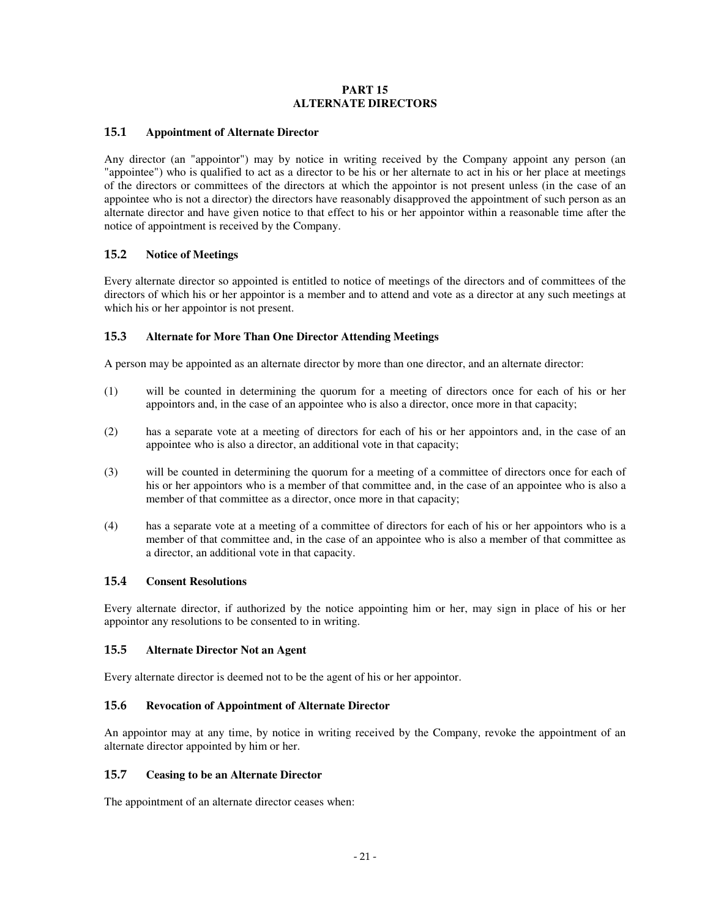# PART 15
# ALTERNATE DIRECTORS

### 15.1 Appointment of Alternate Director

Any director (an "appointor") may by notice in writing received by the Company appoint any person (an "appointee") who is qualified to act as a director to be his or her alternate to act in his or her place at meetings of the directors or committees of the directors at which the appointor is not present unless (in the case of an appointee who is not a director) the directors have reasonably disapproved the appointment of such person as an alternate director and have given notice to that effect to his or her appointor within a reasonable time after the notice of appointment is received by the Company.

### 15.2 Notice of Meetings

Every alternate director so appointed is entitled to notice of meetings of the directors and of committees of the directors of which his or her appointor is a member and to attend and vote as a director at any such meetings at which his or her appointor is not present.

### 15.3 Alternate for More Than One Director Attending Meetings

A person may be appointed as an alternate director by more than one director, and an alternate director:

(1) will be counted in determining the quorum for a meeting of directors once for each of his or her appointors and, in the case of an appointee who is also a director, once more in that capacity;

(2) has a separate vote at a meeting of directors for each of his or her appointors and, in the case of an appointee who is also a director, an additional vote in that capacity;

(3) will be counted in determining the quorum for a meeting of a committee of directors once for each of his or her appointors who is a member of that committee and, in the case of an appointee who is also a member of that committee as a director, once more in that capacity;

(4) has a separate vote at a meeting of a committee of directors for each of his or her appointors who is a member of that committee and, in the case of an appointee who is also a member of that committee as a director, an additional vote in that capacity.

### 15.4 Consent Resolutions

Every alternate director, if authorized by the notice appointing him or her, may sign in place of his or her appointor any resolutions to be consented to in writing.

### 15.5 Alternate Director Not an Agent

Every alternate director is deemed not to be the agent of his or her appointor.

### 15.6 Revocation of Appointment of Alternate Director

An appointor may at any time, by notice in writing received by the Company, revoke the appointment of an alternate director appointed by him or her.

### 15.7 Ceasing to be an Alternate Director

The appointment of an alternate director ceases when: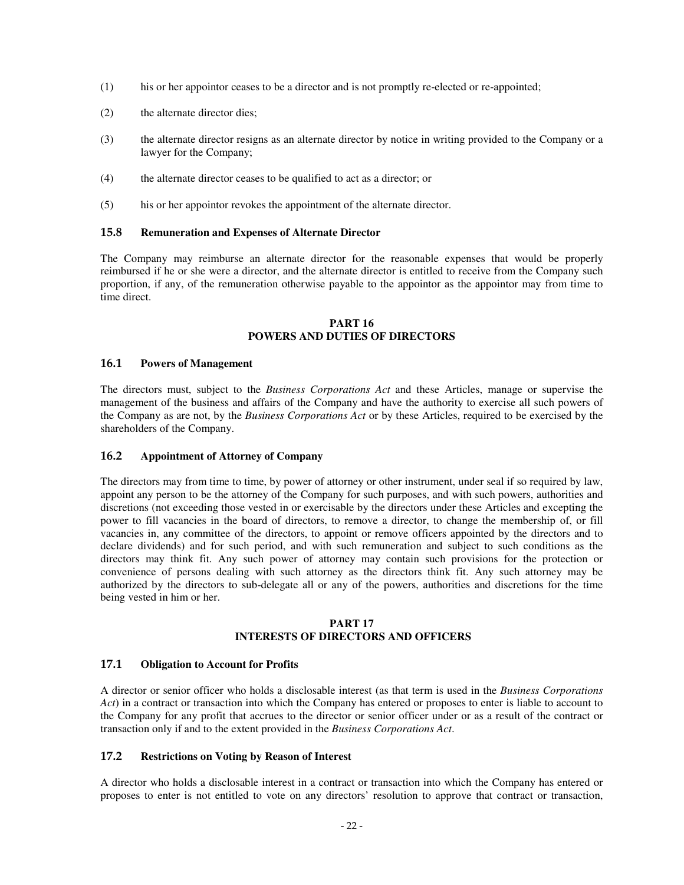(1) his or her appointor ceases to be a director and is not promptly re-elected or re-appointed;

(2) the alternate director dies;

(3) the alternate director resigns as an alternate director by notice in writing provided to the Company or a lawyer for the Company;

(4) the alternate director ceases to be qualified to act as a director; or

(5) his or her appointor revokes the appointment of the alternate director.

### 15.8 Remuneration and Expenses of Alternate Director

The Company may reimburse an alternate director for the reasonable expenses that would be properly reimbursed if he or she were a director, and the alternate director is entitled to receive from the Company such proportion, if any, of the remuneration otherwise payable to the appointor as the appointor may from time to time direct.

## PART 16
## POWERS AND DUTIES OF DIRECTORS

### 16.1 Powers of Management

The directors must, subject to the *Business Corporations Act* and these Articles, manage or supervise the management of the business and affairs of the Company and have the authority to exercise all such powers of the Company as are not, by the *Business Corporations Act* or by these Articles, required to be exercised by the shareholders of the Company.

### 16.2 Appointment of Attorney of Company

The directors may from time to time, by power of attorney or other instrument, under seal if so required by law, appoint any person to be the attorney of the Company for such purposes, and with such powers, authorities and discretions (not exceeding those vested in or exercisable by the directors under these Articles and excepting the power to fill vacancies in the board of directors, to remove a director, to change the membership of, or fill vacancies in, any committee of the directors, to appoint or remove officers appointed by the directors and to declare dividends) and for such period, and with such remuneration and subject to such conditions as the directors may think fit. Any such power of attorney may contain such provisions for the protection or convenience of persons dealing with such attorney as the directors think fit. Any such attorney may be authorized by the directors to sub-delegate all or any of the powers, authorities and discretions for the time being vested in him or her.

## PART 17
## INTERESTS OF DIRECTORS AND OFFICERS

### 17.1 Obligation to Account for Profits

A director or senior officer who holds a disclosable interest (as that term is used in the *Business Corporations Act*) in a contract or transaction into which the Company has entered or proposes to enter is liable to account to the Company for any profit that accrues to the director or senior officer under or as a result of the contract or transaction only if and to the extent provided in the *Business Corporations Act*.

### 17.2 Restrictions on Voting by Reason of Interest

A director who holds a disclosable interest in a contract or transaction into which the Company has entered or proposes to enter is not entitled to vote on any directors' resolution to approve that contract or transaction,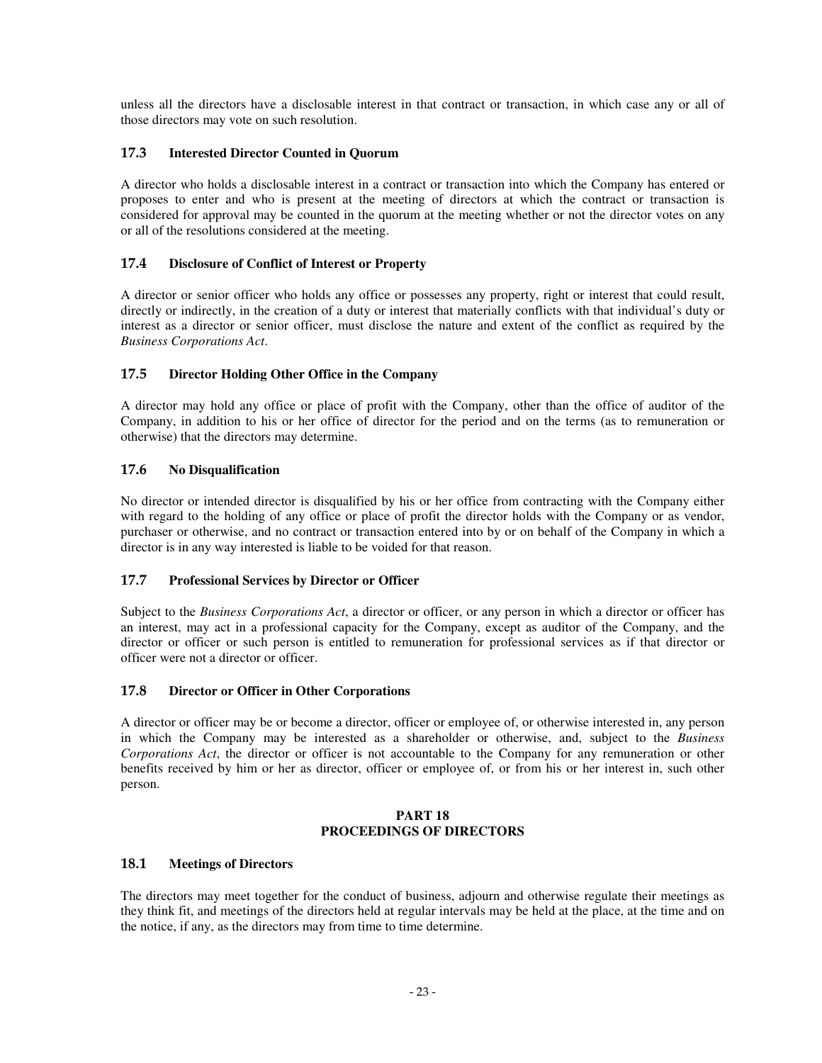unless all the directors have a disclosable interest in that contract or transaction, in which case any or all of those directors may vote on such resolution.

### 17.3 Interested Director Counted in Quorum

A director who holds a disclosable interest in a contract or transaction into which the Company has entered or proposes to enter and who is present at the meeting of directors at which the contract or transaction is considered for approval may be counted in the quorum at the meeting whether or not the director votes on any or all of the resolutions considered at the meeting.

### 17.4 Disclosure of Conflict of Interest or Property

A director or senior officer who holds any office or possesses any property, right or interest that could result, directly or indirectly, in the creation of a duty or interest that materially conflicts with that individual's duty or interest as a director or senior officer, must disclose the nature and extent of the conflict as required by the *Business Corporations Act*.

### 17.5 Director Holding Other Office in the Company

A director may hold any office or place of profit with the Company, other than the office of auditor of the Company, in addition to his or her office of director for the period and on the terms (as to remuneration or otherwise) that the directors may determine.

### 17.6 No Disqualification

No director or intended director is disqualified by his or her office from contracting with the Company either with regard to the holding of any office or place of profit the director holds with the Company or as vendor, purchaser or otherwise, and no contract or transaction entered into by or on behalf of the Company in which a director is in any way interested is liable to be voided for that reason.

### 17.7 Professional Services by Director or Officer

Subject to the *Business Corporations Act*, a director or officer, or any person in which a director or officer has an interest, may act in a professional capacity for the Company, except as auditor of the Company, and the director or officer or such person is entitled to remuneration for professional services as if that director or officer were not a director or officer.

### 17.8 Director or Officer in Other Corporations

A director or officer may be or become a director, officer or employee of, or otherwise interested in, any person in which the Company may be interested as a shareholder or otherwise, and, subject to the *Business Corporations Act*, the director or officer is not accountable to the Company for any remuneration or other benefits received by him or her as director, officer or employee of, or from his or her interest in, such other person.

## PART 18
## PROCEEDINGS OF DIRECTORS

### 18.1 Meetings of Directors

The directors may meet together for the conduct of business, adjourn and otherwise regulate their meetings as they think fit, and meetings of the directors held at regular intervals may be held at the place, at the time and on the notice, if any, as the directors may from time to time determine.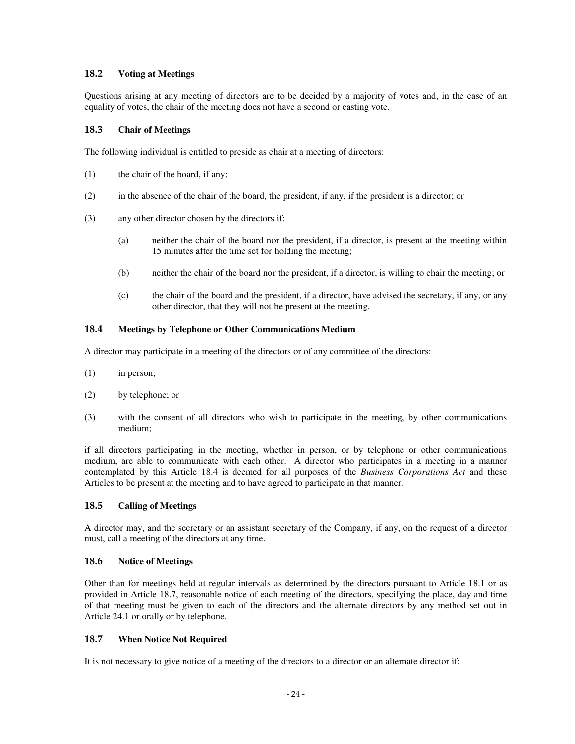### 18.2 Voting at Meetings

Questions arising at any meeting of directors are to be decided by a majority of votes and, in the case of an equality of votes, the chair of the meeting does not have a second or casting vote.

### 18.3 Chair of Meetings

The following individual is entitled to preside as chair at a meeting of directors:

(1) the chair of the board, if any;

(2) in the absence of the chair of the board, the president, if any, if the president is a director; or

(3) any other director chosen by the directors if:

   (a) neither the chair of the board nor the president, if a director, is present at the meeting within 15 minutes after the time set for holding the meeting;

   (b) neither the chair of the board nor the president, if a director, is willing to chair the meeting; or

   (c) the chair of the board and the president, if a director, have advised the secretary, if any, or any other director, that they will not be present at the meeting.

### 18.4 Meetings by Telephone or Other Communications Medium

A director may participate in a meeting of the directors or of any committee of the directors:

(1) in person;

(2) by telephone; or

(3) with the consent of all directors who wish to participate in the meeting, by other communications medium;

if all directors participating in the meeting, whether in person, or by telephone or other communications medium, are able to communicate with each other. A director who participates in a meeting in a manner contemplated by this Article 18.4 is deemed for all purposes of the *Business Corporations Act* and these Articles to be present at the meeting and to have agreed to participate in that manner.

### 18.5 Calling of Meetings

A director may, and the secretary or an assistant secretary of the Company, if any, on the request of a director must, call a meeting of the directors at any time.

### 18.6 Notice of Meetings

Other than for meetings held at regular intervals as determined by the directors pursuant to Article 18.1 or as provided in Article 18.7, reasonable notice of each meeting of the directors, specifying the place, day and time of that meeting must be given to each of the directors and the alternate directors by any method set out in Article 24.1 or orally or by telephone.

### 18.7 When Notice Not Required

It is not necessary to give notice of a meeting of the directors to a director or an alternate director if: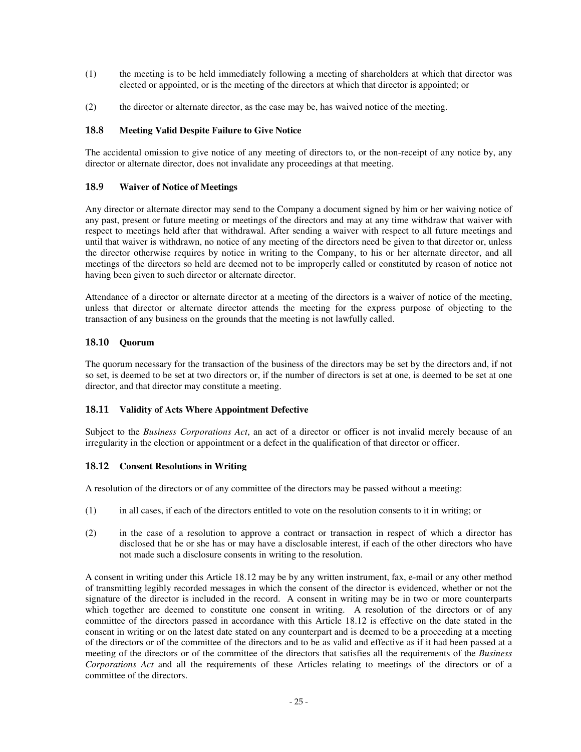(1) the meeting is to be held immediately following a meeting of shareholders at which that director was elected or appointed, or is the meeting of the directors at which that director is appointed; or

(2) the director or alternate director, as the case may be, has waived notice of the meeting.

### 18.8 Meeting Valid Despite Failure to Give Notice

The accidental omission to give notice of any meeting of directors to, or the non-receipt of any notice by, any director or alternate director, does not invalidate any proceedings at that meeting.

### 18.9 Waiver of Notice of Meetings

Any director or alternate director may send to the Company a document signed by him or her waiving notice of any past, present or future meeting or meetings of the directors and may at any time withdraw that waiver with respect to meetings held after that withdrawal. After sending a waiver with respect to all future meetings and until that waiver is withdrawn, no notice of any meeting of the directors need be given to that director or, unless the director otherwise requires by notice in writing to the Company, to his or her alternate director, and all meetings of the directors so held are deemed not to be improperly called or constituted by reason of notice not having been given to such director or alternate director.

Attendance of a director or alternate director at a meeting of the directors is a waiver of notice of the meeting, unless that director or alternate director attends the meeting for the express purpose of objecting to the transaction of any business on the grounds that the meeting is not lawfully called.

### 18.10 Quorum

The quorum necessary for the transaction of the business of the directors may be set by the directors and, if not so set, is deemed to be set at two directors or, if the number of directors is set at one, is deemed to be set at one director, and that director may constitute a meeting.

### 18.11 Validity of Acts Where Appointment Defective

Subject to the *Business Corporations Act*, an act of a director or officer is not invalid merely because of an irregularity in the election or appointment or a defect in the qualification of that director or officer.

### 18.12 Consent Resolutions in Writing

A resolution of the directors or of any committee of the directors may be passed without a meeting:

(1) in all cases, if each of the directors entitled to vote on the resolution consents to it in writing; or

(2) in the case of a resolution to approve a contract or transaction in respect of which a director has disclosed that he or she has or may have a disclosable interest, if each of the other directors who have not made such a disclosure consents in writing to the resolution.

A consent in writing under this Article 18.12 may be by any written instrument, fax, e-mail or any other method of transmitting legibly recorded messages in which the consent of the director is evidenced, whether or not the signature of the director is included in the record. A consent in writing may be in two or more counterparts which together are deemed to constitute one consent in writing. A resolution of the directors or of any committee of the directors passed in accordance with this Article 18.12 is effective on the date stated in the consent in writing or on the latest date stated on any counterpart and is deemed to be a proceeding at a meeting of the directors or of the committee of the directors and to be as valid and effective as if it had been passed at a meeting of the directors or of the committee of the directors that satisfies all the requirements of the *Business Corporations Act* and all the requirements of these Articles relating to meetings of the directors or of a committee of the directors.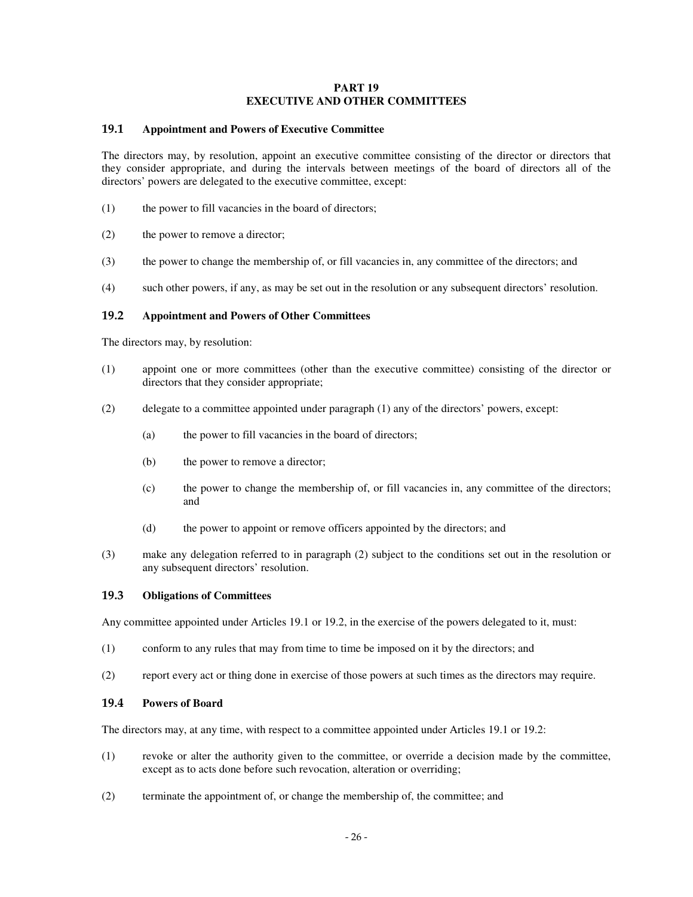# PART 19
# EXECUTIVE AND OTHER COMMITTEES

## 19.1 Appointment and Powers of Executive Committee

The directors may, by resolution, appoint an executive committee consisting of the director or directors that they consider appropriate, and during the intervals between meetings of the board of directors all of the directors' powers are delegated to the executive committee, except:

(1) the power to fill vacancies in the board of directors;

(2) the power to remove a director;

(3) the power to change the membership of, or fill vacancies in, any committee of the directors; and

(4) such other powers, if any, as may be set out in the resolution or any subsequent directors' resolution.

## 19.2 Appointment and Powers of Other Committees

The directors may, by resolution:

(1) appoint one or more committees (other than the executive committee) consisting of the director or directors that they consider appropriate;

(2) delegate to a committee appointed under paragraph (1) any of the directors' powers, except:

  (a) the power to fill vacancies in the board of directors;

  (b) the power to remove a director;

  (c) the power to change the membership of, or fill vacancies in, any committee of the directors; and

  (d) the power to appoint or remove officers appointed by the directors; and

(3) make any delegation referred to in paragraph (2) subject to the conditions set out in the resolution or any subsequent directors' resolution.

## 19.3 Obligations of Committees

Any committee appointed under Articles 19.1 or 19.2, in the exercise of the powers delegated to it, must:

(1) conform to any rules that may from time to time be imposed on it by the directors; and

(2) report every act or thing done in exercise of those powers at such times as the directors may require.

## 19.4 Powers of Board

The directors may, at any time, with respect to a committee appointed under Articles 19.1 or 19.2:

(1) revoke or alter the authority given to the committee, or override a decision made by the committee, except as to acts done before such revocation, alteration or overriding;

(2) terminate the appointment of, or change the membership of, the committee; and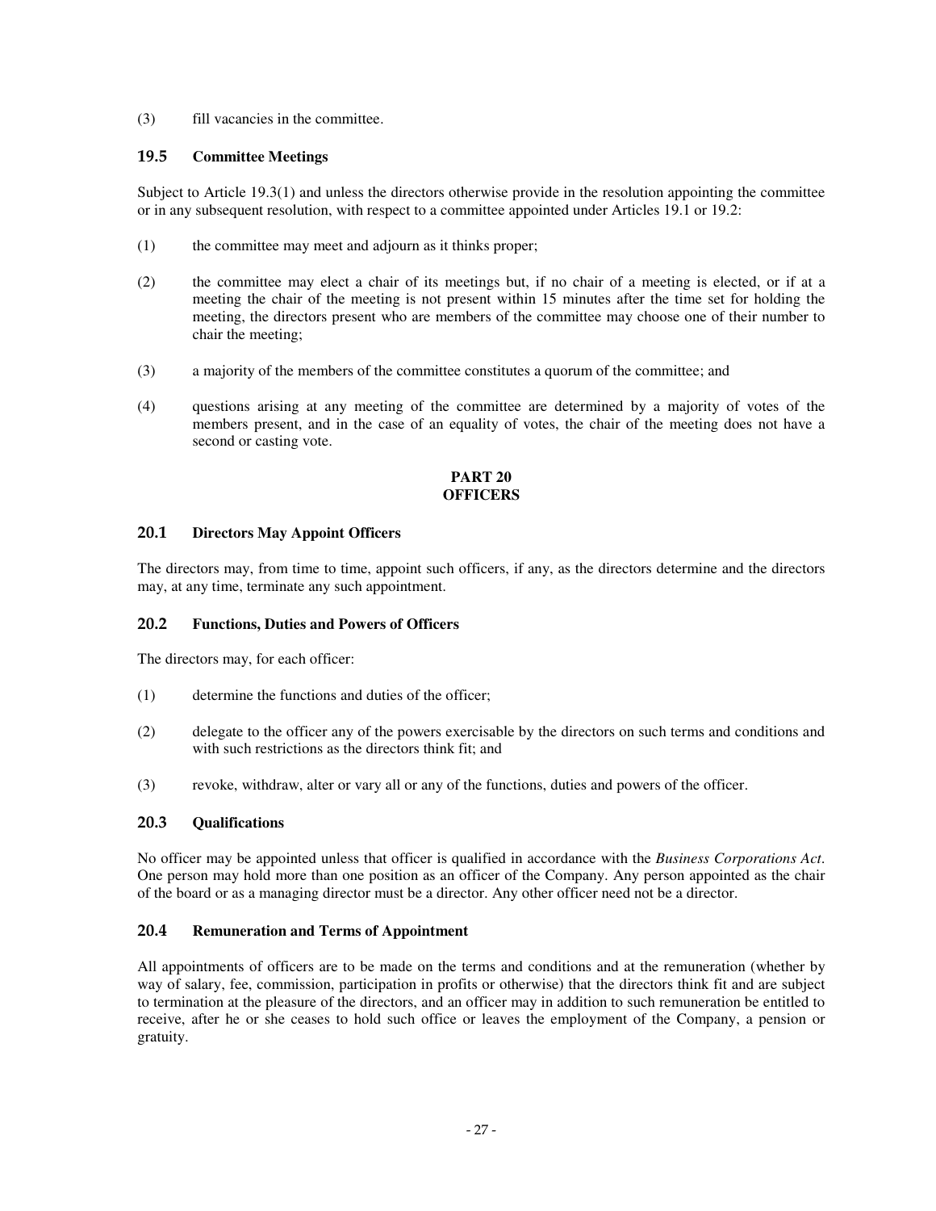(3) fill vacancies in the committee.

### 19.5 Committee Meetings

Subject to Article 19.3(1) and unless the directors otherwise provide in the resolution appointing the committee or in any subsequent resolution, with respect to a committee appointed under Articles 19.1 or 19.2:

(1) the committee may meet and adjourn as it thinks proper;

(2) the committee may elect a chair of its meetings but, if no chair of a meeting is elected, or if at a meeting the chair of the meeting is not present within 15 minutes after the time set for holding the meeting, the directors present who are members of the committee may choose one of their number to chair the meeting;

(3) a majority of the members of the committee constitutes a quorum of the committee; and

(4) questions arising at any meeting of the committee are determined by a majority of votes of the members present, and in the case of an equality of votes, the chair of the meeting does not have a second or casting vote.

## PART 20
## OFFICERS

### 20.1 Directors May Appoint Officers

The directors may, from time to time, appoint such officers, if any, as the directors determine and the directors may, at any time, terminate any such appointment.

### 20.2 Functions, Duties and Powers of Officers

The directors may, for each officer:

(1) determine the functions and duties of the officer;

(2) delegate to the officer any of the powers exercisable by the directors on such terms and conditions and with such restrictions as the directors think fit; and

(3) revoke, withdraw, alter or vary all or any of the functions, duties and powers of the officer.

### 20.3 Qualifications

No officer may be appointed unless that officer is qualified in accordance with the *Business Corporations Act*. One person may hold more than one position as an officer of the Company. Any person appointed as the chair of the board or as a managing director must be a director. Any other officer need not be a director.

### 20.4 Remuneration and Terms of Appointment

All appointments of officers are to be made on the terms and conditions and at the remuneration (whether by way of salary, fee, commission, participation in profits or otherwise) that the directors think fit and are subject to termination at the pleasure of the directors, and an officer may in addition to such remuneration be entitled to receive, after he or she ceases to hold such office or leaves the employment of the Company, a pension or gratuity.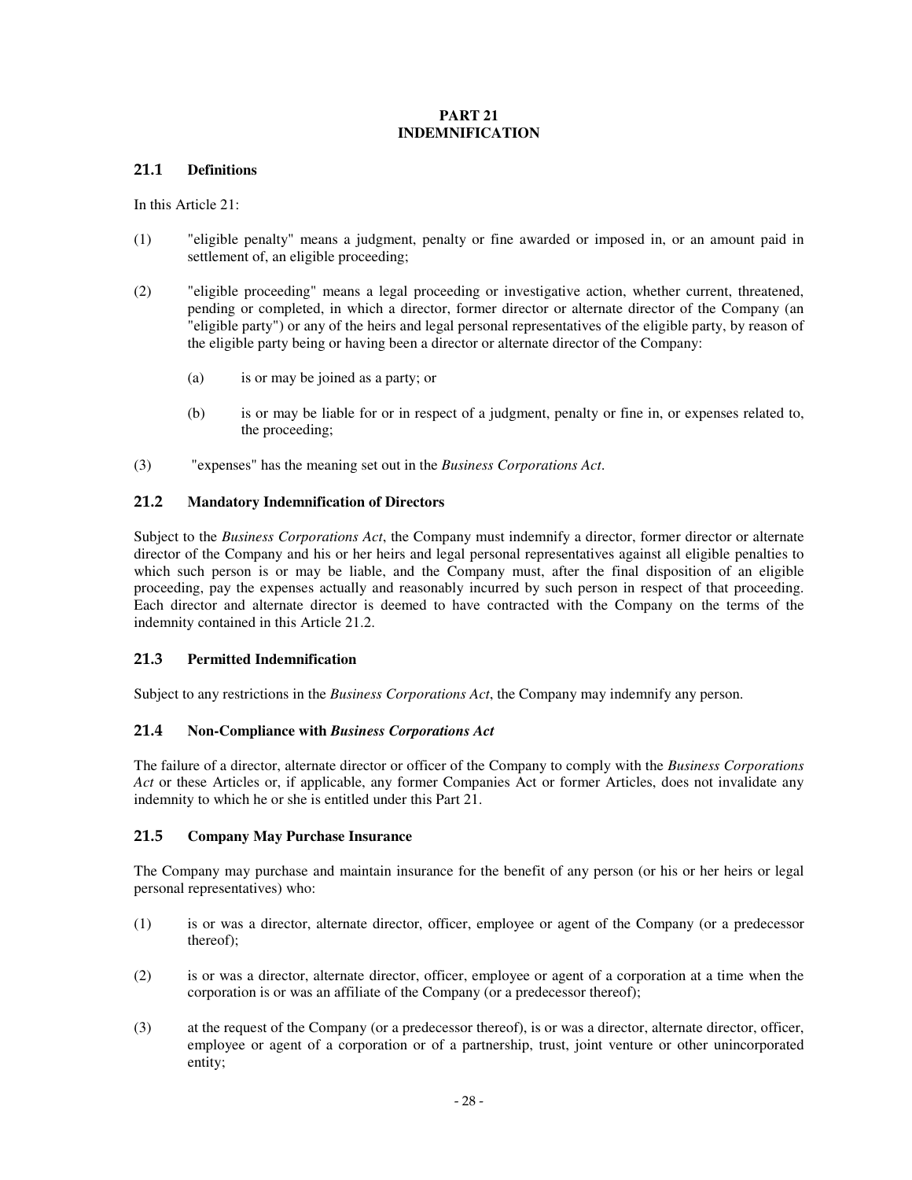# PART 21
# INDEMNIFICATION

## 21.1 Definitions

In this Article 21:

(1) "eligible penalty" means a judgment, penalty or fine awarded or imposed in, or an amount paid in settlement of, an eligible proceeding;

(2) "eligible proceeding" means a legal proceeding or investigative action, whether current, threatened, pending or completed, in which a director, former director or alternate director of the Company (an "eligible party") or any of the heirs and legal personal representatives of the eligible party, by reason of the eligible party being or having been a director or alternate director of the Company:

  (a) is or may be joined as a party; or

  (b) is or may be liable for or in respect of a judgment, penalty or fine in, or expenses related to, the proceeding;

(3) "expenses" has the meaning set out in the *Business Corporations Act*.

## 21.2 Mandatory Indemnification of Directors

Subject to the *Business Corporations Act*, the Company must indemnify a director, former director or alternate director of the Company and his or her heirs and legal personal representatives against all eligible penalties to which such person is or may be liable, and the Company must, after the final disposition of an eligible proceeding, pay the expenses actually and reasonably incurred by such person in respect of that proceeding. Each director and alternate director is deemed to have contracted with the Company on the terms of the indemnity contained in this Article 21.2.

## 21.3 Permitted Indemnification

Subject to any restrictions in the *Business Corporations Act*, the Company may indemnify any person.

## 21.4 Non-Compliance with *Business Corporations Act*

The failure of a director, alternate director or officer of the Company to comply with the *Business Corporations Act* or these Articles or, if applicable, any former Companies Act or former Articles, does not invalidate any indemnity to which he or she is entitled under this Part 21.

## 21.5 Company May Purchase Insurance

The Company may purchase and maintain insurance for the benefit of any person (or his or her heirs or legal personal representatives) who:

(1) is or was a director, alternate director, officer, employee or agent of the Company (or a predecessor thereof);

(2) is or was a director, alternate director, officer, employee or agent of a corporation at a time when the corporation is or was an affiliate of the Company (or a predecessor thereof);

(3) at the request of the Company (or a predecessor thereof), is or was a director, alternate director, officer, employee or agent of a corporation or of a partnership, trust, joint venture or other unincorporated entity;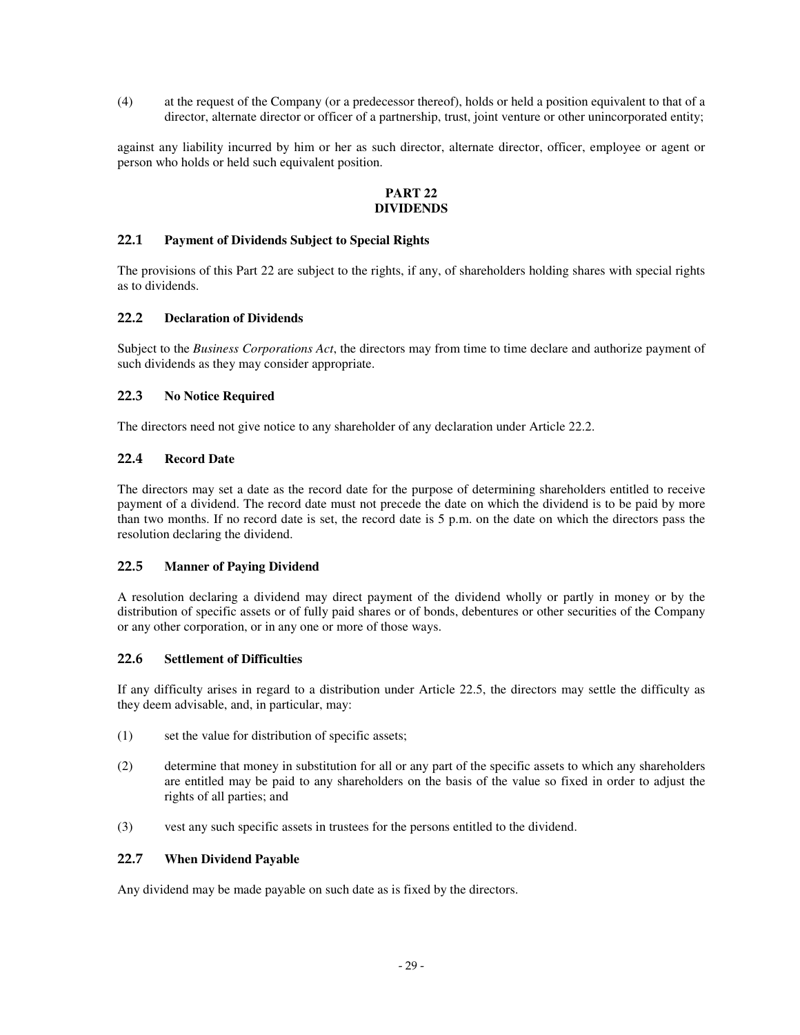(4) at the request of the Company (or a predecessor thereof), holds or held a position equivalent to that of a director, alternate director or officer of a partnership, trust, joint venture or other unincorporated entity;

against any liability incurred by him or her as such director, alternate director, officer, employee or agent or person who holds or held such equivalent position.

# PART 22
# DIVIDENDS

## 22.1 Payment of Dividends Subject to Special Rights

The provisions of this Part 22 are subject to the rights, if any, of shareholders holding shares with special rights as to dividends.

## 22.2 Declaration of Dividends

Subject to the *Business Corporations Act*, the directors may from time to time declare and authorize payment of such dividends as they may consider appropriate.

## 22.3 No Notice Required

The directors need not give notice to any shareholder of any declaration under Article 22.2.

## 22.4 Record Date

The directors may set a date as the record date for the purpose of determining shareholders entitled to receive payment of a dividend. The record date must not precede the date on which the dividend is to be paid by more than two months. If no record date is set, the record date is 5 p.m. on the date on which the directors pass the resolution declaring the dividend.

## 22.5 Manner of Paying Dividend

A resolution declaring a dividend may direct payment of the dividend wholly or partly in money or by the distribution of specific assets or of fully paid shares or of bonds, debentures or other securities of the Company or any other corporation, or in any one or more of those ways.

## 22.6 Settlement of Difficulties

If any difficulty arises in regard to a distribution under Article 22.5, the directors may settle the difficulty as they deem advisable, and, in particular, may:

(1) set the value for distribution of specific assets;

(2) determine that money in substitution for all or any part of the specific assets to which any shareholders are entitled may be paid to any shareholders on the basis of the value so fixed in order to adjust the rights of all parties; and

(3) vest any such specific assets in trustees for the persons entitled to the dividend.

## 22.7 When Dividend Payable

Any dividend may be made payable on such date as is fixed by the directors.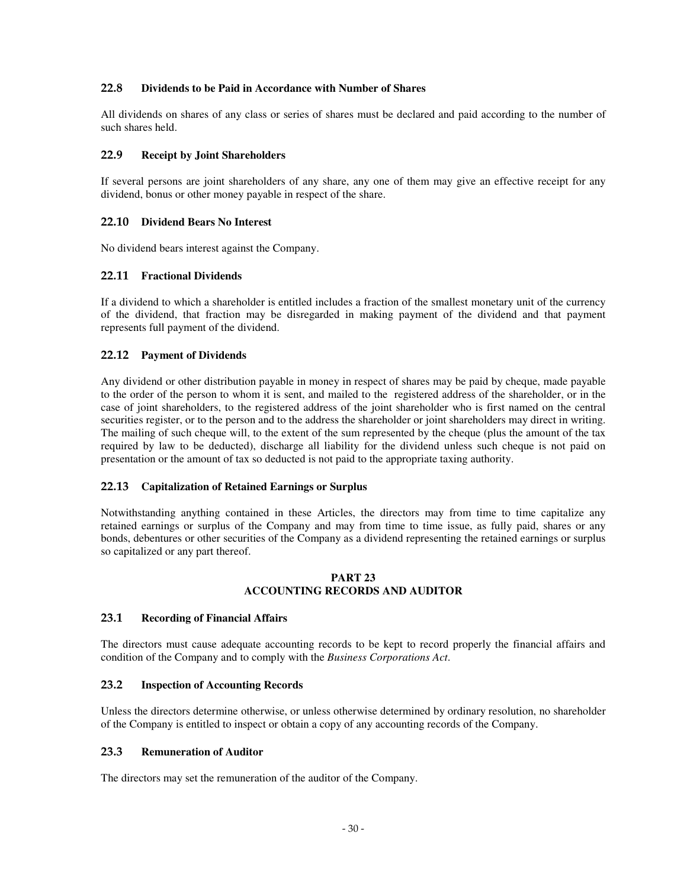### 22.8 Dividends to be Paid in Accordance with Number of Shares

All dividends on shares of any class or series of shares must be declared and paid according to the number of such shares held.

### 22.9 Receipt by Joint Shareholders

If several persons are joint shareholders of any share, any one of them may give an effective receipt for any dividend, bonus or other money payable in respect of the share.

### 22.10 Dividend Bears No Interest

No dividend bears interest against the Company.

### 22.11 Fractional Dividends

If a dividend to which a shareholder is entitled includes a fraction of the smallest monetary unit of the currency of the dividend, that fraction may be disregarded in making payment of the dividend and that payment represents full payment of the dividend.

### 22.12 Payment of Dividends

Any dividend or other distribution payable in money in respect of shares may be paid by cheque, made payable to the order of the person to whom it is sent, and mailed to the registered address of the shareholder, or in the case of joint shareholders, to the registered address of the joint shareholder who is first named on the central securities register, or to the person and to the address the shareholder or joint shareholders may direct in writing. The mailing of such cheque will, to the extent of the sum represented by the cheque (plus the amount of the tax required by law to be deducted), discharge all liability for the dividend unless such cheque is not paid on presentation or the amount of tax so deducted is not paid to the appropriate taxing authority.

### 22.13 Capitalization of Retained Earnings or Surplus

Notwithstanding anything contained in these Articles, the directors may from time to time capitalize any retained earnings or surplus of the Company and may from time to time issue, as fully paid, shares or any bonds, debentures or other securities of the Company as a dividend representing the retained earnings or surplus so capitalized or any part thereof.

## PART 23
## ACCOUNTING RECORDS AND AUDITOR

### 23.1 Recording of Financial Affairs

The directors must cause adequate accounting records to be kept to record properly the financial affairs and condition of the Company and to comply with the *Business Corporations Act*.

### 23.2 Inspection of Accounting Records

Unless the directors determine otherwise, or unless otherwise determined by ordinary resolution, no shareholder of the Company is entitled to inspect or obtain a copy of any accounting records of the Company.

### 23.3 Remuneration of Auditor

The directors may set the remuneration of the auditor of the Company.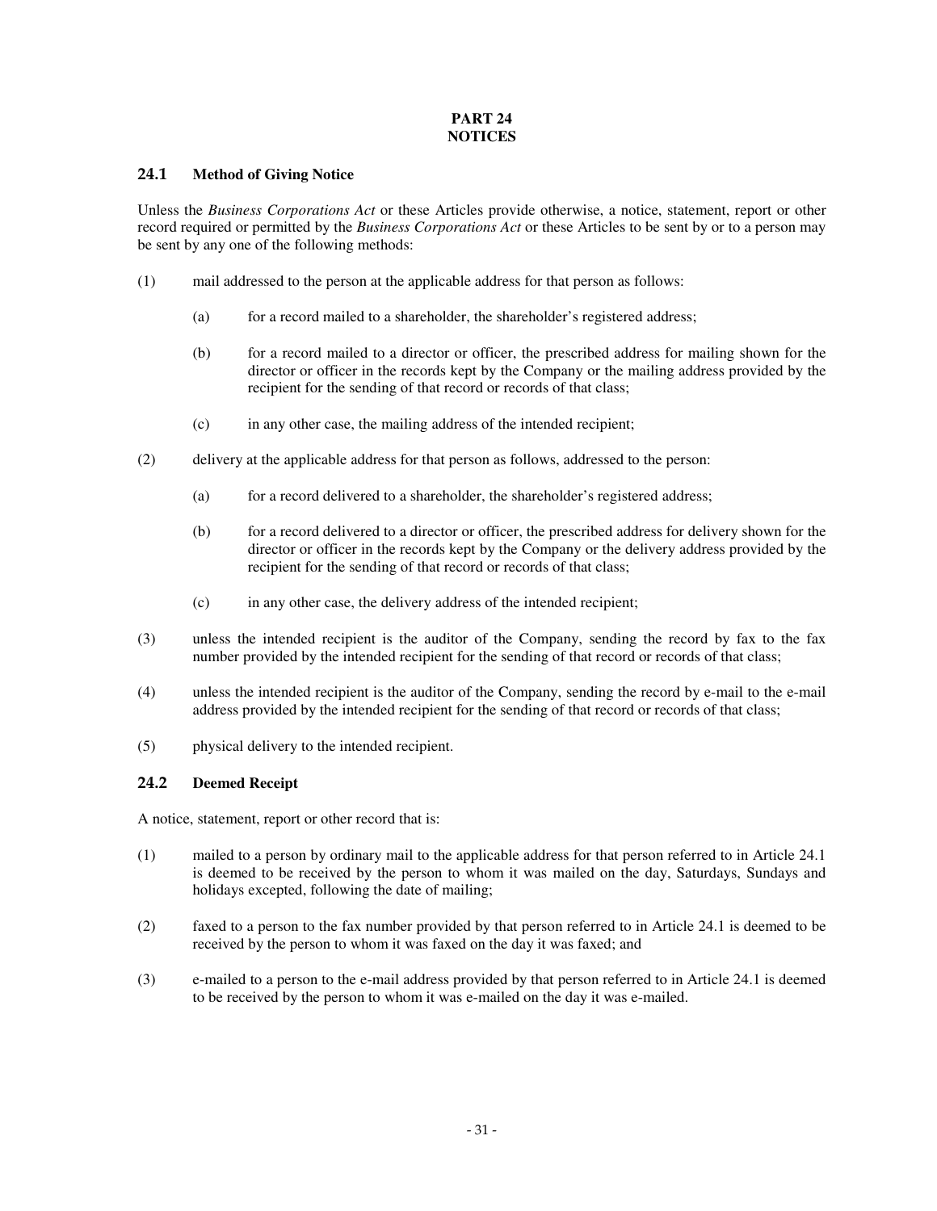# PART 24
# NOTICES

## 24.1 Method of Giving Notice

Unless the *Business Corporations Act* or these Articles provide otherwise, a notice, statement, report or other record required or permitted by the *Business Corporations Act* or these Articles to be sent by or to a person may be sent by any one of the following methods:

(1) mail addressed to the person at the applicable address for that person as follows:

   (a) for a record mailed to a shareholder, the shareholder's registered address;

   (b) for a record mailed to a director or officer, the prescribed address for mailing shown for the director or officer in the records kept by the Company or the mailing address provided by the recipient for the sending of that record or records of that class;

   (c) in any other case, the mailing address of the intended recipient;

(2) delivery at the applicable address for that person as follows, addressed to the person:

   (a) for a record delivered to a shareholder, the shareholder's registered address;

   (b) for a record delivered to a director or officer, the prescribed address for delivery shown for the director or officer in the records kept by the Company or the delivery address provided by the recipient for the sending of that record or records of that class;

   (c) in any other case, the delivery address of the intended recipient;

(3) unless the intended recipient is the auditor of the Company, sending the record by fax to the fax number provided by the intended recipient for the sending of that record or records of that class;

(4) unless the intended recipient is the auditor of the Company, sending the record by e-mail to the e-mail address provided by the intended recipient for the sending of that record or records of that class;

(5) physical delivery to the intended recipient.

## 24.2 Deemed Receipt

A notice, statement, report or other record that is:

(1) mailed to a person by ordinary mail to the applicable address for that person referred to in Article 24.1 is deemed to be received by the person to whom it was mailed on the day, Saturdays, Sundays and holidays excepted, following the date of mailing;

(2) faxed to a person to the fax number provided by that person referred to in Article 24.1 is deemed to be received by the person to whom it was faxed on the day it was faxed; and

(3) e-mailed to a person to the e-mail address provided by that person referred to in Article 24.1 is deemed to be received by the person to whom it was e-mailed on the day it was e-mailed.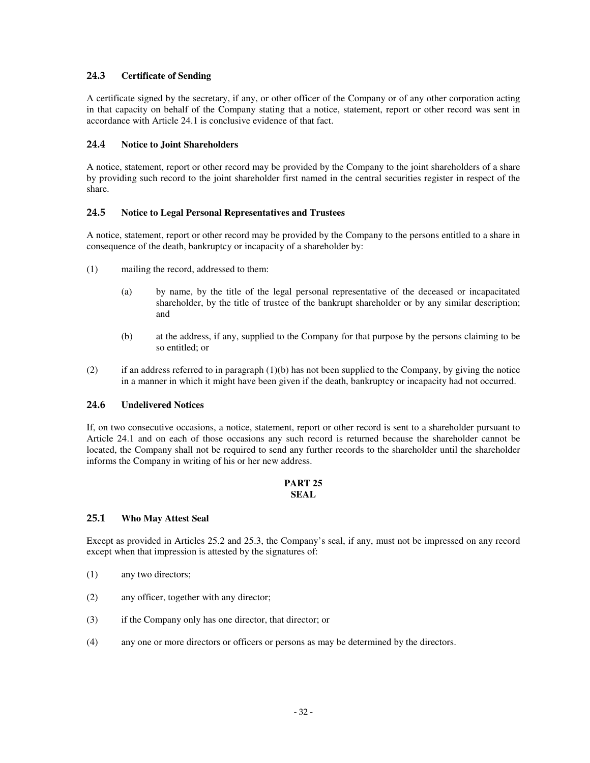### 24.3 Certificate of Sending

A certificate signed by the secretary, if any, or other officer of the Company or of any other corporation acting in that capacity on behalf of the Company stating that a notice, statement, report or other record was sent in accordance with Article 24.1 is conclusive evidence of that fact.

### 24.4 Notice to Joint Shareholders

A notice, statement, report or other record may be provided by the Company to the joint shareholders of a share by providing such record to the joint shareholder first named in the central securities register in respect of the share.

### 24.5 Notice to Legal Personal Representatives and Trustees

A notice, statement, report or other record may be provided by the Company to the persons entitled to a share in consequence of the death, bankruptcy or incapacity of a shareholder by:

(1) mailing the record, addressed to them:

> (a) by name, by the title of the legal personal representative of the deceased or incapacitated shareholder, by the title of trustee of the bankrupt shareholder or by any similar description; and
>
> (b) at the address, if any, supplied to the Company for that purpose by the persons claiming to be so entitled; or

(2) if an address referred to in paragraph (1)(b) has not been supplied to the Company, by giving the notice in a manner in which it might have been given if the death, bankruptcy or incapacity had not occurred.

### 24.6 Undelivered Notices

If, on two consecutive occasions, a notice, statement, report or other record is sent to a shareholder pursuant to Article 24.1 and on each of those occasions any such record is returned because the shareholder cannot be located, the Company shall not be required to send any further records to the shareholder until the shareholder informs the Company in writing of his or her new address.

## PART 25
## SEAL

### 25.1 Who May Attest Seal

Except as provided in Articles 25.2 and 25.3, the Company's seal, if any, must not be impressed on any record except when that impression is attested by the signatures of:

(1) any two directors;

(2) any officer, together with any director;

(3) if the Company only has one director, that director; or

(4) any one or more directors or officers or persons as may be determined by the directors.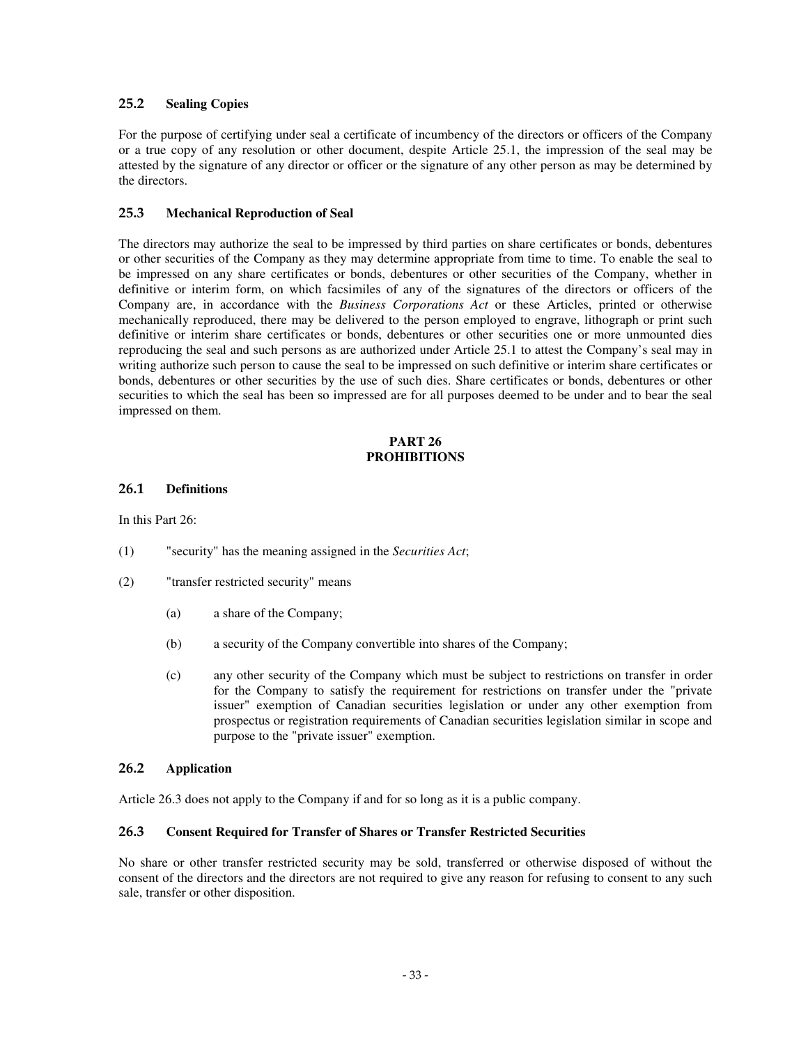### 25.2 Sealing Copies

For the purpose of certifying under seal a certificate of incumbency of the directors or officers of the Company or a true copy of any resolution or other document, despite Article 25.1, the impression of the seal may be attested by the signature of any director or officer or the signature of any other person as may be determined by the directors.

### 25.3 Mechanical Reproduction of Seal

The directors may authorize the seal to be impressed by third parties on share certificates or bonds, debentures or other securities of the Company as they may determine appropriate from time to time. To enable the seal to be impressed on any share certificates or bonds, debentures or other securities of the Company, whether in definitive or interim form, on which facsimiles of any of the signatures of the directors or officers of the Company are, in accordance with the *Business Corporations Act* or these Articles, printed or otherwise mechanically reproduced, there may be delivered to the person employed to engrave, lithograph or print such definitive or interim share certificates or bonds, debentures or other securities one or more unmounted dies reproducing the seal and such persons as are authorized under Article 25.1 to attest the Company's seal may in writing authorize such person to cause the seal to be impressed on such definitive or interim share certificates or bonds, debentures or other securities by the use of such dies. Share certificates or bonds, debentures or other securities to which the seal has been so impressed are for all purposes deemed to be under and to bear the seal impressed on them.

## PART 26
## PROHIBITIONS

### 26.1 Definitions

In this Part 26:

(1) "security" has the meaning assigned in the *Securities Act*;

(2) "transfer restricted security" means

(a) a share of the Company;

(b) a security of the Company convertible into shares of the Company;

(c) any other security of the Company which must be subject to restrictions on transfer in order for the Company to satisfy the requirement for restrictions on transfer under the "private issuer" exemption of Canadian securities legislation or under any other exemption from prospectus or registration requirements of Canadian securities legislation similar in scope and purpose to the "private issuer" exemption.

### 26.2 Application

Article 26.3 does not apply to the Company if and for so long as it is a public company.

### 26.3 Consent Required for Transfer of Shares or Transfer Restricted Securities

No share or other transfer restricted security may be sold, transferred or otherwise disposed of without the consent of the directors and the directors are not required to give any reason for refusing to consent to any such sale, transfer or other disposition.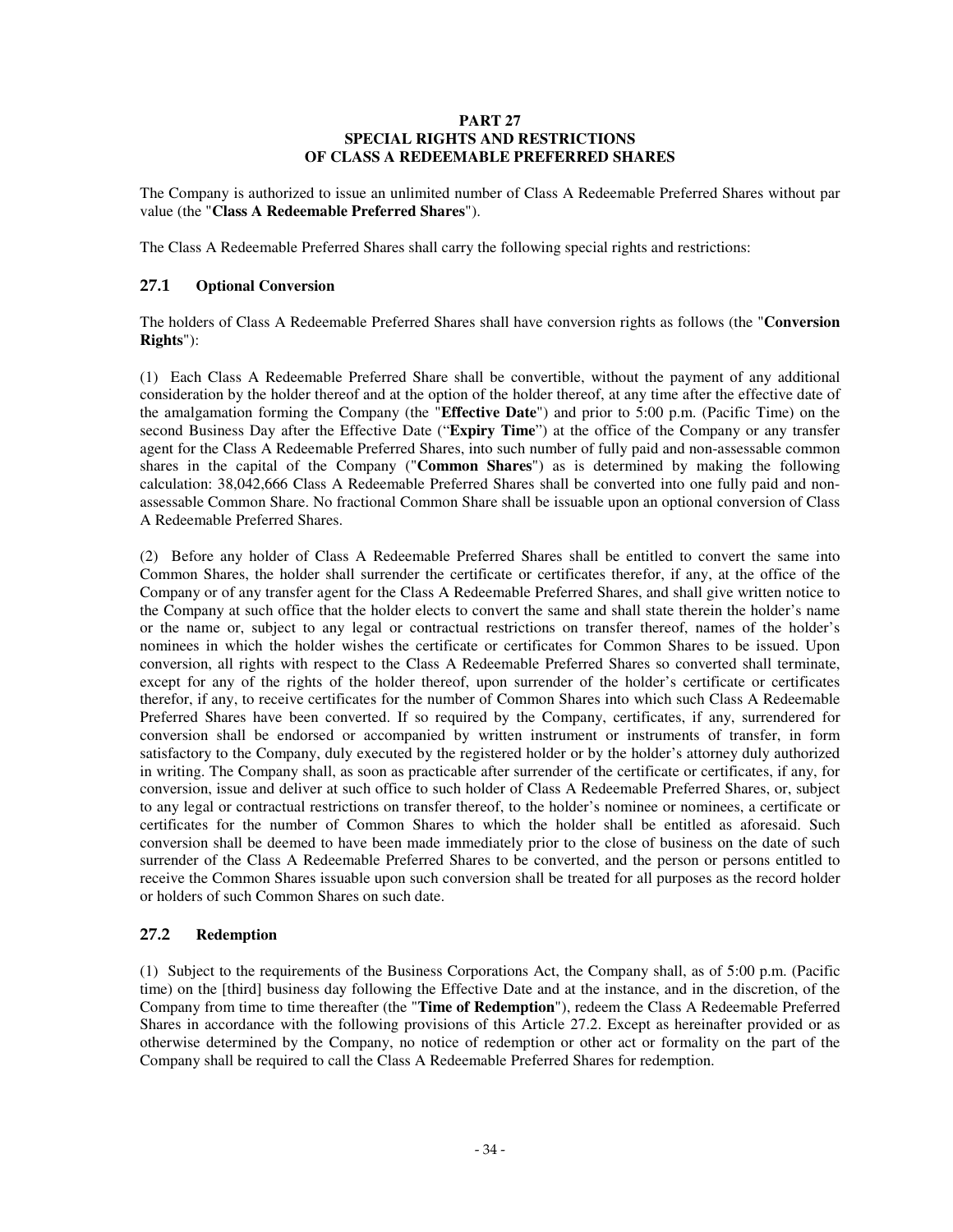# PART 27
## SPECIAL RIGHTS AND RESTRICTIONS OF CLASS A REDEEMABLE PREFERRED SHARES

The Company is authorized to issue an unlimited number of Class A Redeemable Preferred Shares without par value (the "**Class A Redeemable Preferred Shares**").

The Class A Redeemable Preferred Shares shall carry the following special rights and restrictions:

### 27.1 Optional Conversion

The holders of Class A Redeemable Preferred Shares shall have conversion rights as follows (the "**Conversion Rights**"):

(1) Each Class A Redeemable Preferred Share shall be convertible, without the payment of any additional consideration by the holder thereof and at the option of the holder thereof, at any time after the effective date of the amalgamation forming the Company (the "**Effective Date**") and prior to 5:00 p.m. (Pacific Time) on the second Business Day after the Effective Date ("**Expiry Time**") at the office of the Company or any transfer agent for the Class A Redeemable Preferred Shares, into such number of fully paid and non-assessable common shares in the capital of the Company ("**Common Shares**") as is determined by making the following calculation: 38,042,666 Class A Redeemable Preferred Shares shall be converted into one fully paid and non-assessable Common Share. No fractional Common Share shall be issuable upon an optional conversion of Class A Redeemable Preferred Shares.

(2) Before any holder of Class A Redeemable Preferred Shares shall be entitled to convert the same into Common Shares, the holder shall surrender the certificate or certificates therefor, if any, at the office of the Company or of any transfer agent for the Class A Redeemable Preferred Shares, and shall give written notice to the Company at such office that the holder elects to convert the same and shall state therein the holder's name or the name or, subject to any legal or contractual restrictions on transfer thereof, names of the holder's nominees in which the holder wishes the certificate or certificates for Common Shares to be issued. Upon conversion, all rights with respect to the Class A Redeemable Preferred Shares so converted shall terminate, except for any of the rights of the holder thereof, upon surrender of the holder's certificate or certificates therefor, if any, to receive certificates for the number of Common Shares into which such Class A Redeemable Preferred Shares have been converted. If so required by the Company, certificates, if any, surrendered for conversion shall be endorsed or accompanied by written instrument or instruments of transfer, in form satisfactory to the Company, duly executed by the registered holder or by the holder's attorney duly authorized in writing. The Company shall, as soon as practicable after surrender of the certificate or certificates, if any, for conversion, issue and deliver at such office to such holder of Class A Redeemable Preferred Shares, or, subject to any legal or contractual restrictions on transfer thereof, to the holder's nominee or nominees, a certificate or certificates for the number of Common Shares to which the holder shall be entitled as aforesaid. Such conversion shall be deemed to have been made immediately prior to the close of business on the date of such surrender of the Class A Redeemable Preferred Shares to be converted, and the person or persons entitled to receive the Common Shares issuable upon such conversion shall be treated for all purposes as the record holder or holders of such Common Shares on such date.

### 27.2 Redemption

(1) Subject to the requirements of the Business Corporations Act, the Company shall, as of 5:00 p.m. (Pacific time) on the [third] business day following the Effective Date and at the instance, and in the discretion, of the Company from time to time thereafter (the "**Time of Redemption**"), redeem the Class A Redeemable Preferred Shares in accordance with the following provisions of this Article 27.2. Except as hereinafter provided or as otherwise determined by the Company, no notice of redemption or other act or formality on the part of the Company shall be required to call the Class A Redeemable Preferred Shares for redemption.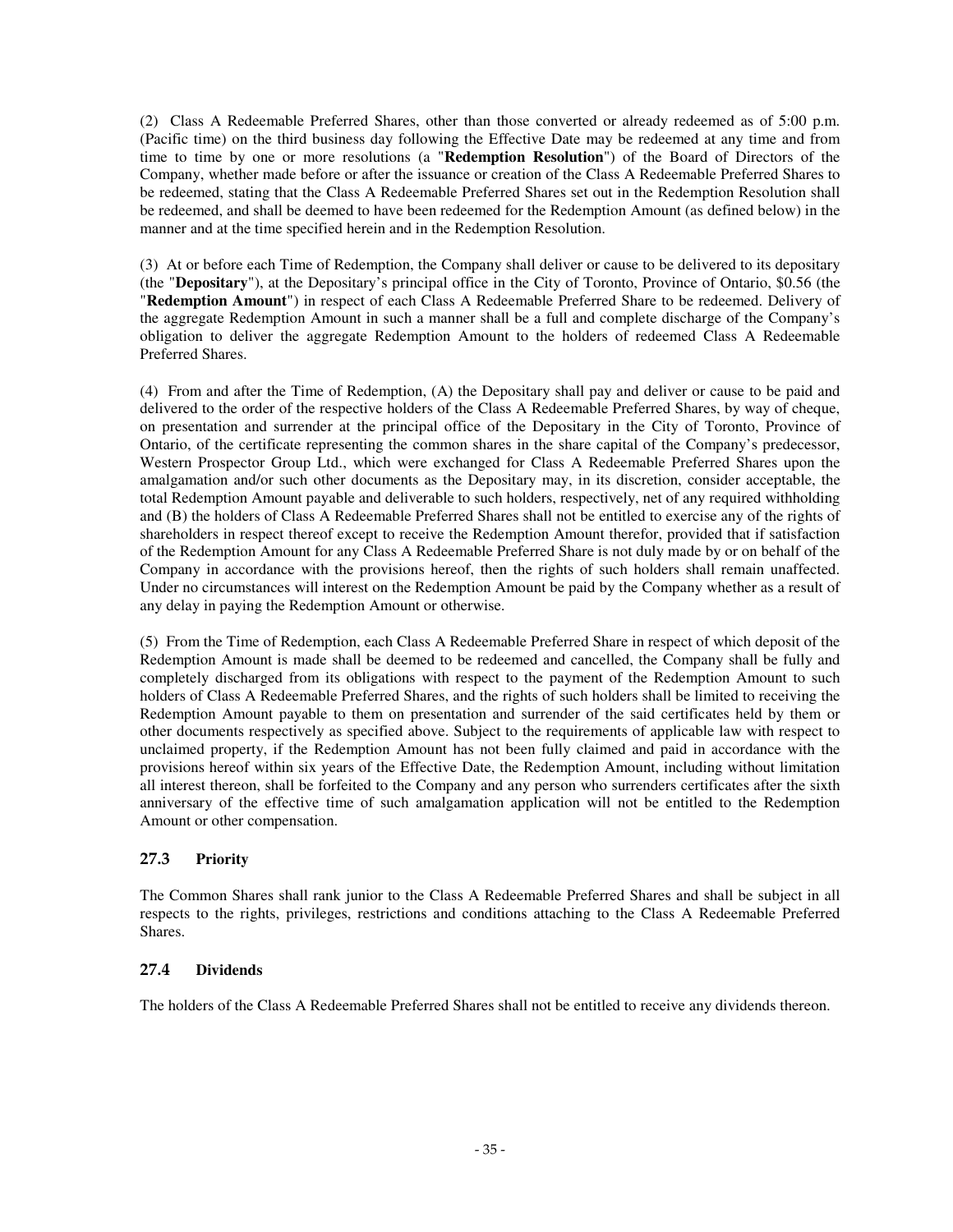(2) Class A Redeemable Preferred Shares, other than those converted or already redeemed as of 5:00 p.m. (Pacific time) on the third business day following the Effective Date may be redeemed at any time and from time to time by one or more resolutions (a "**Redemption Resolution**") of the Board of Directors of the Company, whether made before or after the issuance or creation of the Class A Redeemable Preferred Shares to be redeemed, stating that the Class A Redeemable Preferred Shares set out in the Redemption Resolution shall be redeemed, and shall be deemed to have been redeemed for the Redemption Amount (as defined below) in the manner and at the time specified herein and in the Redemption Resolution.

(3) At or before each Time of Redemption, the Company shall deliver or cause to be delivered to its depositary (the "**Depositary**"), at the Depositary's principal office in the City of Toronto, Province of Ontario, $0.56 (the "**Redemption Amount**") in respect of each Class A Redeemable Preferred Share to be redeemed. Delivery of the aggregate Redemption Amount in such a manner shall be a full and complete discharge of the Company's obligation to deliver the aggregate Redemption Amount to the holders of redeemed Class A Redeemable Preferred Shares.

(4) From and after the Time of Redemption, (A) the Depositary shall pay and deliver or cause to be paid and delivered to the order of the respective holders of the Class A Redeemable Preferred Shares, by way of cheque, on presentation and surrender at the principal office of the Depositary in the City of Toronto, Province of Ontario, of the certificate representing the common shares in the share capital of the Company's predecessor, Western Prospector Group Ltd., which were exchanged for Class A Redeemable Preferred Shares upon the amalgamation and/or such other documents as the Depositary may, in its discretion, consider acceptable, the total Redemption Amount payable and deliverable to such holders, respectively, net of any required withholding and (B) the holders of Class A Redeemable Preferred Shares shall not be entitled to exercise any of the rights of shareholders in respect thereof except to receive the Redemption Amount therefor, provided that if satisfaction of the Redemption Amount for any Class A Redeemable Preferred Share is not duly made by or on behalf of the Company in accordance with the provisions hereof, then the rights of such holders shall remain unaffected. Under no circumstances will interest on the Redemption Amount be paid by the Company whether as a result of any delay in paying the Redemption Amount or otherwise.

(5) From the Time of Redemption, each Class A Redeemable Preferred Share in respect of which deposit of the Redemption Amount is made shall be deemed to be redeemed and cancelled, the Company shall be fully and completely discharged from its obligations with respect to the payment of the Redemption Amount to such holders of Class A Redeemable Preferred Shares, and the rights of such holders shall be limited to receiving the Redemption Amount payable to them on presentation and surrender of the said certificates held by them or other documents respectively as specified above. Subject to the requirements of applicable law with respect to unclaimed property, if the Redemption Amount has not been fully claimed and paid in accordance with the provisions hereof within six years of the Effective Date, the Redemption Amount, including without limitation all interest thereon, shall be forfeited to the Company and any person who surrenders certificates after the sixth anniversary of the effective time of such amalgamation application will not be entitled to the Redemption Amount or other compensation.

### 27.3 Priority

The Common Shares shall rank junior to the Class A Redeemable Preferred Shares and shall be subject in all respects to the rights, privileges, restrictions and conditions attaching to the Class A Redeemable Preferred Shares.

### 27.4 Dividends

The holders of the Class A Redeemable Preferred Shares shall not be entitled to receive any dividends thereon.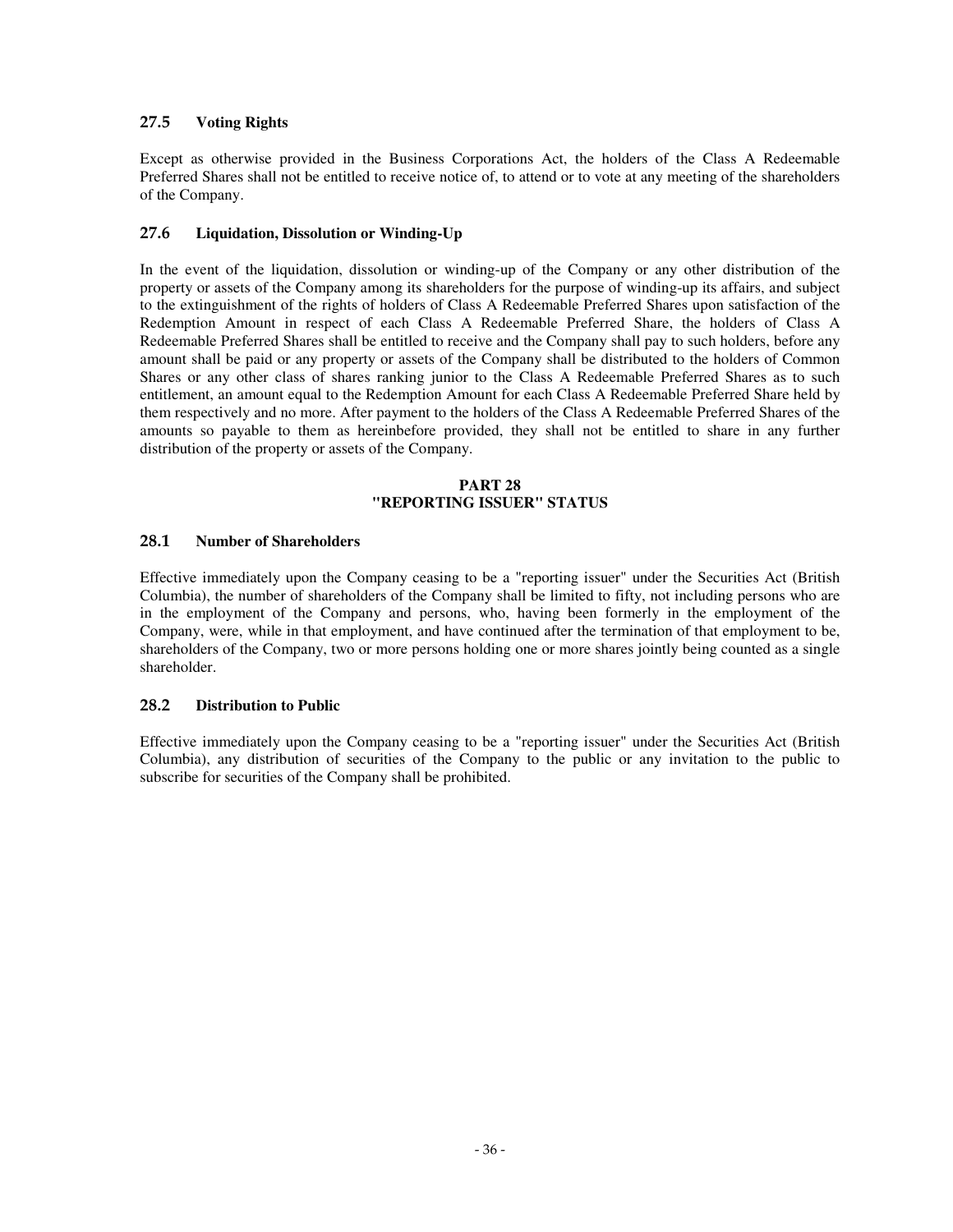### 27.5 Voting Rights

Except as otherwise provided in the Business Corporations Act, the holders of the Class A Redeemable Preferred Shares shall not be entitled to receive notice of, to attend or to vote at any meeting of the shareholders of the Company.

### 27.6 Liquidation, Dissolution or Winding-Up

In the event of the liquidation, dissolution or winding-up of the Company or any other distribution of the property or assets of the Company among its shareholders for the purpose of winding-up its affairs, and subject to the extinguishment of the rights of holders of Class A Redeemable Preferred Shares upon satisfaction of the Redemption Amount in respect of each Class A Redeemable Preferred Share, the holders of Class A Redeemable Preferred Shares shall be entitled to receive and the Company shall pay to such holders, before any amount shall be paid or any property or assets of the Company shall be distributed to the holders of Common Shares or any other class of shares ranking junior to the Class A Redeemable Preferred Shares as to such entitlement, an amount equal to the Redemption Amount for each Class A Redeemable Preferred Share held by them respectively and no more. After payment to the holders of the Class A Redeemable Preferred Shares of the amounts so payable to them as hereinbefore provided, they shall not be entitled to share in any further distribution of the property or assets of the Company.

## PART 28
## "REPORTING ISSUER" STATUS

### 28.1 Number of Shareholders

Effective immediately upon the Company ceasing to be a "reporting issuer" under the Securities Act (British Columbia), the number of shareholders of the Company shall be limited to fifty, not including persons who are in the employment of the Company and persons, who, having been formerly in the employment of the Company, were, while in that employment, and have continued after the termination of that employment to be, shareholders of the Company, two or more persons holding one or more shares jointly being counted as a single shareholder.

### 28.2 Distribution to Public

Effective immediately upon the Company ceasing to be a "reporting issuer" under the Securities Act (British Columbia), any distribution of securities of the Company to the public or any invitation to the public to subscribe for securities of the Company shall be prohibited.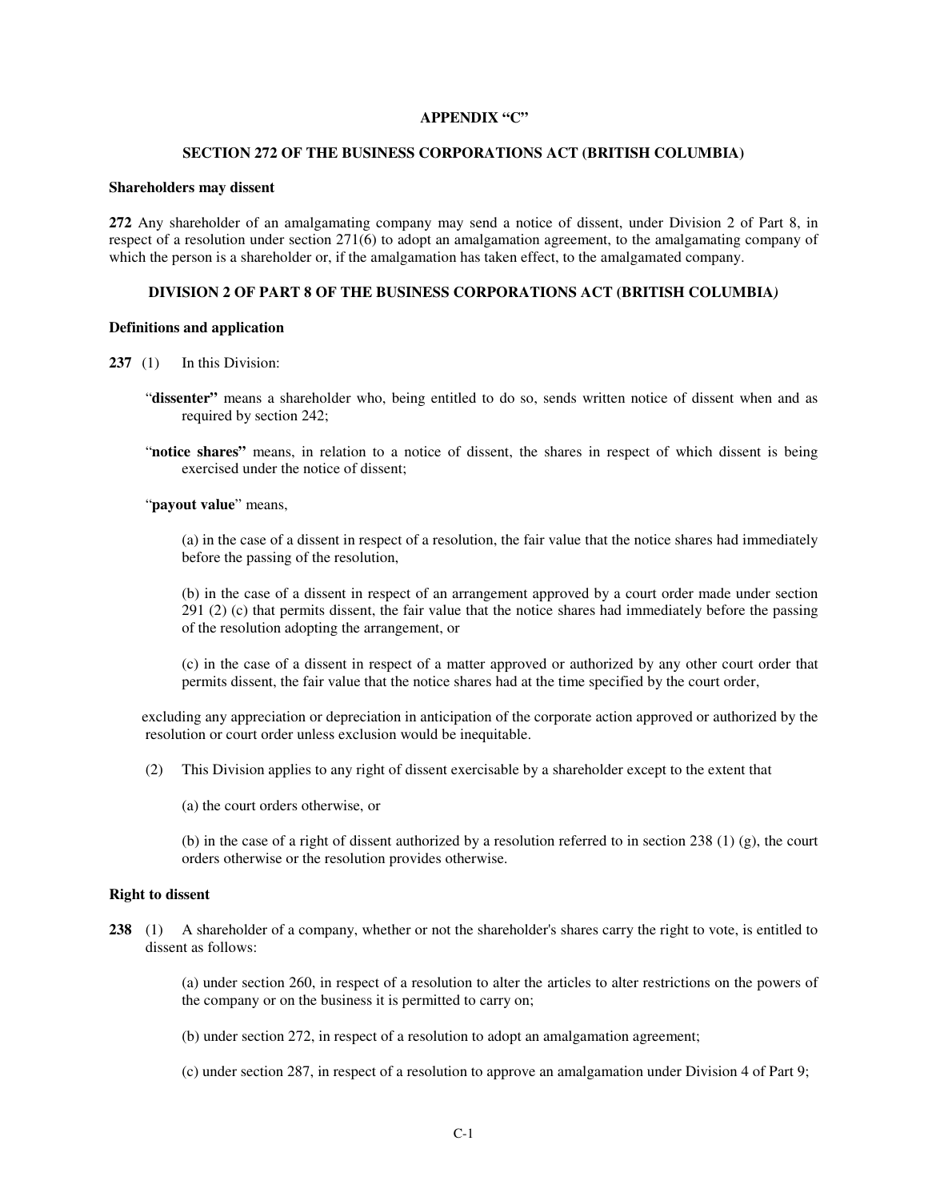## APPENDIX "C"

## SECTION 272 OF THE BUSINESS CORPORATIONS ACT (BRITISH COLUMBIA)

**Shareholders may dissent**

**272** Any shareholder of an amalgamating company may send a notice of dissent, under Division 2 of Part 8, in respect of a resolution under section 271(6) to adopt an amalgamation agreement, to the amalgamating company of which the person is a shareholder or, if the amalgamation has taken effect, to the amalgamated company.

## DIVISION 2 OF PART 8 OF THE BUSINESS CORPORATIONS ACT (BRITISH COLUMBIA)

**Definitions and application**

**237** (1) In this Division:

"**dissenter**" means a shareholder who, being entitled to do so, sends written notice of dissent when and as required by section 242;

"**notice shares**" means, in relation to a notice of dissent, the shares in respect of which dissent is being exercised under the notice of dissent;

"**payout value**" means,

(a) in the case of a dissent in respect of a resolution, the fair value that the notice shares had immediately before the passing of the resolution,

(b) in the case of a dissent in respect of an arrangement approved by a court order made under section 291 (2) (c) that permits dissent, the fair value that the notice shares had immediately before the passing of the resolution adopting the arrangement, or

(c) in the case of a dissent in respect of a matter approved or authorized by any other court order that permits dissent, the fair value that the notice shares had at the time specified by the court order,

excluding any appreciation or depreciation in anticipation of the corporate action approved or authorized by the resolution or court order unless exclusion would be inequitable.

(2) This Division applies to any right of dissent exercisable by a shareholder except to the extent that

(a) the court orders otherwise, or

(b) in the case of a right of dissent authorized by a resolution referred to in section 238 (1) (g), the court orders otherwise or the resolution provides otherwise.

**Right to dissent**

**238** (1) A shareholder of a company, whether or not the shareholder's shares carry the right to vote, is entitled to dissent as follows:

(a) under section 260, in respect of a resolution to alter the articles to alter restrictions on the powers of the company or on the business it is permitted to carry on;

(b) under section 272, in respect of a resolution to adopt an amalgamation agreement;

(c) under section 287, in respect of a resolution to approve an amalgamation under Division 4 of Part 9;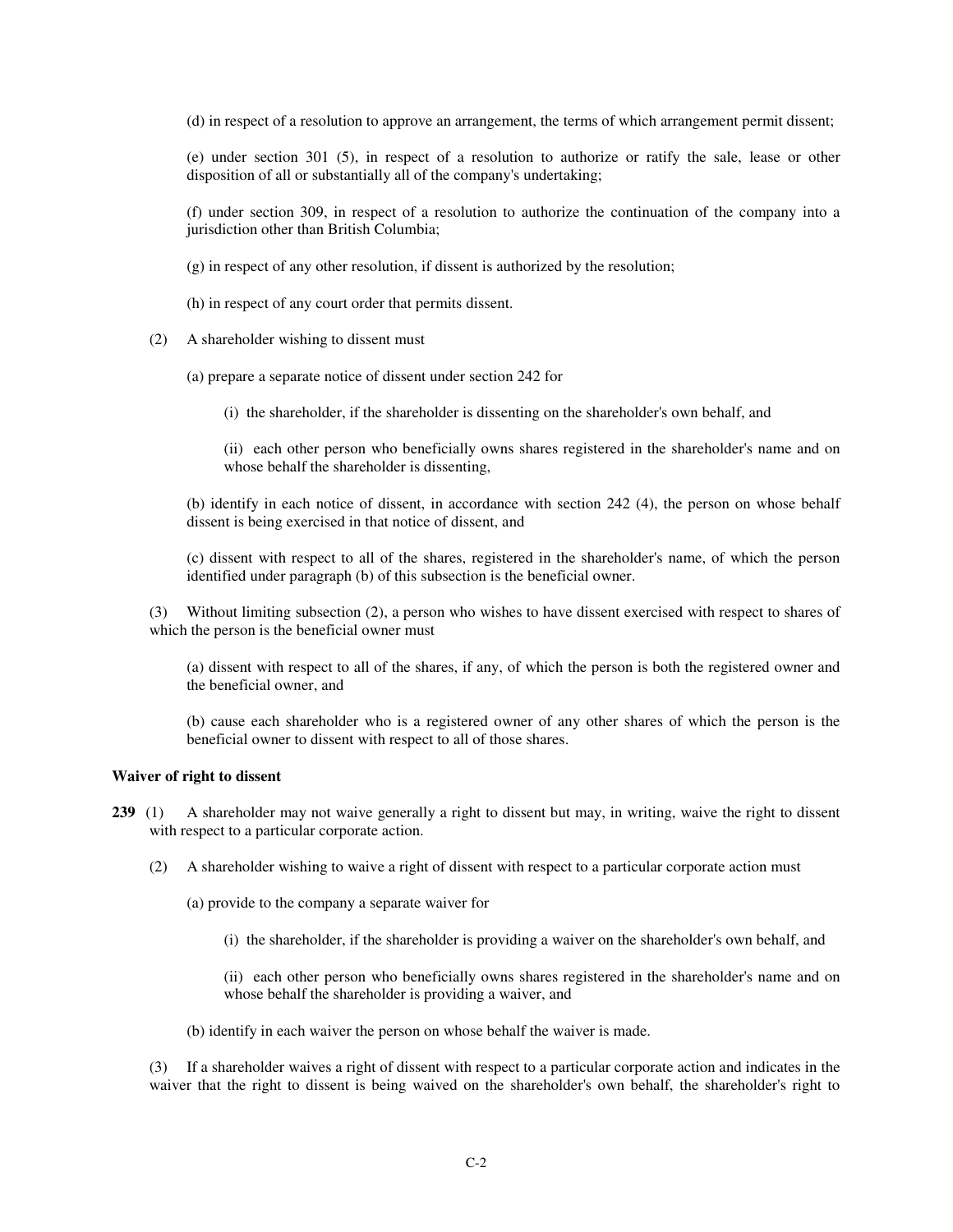(d) in respect of a resolution to approve an arrangement, the terms of which arrangement permit dissent;

(e) under section 301 (5), in respect of a resolution to authorize or ratify the sale, lease or other disposition of all or substantially all of the company's undertaking;

(f) under section 309, in respect of a resolution to authorize the continuation of the company into a jurisdiction other than British Columbia;

(g) in respect of any other resolution, if dissent is authorized by the resolution;

(h) in respect of any court order that permits dissent.

(2) A shareholder wishing to dissent must

(a) prepare a separate notice of dissent under section 242 for

(i) the shareholder, if the shareholder is dissenting on the shareholder's own behalf, and

(ii) each other person who beneficially owns shares registered in the shareholder's name and on whose behalf the shareholder is dissenting,

(b) identify in each notice of dissent, in accordance with section 242 (4), the person on whose behalf dissent is being exercised in that notice of dissent, and

(c) dissent with respect to all of the shares, registered in the shareholder's name, of which the person identified under paragraph (b) of this subsection is the beneficial owner.

(3) Without limiting subsection (2), a person who wishes to have dissent exercised with respect to shares of which the person is the beneficial owner must

(a) dissent with respect to all of the shares, if any, of which the person is both the registered owner and the beneficial owner, and

(b) cause each shareholder who is a registered owner of any other shares of which the person is the beneficial owner to dissent with respect to all of those shares.

**Waiver of right to dissent**

**239** (1) A shareholder may not waive generally a right to dissent but may, in writing, waive the right to dissent with respect to a particular corporate action.

(2) A shareholder wishing to waive a right of dissent with respect to a particular corporate action must

(a) provide to the company a separate waiver for

(i) the shareholder, if the shareholder is providing a waiver on the shareholder's own behalf, and

(ii) each other person who beneficially owns shares registered in the shareholder's name and on whose behalf the shareholder is providing a waiver, and

(b) identify in each waiver the person on whose behalf the waiver is made.

(3) If a shareholder waives a right of dissent with respect to a particular corporate action and indicates in the waiver that the right to dissent is being waived on the shareholder's own behalf, the shareholder's right to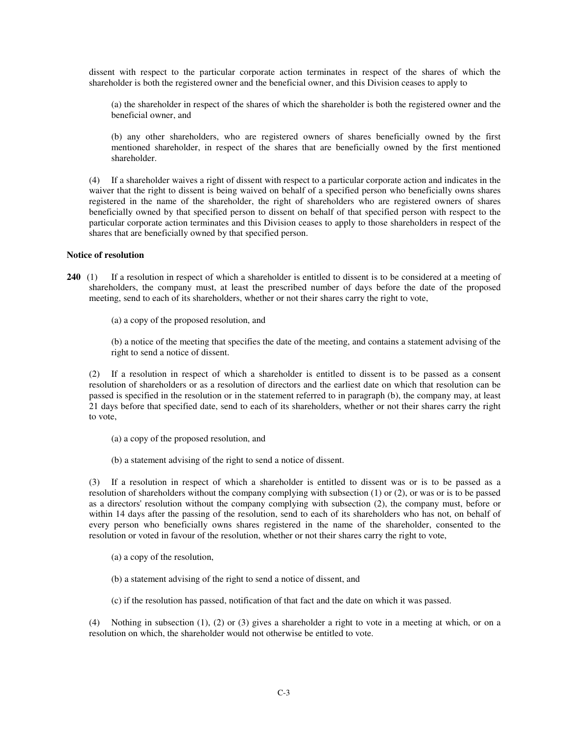dissent with respect to the particular corporate action terminates in respect of the shares of which the shareholder is both the registered owner and the beneficial owner, and this Division ceases to apply to

(a) the shareholder in respect of the shares of which the shareholder is both the registered owner and the beneficial owner, and

(b) any other shareholders, who are registered owners of shares beneficially owned by the first mentioned shareholder, in respect of the shares that are beneficially owned by the first mentioned shareholder.

(4) If a shareholder waives a right of dissent with respect to a particular corporate action and indicates in the waiver that the right to dissent is being waived on behalf of a specified person who beneficially owns shares registered in the name of the shareholder, the right of shareholders who are registered owners of shares beneficially owned by that specified person to dissent on behalf of that specified person with respect to the particular corporate action terminates and this Division ceases to apply to those shareholders in respect of the shares that are beneficially owned by that specified person.

**Notice of resolution**

**240** (1) If a resolution in respect of which a shareholder is entitled to dissent is to be considered at a meeting of shareholders, the company must, at least the prescribed number of days before the date of the proposed meeting, send to each of its shareholders, whether or not their shares carry the right to vote,

(a) a copy of the proposed resolution, and

(b) a notice of the meeting that specifies the date of the meeting, and contains a statement advising of the right to send a notice of dissent.

(2) If a resolution in respect of which a shareholder is entitled to dissent is to be passed as a consent resolution of shareholders or as a resolution of directors and the earliest date on which that resolution can be passed is specified in the resolution or in the statement referred to in paragraph (b), the company may, at least 21 days before that specified date, send to each of its shareholders, whether or not their shares carry the right to vote,

(a) a copy of the proposed resolution, and

(b) a statement advising of the right to send a notice of dissent.

(3) If a resolution in respect of which a shareholder is entitled to dissent was or is to be passed as a resolution of shareholders without the company complying with subsection (1) or (2), or was or is to be passed as a directors' resolution without the company complying with subsection (2), the company must, before or within 14 days after the passing of the resolution, send to each of its shareholders who has not, on behalf of every person who beneficially owns shares registered in the name of the shareholder, consented to the resolution or voted in favour of the resolution, whether or not their shares carry the right to vote,

(a) a copy of the resolution,

(b) a statement advising of the right to send a notice of dissent, and

(c) if the resolution has passed, notification of that fact and the date on which it was passed.

(4) Nothing in subsection (1), (2) or (3) gives a shareholder a right to vote in a meeting at which, or on a resolution on which, the shareholder would not otherwise be entitled to vote.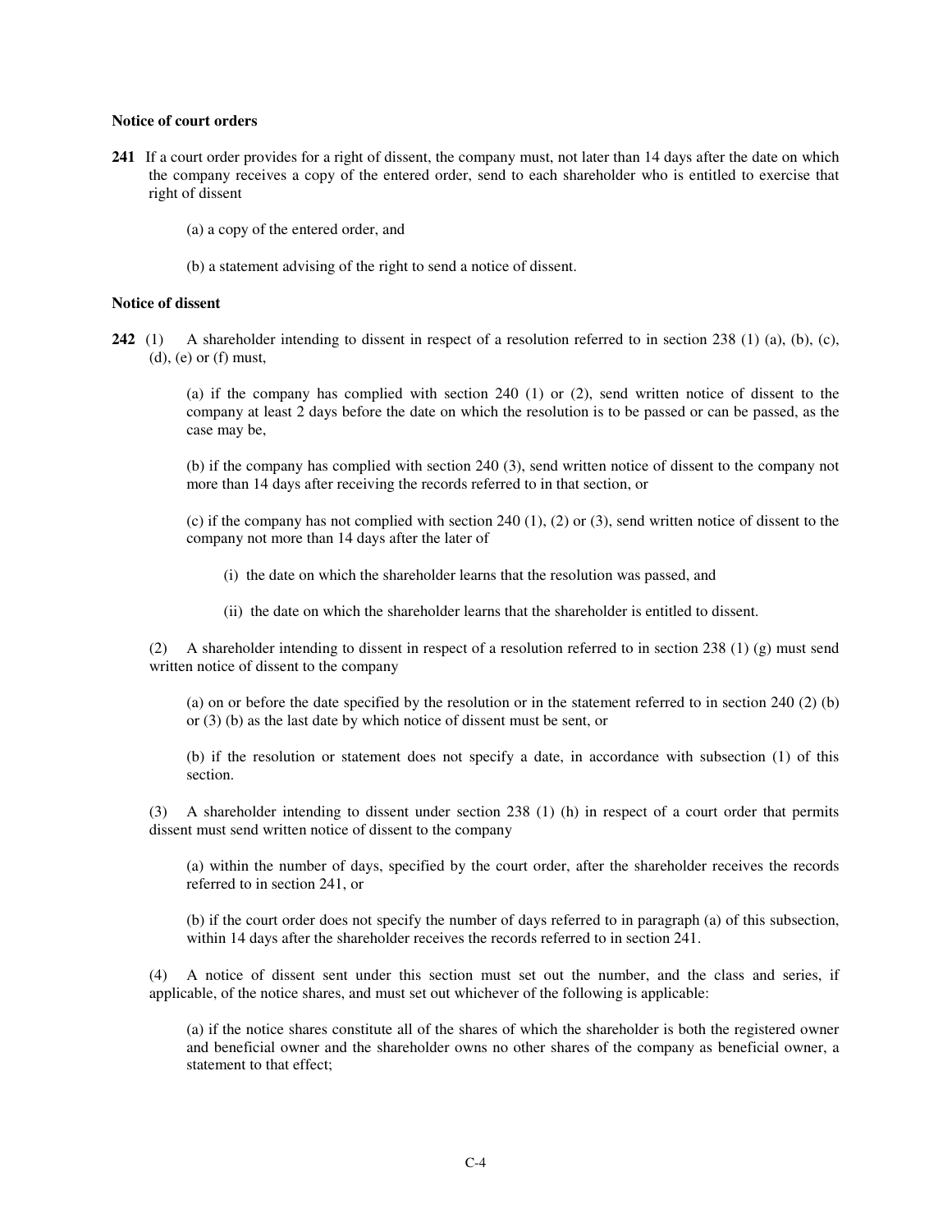**Notice of court orders**

**241** If a court order provides for a right of dissent, the company must, not later than 14 days after the date on which the company receives a copy of the entered order, send to each shareholder who is entitled to exercise that right of dissent

(a) a copy of the entered order, and

(b) a statement advising of the right to send a notice of dissent.

**Notice of dissent**

**242** (1) A shareholder intending to dissent in respect of a resolution referred to in section 238 (1) (a), (b), (c), (d), (e) or (f) must,

(a) if the company has complied with section 240 (1) or (2), send written notice of dissent to the company at least 2 days before the date on which the resolution is to be passed or can be passed, as the case may be,

(b) if the company has complied with section 240 (3), send written notice of dissent to the company not more than 14 days after receiving the records referred to in that section, or

(c) if the company has not complied with section 240 (1), (2) or (3), send written notice of dissent to the company not more than 14 days after the later of

(i) the date on which the shareholder learns that the resolution was passed, and

(ii) the date on which the shareholder learns that the shareholder is entitled to dissent.

(2) A shareholder intending to dissent in respect of a resolution referred to in section 238 (1) (g) must send written notice of dissent to the company

(a) on or before the date specified by the resolution or in the statement referred to in section 240 (2) (b) or (3) (b) as the last date by which notice of dissent must be sent, or

(b) if the resolution or statement does not specify a date, in accordance with subsection (1) of this section.

(3) A shareholder intending to dissent under section 238 (1) (h) in respect of a court order that permits dissent must send written notice of dissent to the company

(a) within the number of days, specified by the court order, after the shareholder receives the records referred to in section 241, or

(b) if the court order does not specify the number of days referred to in paragraph (a) of this subsection, within 14 days after the shareholder receives the records referred to in section 241.

(4) A notice of dissent sent under this section must set out the number, and the class and series, if applicable, of the notice shares, and must set out whichever of the following is applicable:

(a) if the notice shares constitute all of the shares of which the shareholder is both the registered owner and beneficial owner and the shareholder owns no other shares of the company as beneficial owner, a statement to that effect;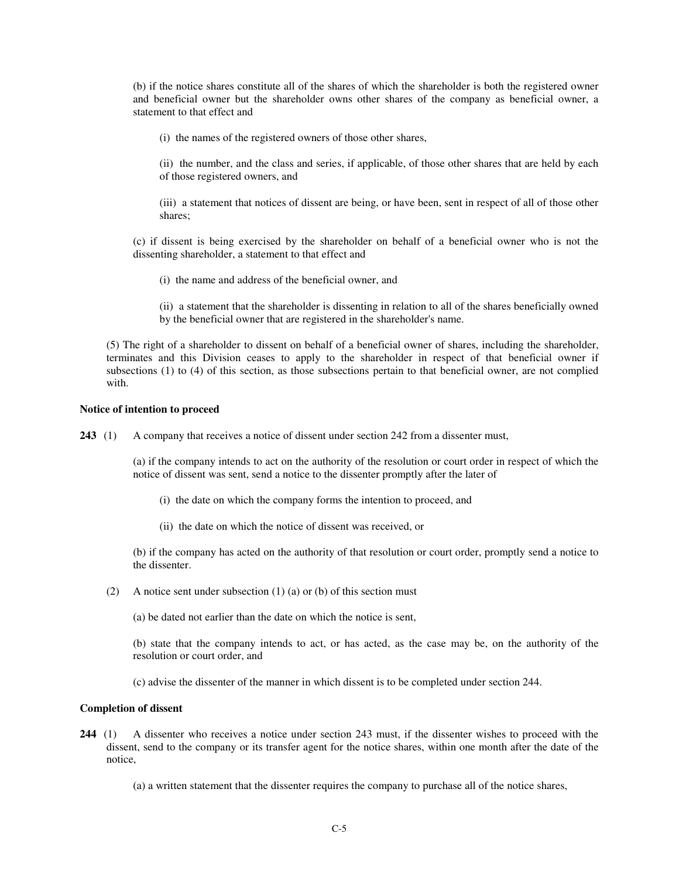(b) if the notice shares constitute all of the shares of which the shareholder is both the registered owner and beneficial owner but the shareholder owns other shares of the company as beneficial owner, a statement to that effect and

(i) the names of the registered owners of those other shares,

(ii) the number, and the class and series, if applicable, of those other shares that are held by each of those registered owners, and

(iii) a statement that notices of dissent are being, or have been, sent in respect of all of those other shares;

(c) if dissent is being exercised by the shareholder on behalf of a beneficial owner who is not the dissenting shareholder, a statement to that effect and

(i) the name and address of the beneficial owner, and

(ii) a statement that the shareholder is dissenting in relation to all of the shares beneficially owned by the beneficial owner that are registered in the shareholder's name.

(5) The right of a shareholder to dissent on behalf of a beneficial owner of shares, including the shareholder, terminates and this Division ceases to apply to the shareholder in respect of that beneficial owner if subsections (1) to (4) of this section, as those subsections pertain to that beneficial owner, are not complied with.

**Notice of intention to proceed**

**243** (1) A company that receives a notice of dissent under section 242 from a dissenter must,

(a) if the company intends to act on the authority of the resolution or court order in respect of which the notice of dissent was sent, send a notice to the dissenter promptly after the later of

(i) the date on which the company forms the intention to proceed, and

(ii) the date on which the notice of dissent was received, or

(b) if the company has acted on the authority of that resolution or court order, promptly send a notice to the dissenter.

(2) A notice sent under subsection (1) (a) or (b) of this section must

(a) be dated not earlier than the date on which the notice is sent,

(b) state that the company intends to act, or has acted, as the case may be, on the authority of the resolution or court order, and

(c) advise the dissenter of the manner in which dissent is to be completed under section 244.

**Completion of dissent**

**244** (1) A dissenter who receives a notice under section 243 must, if the dissenter wishes to proceed with the dissent, send to the company or its transfer agent for the notice shares, within one month after the date of the notice,

(a) a written statement that the dissenter requires the company to purchase all of the notice shares,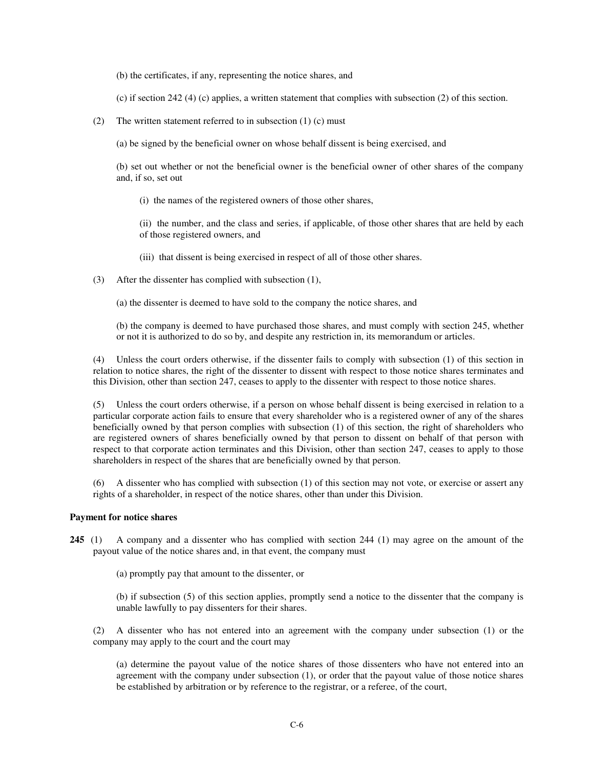(b) the certificates, if any, representing the notice shares, and

(c) if section 242 (4) (c) applies, a written statement that complies with subsection (2) of this section.

(2) The written statement referred to in subsection (1) (c) must

(a) be signed by the beneficial owner on whose behalf dissent is being exercised, and

(b) set out whether or not the beneficial owner is the beneficial owner of other shares of the company and, if so, set out

(i) the names of the registered owners of those other shares,

(ii) the number, and the class and series, if applicable, of those other shares that are held by each of those registered owners, and

(iii) that dissent is being exercised in respect of all of those other shares.

(3) After the dissenter has complied with subsection (1),

(a) the dissenter is deemed to have sold to the company the notice shares, and

(b) the company is deemed to have purchased those shares, and must comply with section 245, whether or not it is authorized to do so by, and despite any restriction in, its memorandum or articles.

(4) Unless the court orders otherwise, if the dissenter fails to comply with subsection (1) of this section in relation to notice shares, the right of the dissenter to dissent with respect to those notice shares terminates and this Division, other than section 247, ceases to apply to the dissenter with respect to those notice shares.

(5) Unless the court orders otherwise, if a person on whose behalf dissent is being exercised in relation to a particular corporate action fails to ensure that every shareholder who is a registered owner of any of the shares beneficially owned by that person complies with subsection (1) of this section, the right of shareholders who are registered owners of shares beneficially owned by that person to dissent on behalf of that person with respect to that corporate action terminates and this Division, other than section 247, ceases to apply to those shareholders in respect of the shares that are beneficially owned by that person.

(6) A dissenter who has complied with subsection (1) of this section may not vote, or exercise or assert any rights of a shareholder, in respect of the notice shares, other than under this Division.

**Payment for notice shares**

**245** (1) A company and a dissenter who has complied with section 244 (1) may agree on the amount of the payout value of the notice shares and, in that event, the company must

(a) promptly pay that amount to the dissenter, or

(b) if subsection (5) of this section applies, promptly send a notice to the dissenter that the company is unable lawfully to pay dissenters for their shares.

(2) A dissenter who has not entered into an agreement with the company under subsection (1) or the company may apply to the court and the court may

(a) determine the payout value of the notice shares of those dissenters who have not entered into an agreement with the company under subsection (1), or order that the payout value of those notice shares be established by arbitration or by reference to the registrar, or a referee, of the court,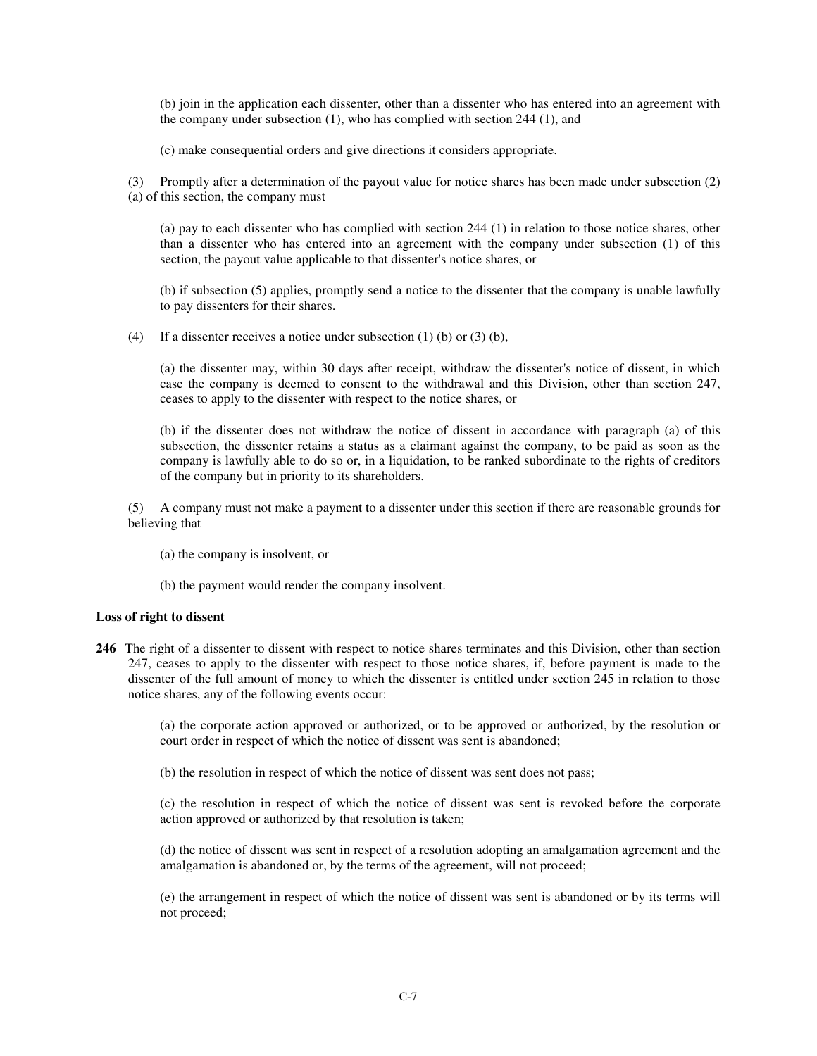(b) join in the application each dissenter, other than a dissenter who has entered into an agreement with the company under subsection (1), who has complied with section 244 (1), and

(c) make consequential orders and give directions it considers appropriate.

(3) Promptly after a determination of the payout value for notice shares has been made under subsection (2) (a) of this section, the company must

(a) pay to each dissenter who has complied with section 244 (1) in relation to those notice shares, other than a dissenter who has entered into an agreement with the company under subsection (1) of this section, the payout value applicable to that dissenter's notice shares, or

(b) if subsection (5) applies, promptly send a notice to the dissenter that the company is unable lawfully to pay dissenters for their shares.

(4) If a dissenter receives a notice under subsection (1) (b) or (3) (b),

(a) the dissenter may, within 30 days after receipt, withdraw the dissenter's notice of dissent, in which case the company is deemed to consent to the withdrawal and this Division, other than section 247, ceases to apply to the dissenter with respect to the notice shares, or

(b) if the dissenter does not withdraw the notice of dissent in accordance with paragraph (a) of this subsection, the dissenter retains a status as a claimant against the company, to be paid as soon as the company is lawfully able to do so or, in a liquidation, to be ranked subordinate to the rights of creditors of the company but in priority to its shareholders.

(5) A company must not make a payment to a dissenter under this section if there are reasonable grounds for believing that

(a) the company is insolvent, or

(b) the payment would render the company insolvent.

**Loss of right to dissent**

**246** The right of a dissenter to dissent with respect to notice shares terminates and this Division, other than section 247, ceases to apply to the dissenter with respect to those notice shares, if, before payment is made to the dissenter of the full amount of money to which the dissenter is entitled under section 245 in relation to those notice shares, any of the following events occur:

(a) the corporate action approved or authorized, or to be approved or authorized, by the resolution or court order in respect of which the notice of dissent was sent is abandoned;

(b) the resolution in respect of which the notice of dissent was sent does not pass;

(c) the resolution in respect of which the notice of dissent was sent is revoked before the corporate action approved or authorized by that resolution is taken;

(d) the notice of dissent was sent in respect of a resolution adopting an amalgamation agreement and the amalgamation is abandoned or, by the terms of the agreement, will not proceed;

(e) the arrangement in respect of which the notice of dissent was sent is abandoned or by its terms will not proceed;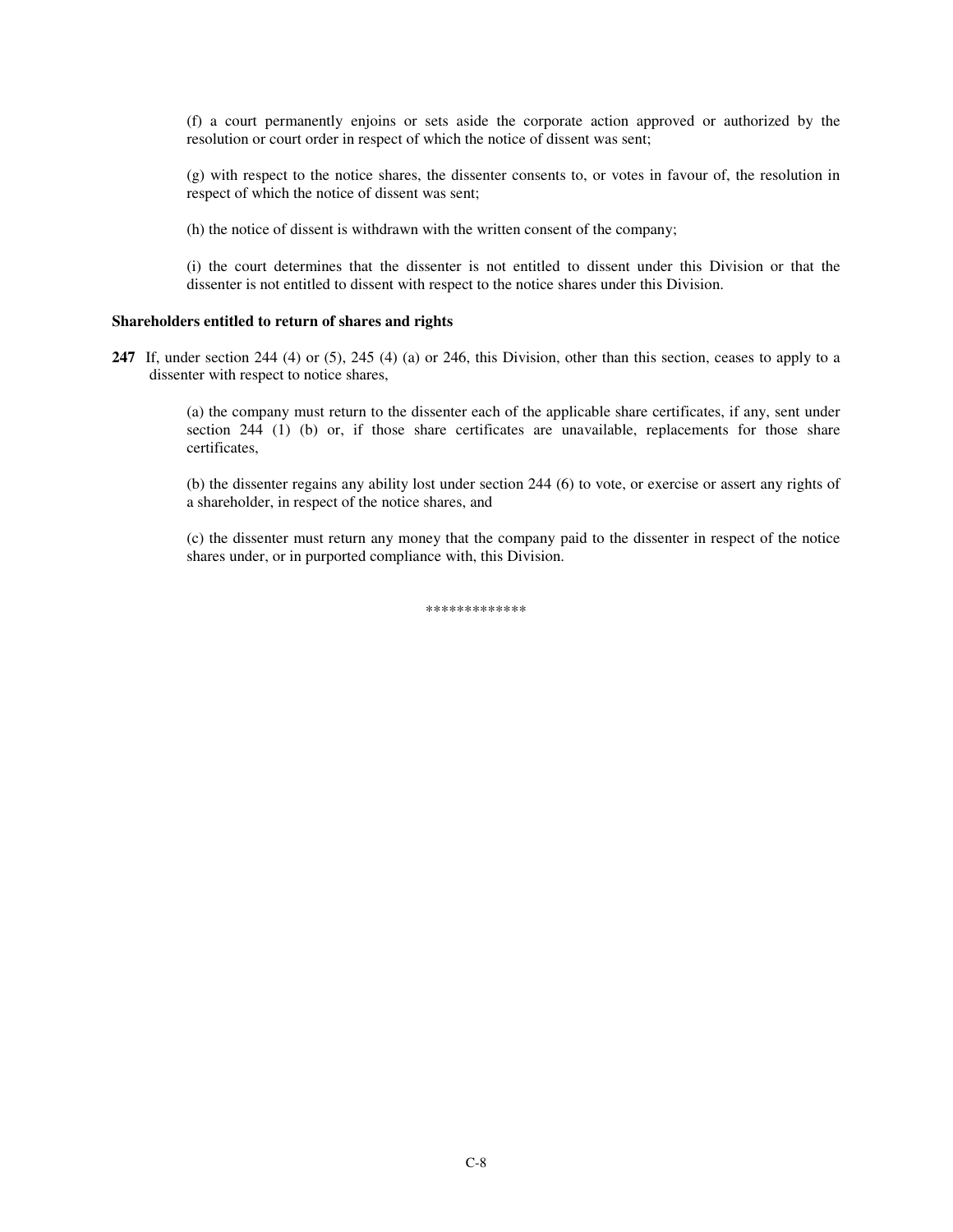(f) a court permanently enjoins or sets aside the corporate action approved or authorized by the resolution or court order in respect of which the notice of dissent was sent;

(g) with respect to the notice shares, the dissenter consents to, or votes in favour of, the resolution in respect of which the notice of dissent was sent;

(h) the notice of dissent is withdrawn with the written consent of the company;

(i) the court determines that the dissenter is not entitled to dissent under this Division or that the dissenter is not entitled to dissent with respect to the notice shares under this Division.

**Shareholders entitled to return of shares and rights**

**247** If, under section 244 (4) or (5), 245 (4) (a) or 246, this Division, other than this section, ceases to apply to a dissenter with respect to notice shares,

(a) the company must return to the dissenter each of the applicable share certificates, if any, sent under section 244 (1) (b) or, if those share certificates are unavailable, replacements for those share certificates,

(b) the dissenter regains any ability lost under section 244 (6) to vote, or exercise or assert any rights of a shareholder, in respect of the notice shares, and

(c) the dissenter must return any money that the company paid to the dissenter in respect of the notice shares under, or in purported compliance with, this Division.

*************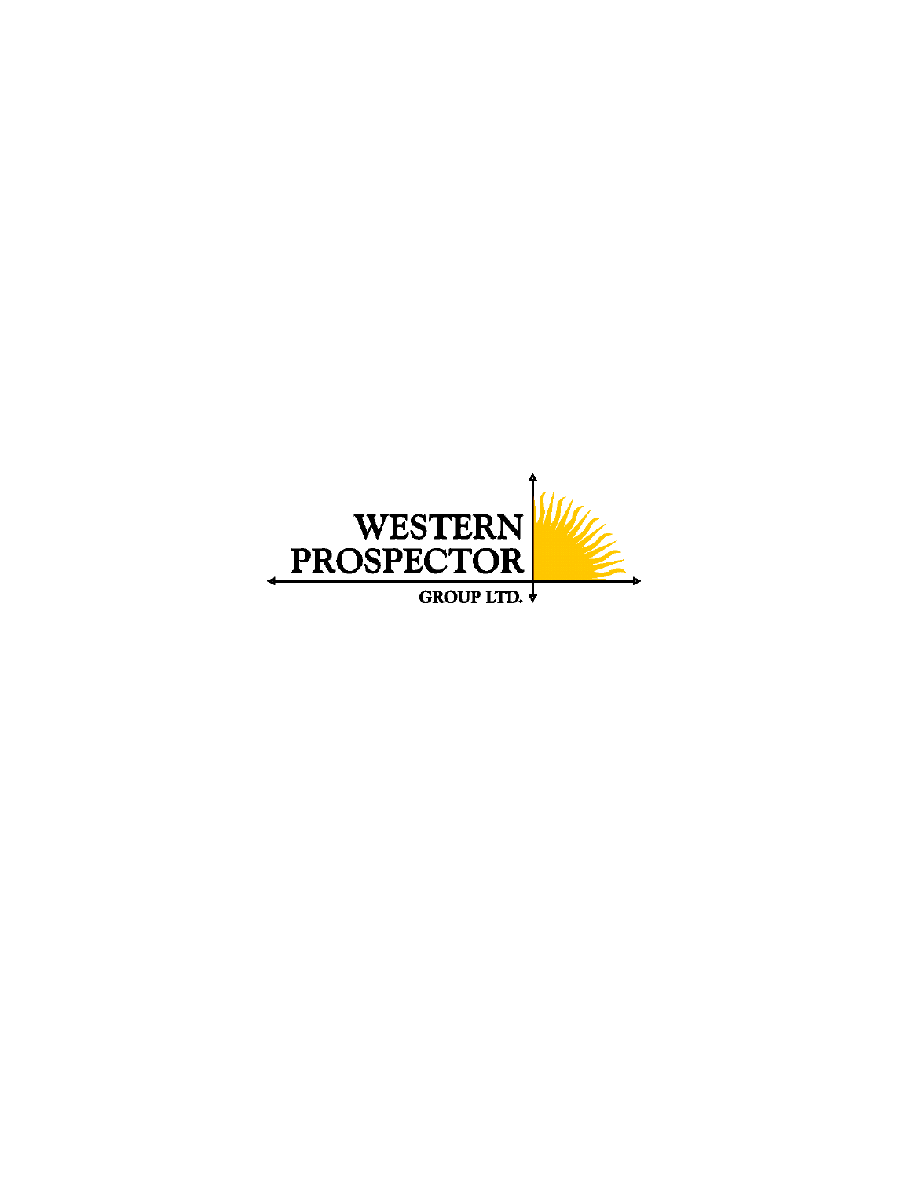WESTERN PROSPECTOR

GROUP LTD.